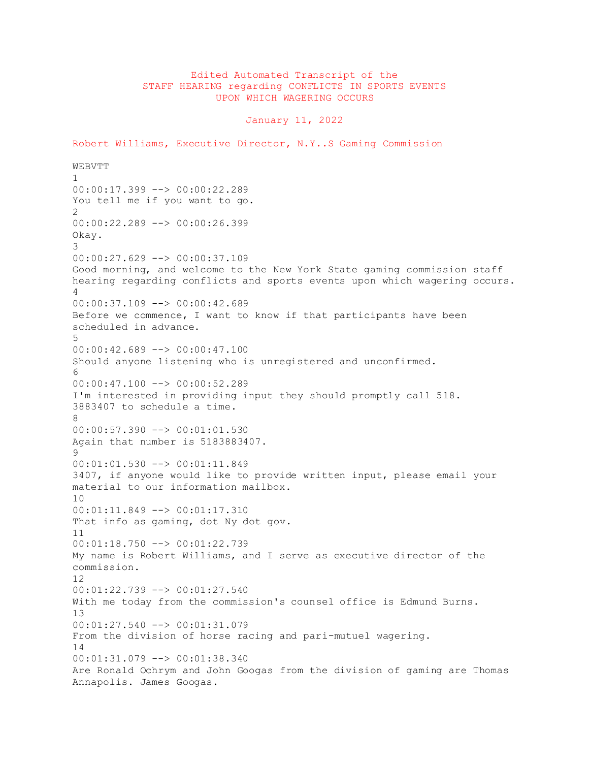# Edited Automated Transcript of the STAFF HEARING regarding CONFLICTS IN SPORTS EVENTS UPON WHICH WAGERING OCCURS

January 11, 2022

Robert Williams, Executive Director, N.Y..S Gaming Commission

WEBVTT
1
00:00:17.399 --> 00:00:22.289
You tell me if you want to go.
2
00:00:22.289 --> 00:00:26.399
Okay.
3
00:00:27.629 --> 00:00:37.109
Good morning, and welcome to the New York State gaming commission staff hearing regarding conflicts and sports events upon which wagering occurs.
4
00:00:37.109 --> 00:00:42.689
Before we commence, I want to know if that participants have been scheduled in advance.
5
00:00:42.689 --> 00:00:47.100
Should anyone listening who is unregistered and unconfirmed.
6
00:00:47.100 --> 00:00:52.289
I'm interested in providing input they should promptly call 518. 3883407 to schedule a time.
8
00:00:57.390 --> 00:01:01.530
Again that number is 5183883407.
9
00:01:01.530 --> 00:01:11.849
3407, if anyone would like to provide written input, please email your material to our information mailbox.
10
00:01:11.849 --> 00:01:17.310
That info as gaming, dot Ny dot gov.
11
00:01:18.750 --> 00:01:22.739
My name is Robert Williams, and I serve as executive director of the commission.
12
00:01:22.739 --> 00:01:27.540
With me today from the commission's counsel office is Edmund Burns.
13
00:01:27.540 --> 00:01:31.079
From the division of horse racing and pari-mutuel wagering.
14
00:01:31.079 --> 00:01:38.340
Are Ronald Ochrym and John Googas from the division of gaming are Thomas Annapolis. James Googas.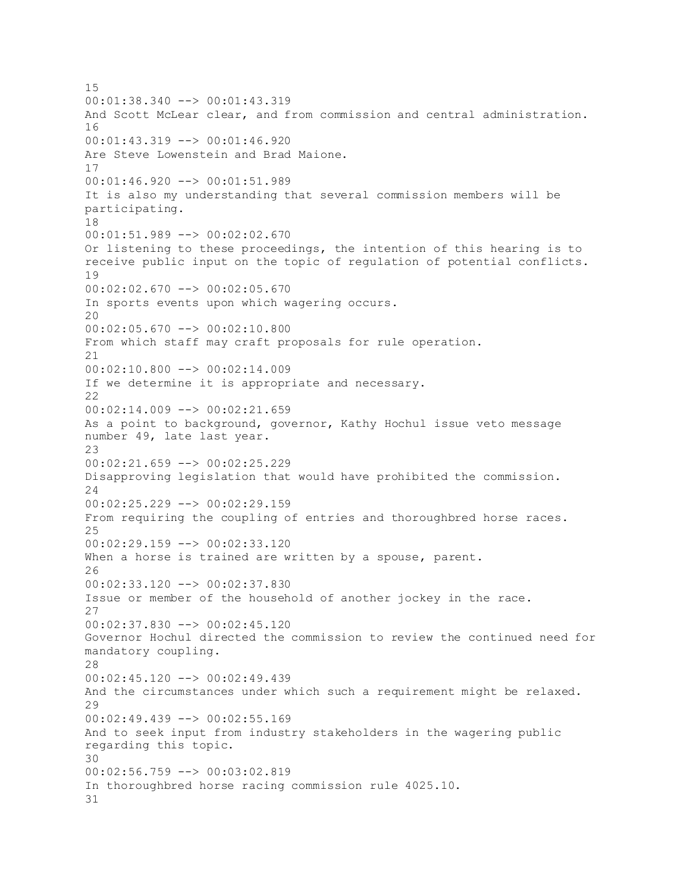15
00:01:38.340 --> 00:01:43.319
And Scott McLear clear, and from commission and central administration.
16
00:01:43.319 --> 00:01:46.920
Are Steve Lowenstein and Brad Maione.
17
00:01:46.920 --> 00:01:51.989
It is also my understanding that several commission members will be participating.
18
00:01:51.989 --> 00:02:02.670
Or listening to these proceedings, the intention of this hearing is to receive public input on the topic of regulation of potential conflicts.
19
00:02:02.670 --> 00:02:05.670
In sports events upon which wagering occurs.
20
00:02:05.670 --> 00:02:10.800
From which staff may craft proposals for rule operation.
21
00:02:10.800 --> 00:02:14.009
If we determine it is appropriate and necessary.
22
00:02:14.009 --> 00:02:21.659
As a point to background, governor, Kathy Hochul issue veto message number 49, late last year.
23
00:02:21.659 --> 00:02:25.229
Disapproving legislation that would have prohibited the commission.
24
00:02:25.229 --> 00:02:29.159
From requiring the coupling of entries and thoroughbred horse races.
25
00:02:29.159 --> 00:02:33.120
When a horse is trained are written by a spouse, parent.
26
00:02:33.120 --> 00:02:37.830
Issue or member of the household of another jockey in the race.
27
00:02:37.830 --> 00:02:45.120
Governor Hochul directed the commission to review the continued need for mandatory coupling.
28
00:02:45.120 --> 00:02:49.439
And the circumstances under which such a requirement might be relaxed.
29
00:02:49.439 --> 00:02:55.169
And to seek input from industry stakeholders in the wagering public regarding this topic.
30
00:02:56.759 --> 00:03:02.819
In thoroughbred horse racing commission rule 4025.10.
31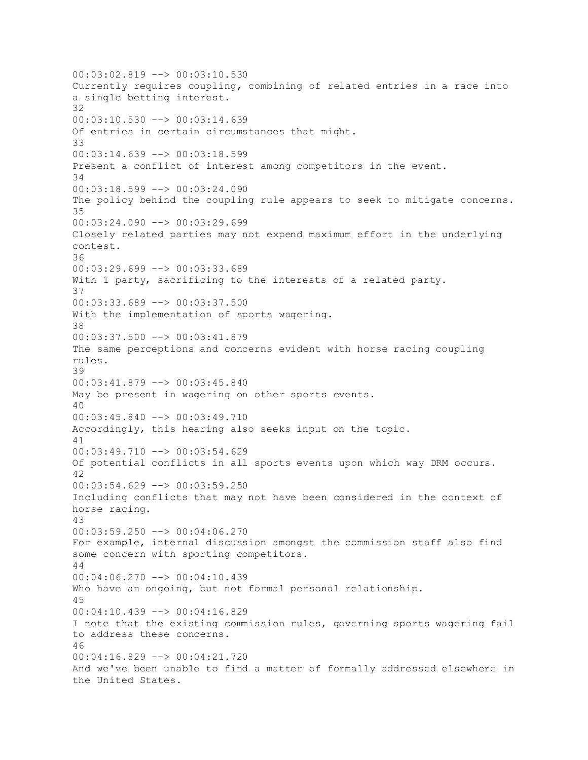00:03:02.819 --> 00:03:10.530
Currently requires coupling, combining of related entries in a race into a single betting interest.
32
00:03:10.530 --> 00:03:14.639
Of entries in certain circumstances that might.
33
00:03:14.639 --> 00:03:18.599
Present a conflict of interest among competitors in the event.
34
00:03:18.599 --> 00:03:24.090
The policy behind the coupling rule appears to seek to mitigate concerns.
35
00:03:24.090 --> 00:03:29.699
Closely related parties may not expend maximum effort in the underlying contest.
36
00:03:29.699 --> 00:03:33.689
With 1 party, sacrificing to the interests of a related party.
37
00:03:33.689 --> 00:03:37.500
With the implementation of sports wagering.
38
00:03:37.500 --> 00:03:41.879
The same perceptions and concerns evident with horse racing coupling rules.
39
00:03:41.879 --> 00:03:45.840
May be present in wagering on other sports events.
40
00:03:45.840 --> 00:03:49.710
Accordingly, this hearing also seeks input on the topic.
41
00:03:49.710 --> 00:03:54.629
Of potential conflicts in all sports events upon which way DRM occurs.
42
00:03:54.629 --> 00:03:59.250
Including conflicts that may not have been considered in the context of horse racing.
43
00:03:59.250 --> 00:04:06.270
For example, internal discussion amongst the commission staff also find some concern with sporting competitors.
44
00:04:06.270 --> 00:04:10.439
Who have an ongoing, but not formal personal relationship.
45
00:04:10.439 --> 00:04:16.829
I note that the existing commission rules, governing sports wagering fail to address these concerns.
46
00:04:16.829 --> 00:04:21.720
And we've been unable to find a matter of formally addressed elsewhere in the United States.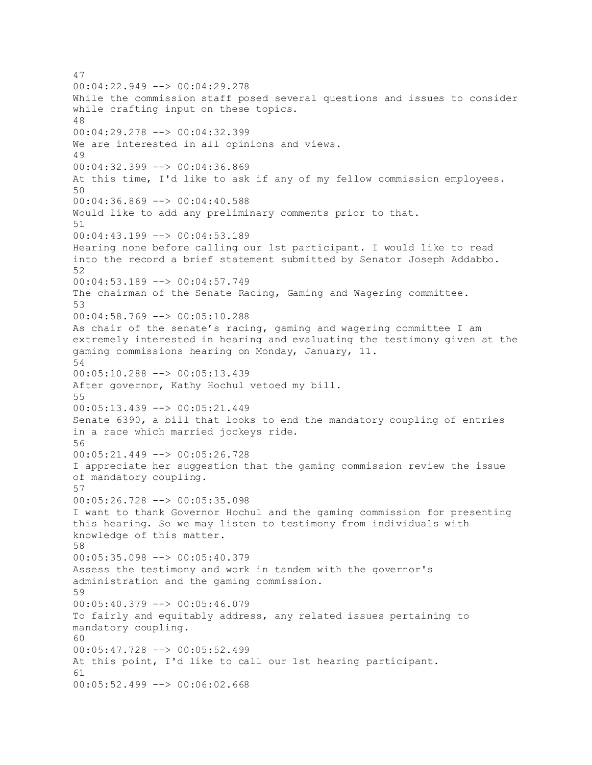47
00:04:22.949 --> 00:04:29.278
While the commission staff posed several questions and issues to consider while crafting input on these topics.
48
00:04:29.278 --> 00:04:32.399
We are interested in all opinions and views.
49
00:04:32.399 --> 00:04:36.869
At this time, I'd like to ask if any of my fellow commission employees.
50
00:04:36.869 --> 00:04:40.588
Would like to add any preliminary comments prior to that.
51
00:04:43.199 --> 00:04:53.189
Hearing none before calling our 1st participant. I would like to read into the record a brief statement submitted by Senator Joseph Addabbo.
52
00:04:53.189 --> 00:04:57.749
The chairman of the Senate Racing, Gaming and Wagering committee.
53
00:04:58.769 --> 00:05:10.288
As chair of the senate's racing, gaming and wagering committee I am extremely interested in hearing and evaluating the testimony given at the gaming commissions hearing on Monday, January, 11.
54
00:05:10.288 --> 00:05:13.439
After governor, Kathy Hochul vetoed my bill.
55
00:05:13.439 --> 00:05:21.449
Senate 6390, a bill that looks to end the mandatory coupling of entries in a race which married jockeys ride.
56
00:05:21.449 --> 00:05:26.728
I appreciate her suggestion that the gaming commission review the issue of mandatory coupling.
57
00:05:26.728 --> 00:05:35.098
I want to thank Governor Hochul and the gaming commission for presenting this hearing. So we may listen to testimony from individuals with knowledge of this matter.
58
00:05:35.098 --> 00:05:40.379
Assess the testimony and work in tandem with the governor's administration and the gaming commission.
59
00:05:40.379 --> 00:05:46.079
To fairly and equitably address, any related issues pertaining to mandatory coupling.
60
00:05:47.728 --> 00:05:52.499
At this point, I'd like to call our 1st hearing participant.
61
00:05:52.499 --> 00:06:02.668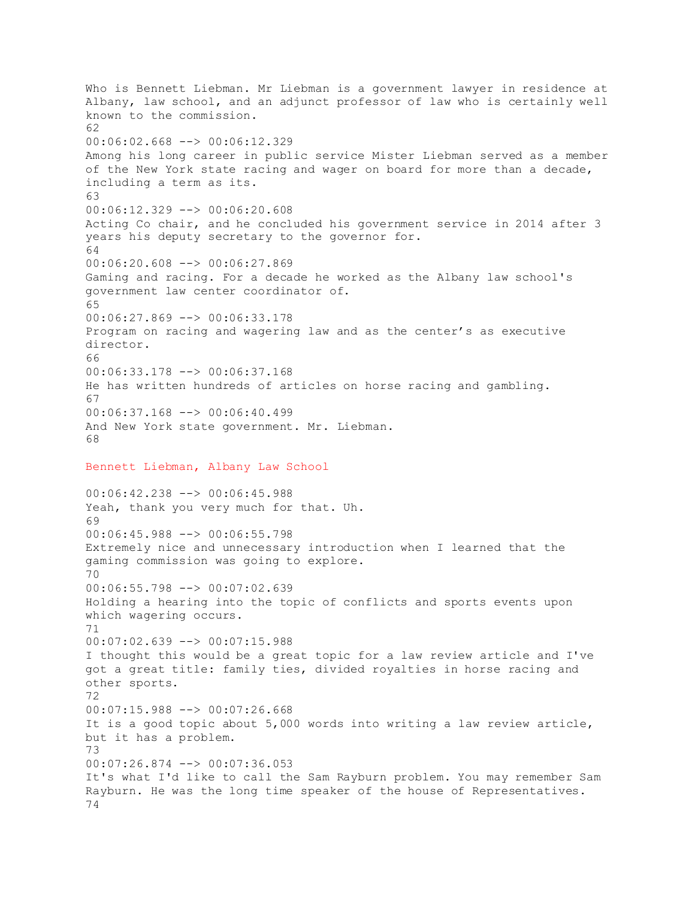Who is Bennett Liebman. Mr Liebman is a government lawyer in residence at Albany, law school, and an adjunct professor of law who is certainly well known to the commission.

62

00:06:02.668 --> 00:06:12.329

Among his long career in public service Mister Liebman served as a member of the New York state racing and wager on board for more than a decade, including a term as its.

63

00:06:12.329 --> 00:06:20.608

Acting Co chair, and he concluded his government service in 2014 after 3 years his deputy secretary to the governor for.

64

00:06:20.608 --> 00:06:27.869

Gaming and racing. For a decade he worked as the Albany law school's government law center coordinator of.

65

00:06:27.869 --> 00:06:33.178

Program on racing and wagering law and as the center's as executive director.

66

00:06:33.178 --> 00:06:37.168

He has written hundreds of articles on horse racing and gambling.

67

00:06:37.168 --> 00:06:40.499

And New York state government. Mr. Liebman.

68

Bennett Liebman, Albany Law School

00:06:42.238 --> 00:06:45.988

Yeah, thank you very much for that. Uh.

69

00:06:45.988 --> 00:06:55.798

Extremely nice and unnecessary introduction when I learned that the gaming commission was going to explore.

70

00:06:55.798 --> 00:07:02.639

Holding a hearing into the topic of conflicts and sports events upon which wagering occurs.

71

00:07:02.639 --> 00:07:15.988

I thought this would be a great topic for a law review article and I've got a great title: family ties, divided royalties in horse racing and other sports.

72

00:07:15.988 --> 00:07:26.668

It is a good topic about 5,000 words into writing a law review article, but it has a problem.

73

00:07:26.874 --> 00:07:36.053

It's what I'd like to call the Sam Rayburn problem. You may remember Sam Rayburn. He was the long time speaker of the house of Representatives.

74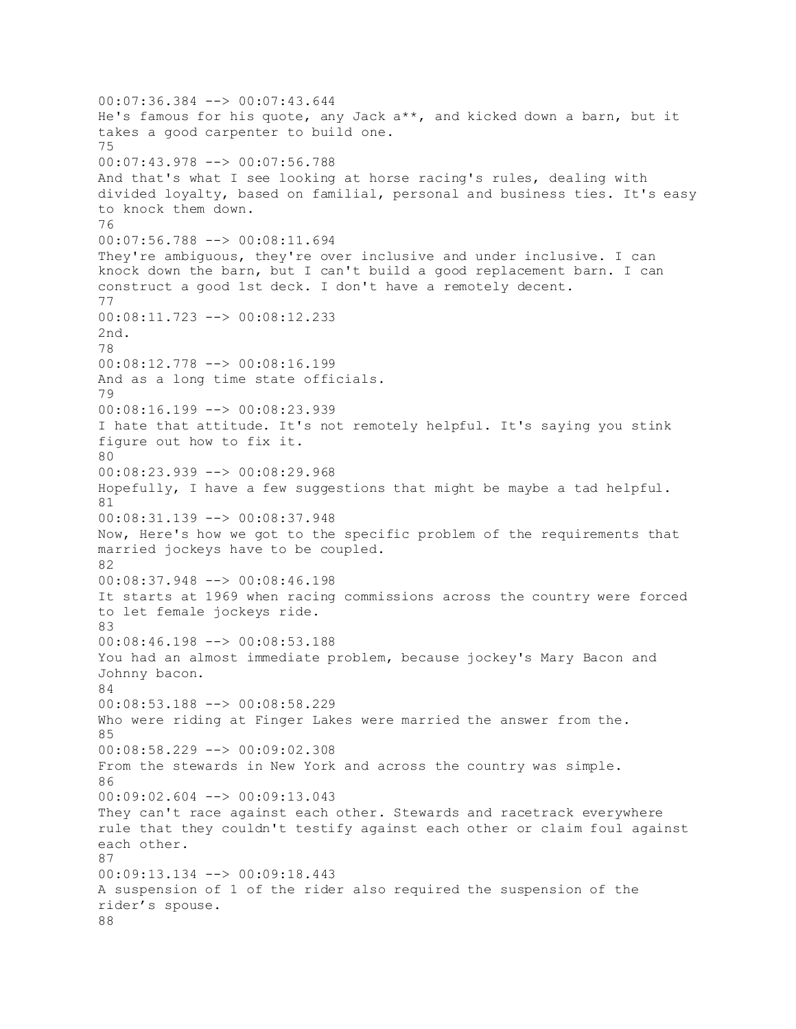00:07:36.384 --> 00:07:43.644
He's famous for his quote, any Jack a**, and kicked down a barn, but it takes a good carpenter to build one.
75
00:07:43.978 --> 00:07:56.788
And that's what I see looking at horse racing's rules, dealing with divided loyalty, based on familial, personal and business ties. It's easy to knock them down.
76
00:07:56.788 --> 00:08:11.694
They're ambiguous, they're over inclusive and under inclusive. I can knock down the barn, but I can't build a good replacement barn. I can construct a good 1st deck. I don't have a remotely decent.
77
00:08:11.723 --> 00:08:12.233
2nd.
78
00:08:12.778 --> 00:08:16.199
And as a long time state officials.
79
00:08:16.199 --> 00:08:23.939
I hate that attitude. It's not remotely helpful. It's saying you stink figure out how to fix it.
80
00:08:23.939 --> 00:08:29.968
Hopefully, I have a few suggestions that might be maybe a tad helpful.
81
00:08:31.139 --> 00:08:37.948
Now, Here's how we got to the specific problem of the requirements that married jockeys have to be coupled.
82
00:08:37.948 --> 00:08:46.198
It starts at 1969 when racing commissions across the country were forced to let female jockeys ride.
83
00:08:46.198 --> 00:08:53.188
You had an almost immediate problem, because jockey's Mary Bacon and Johnny bacon.
84
00:08:53.188 --> 00:08:58.229
Who were riding at Finger Lakes were married the answer from the.
85
00:08:58.229 --> 00:09:02.308
From the stewards in New York and across the country was simple.
86
00:09:02.604 --> 00:09:13.043
They can't race against each other. Stewards and racetrack everywhere rule that they couldn't testify against each other or claim foul against each other.
87
00:09:13.134 --> 00:09:18.443
A suspension of 1 of the rider also required the suspension of the rider's spouse.
88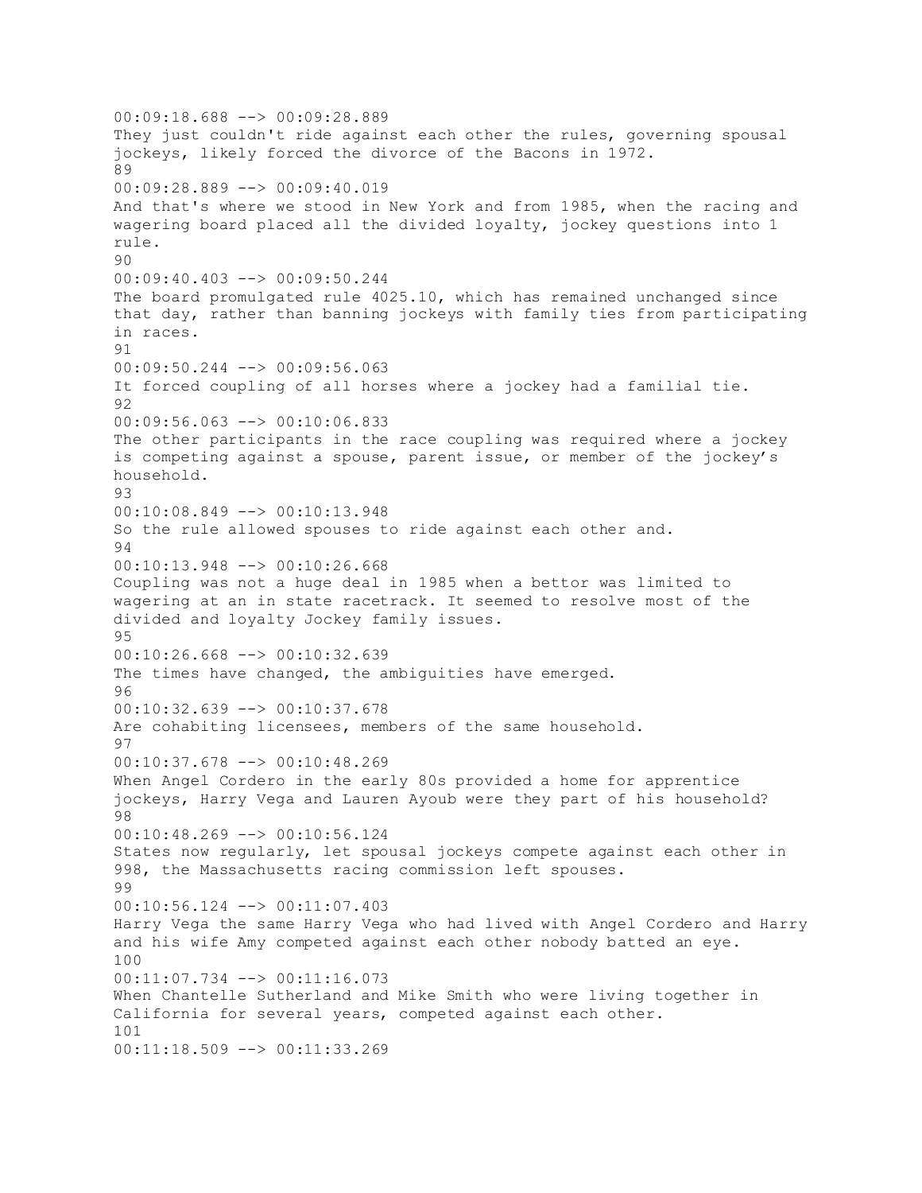00:09:18.688 --> 00:09:28.889
They just couldn't ride against each other the rules, governing spousal jockeys, likely forced the divorce of the Bacons in 1972.
89
00:09:28.889 --> 00:09:40.019
And that's where we stood in New York and from 1985, when the racing and wagering board placed all the divided loyalty, jockey questions into 1 rule.
90
00:09:40.403 --> 00:09:50.244
The board promulgated rule 4025.10, which has remained unchanged since that day, rather than banning jockeys with family ties from participating in races.
91
00:09:50.244 --> 00:09:56.063
It forced coupling of all horses where a jockey had a familial tie.
92
00:09:56.063 --> 00:10:06.833
The other participants in the race coupling was required where a jockey is competing against a spouse, parent issue, or member of the jockey's household.
93
00:10:08.849 --> 00:10:13.948
So the rule allowed spouses to ride against each other and.
94
00:10:13.948 --> 00:10:26.668
Coupling was not a huge deal in 1985 when a bettor was limited to wagering at an in state racetrack. It seemed to resolve most of the divided and loyalty Jockey family issues.
95
00:10:26.668 --> 00:10:32.639
The times have changed, the ambiguities have emerged.
96
00:10:32.639 --> 00:10:37.678
Are cohabiting licensees, members of the same household.
97
00:10:37.678 --> 00:10:48.269
When Angel Cordero in the early 80s provided a home for apprentice jockeys, Harry Vega and Lauren Ayoub were they part of his household?
98
00:10:48.269 --> 00:10:56.124
States now regularly, let spousal jockeys compete against each other in 998, the Massachusetts racing commission left spouses.
99
00:10:56.124 --> 00:11:07.403
Harry Vega the same Harry Vega who had lived with Angel Cordero and Harry and his wife Amy competed against each other nobody batted an eye.
100
00:11:07.734 --> 00:11:16.073
When Chantelle Sutherland and Mike Smith who were living together in California for several years, competed against each other.
101
00:11:18.509 --> 00:11:33.269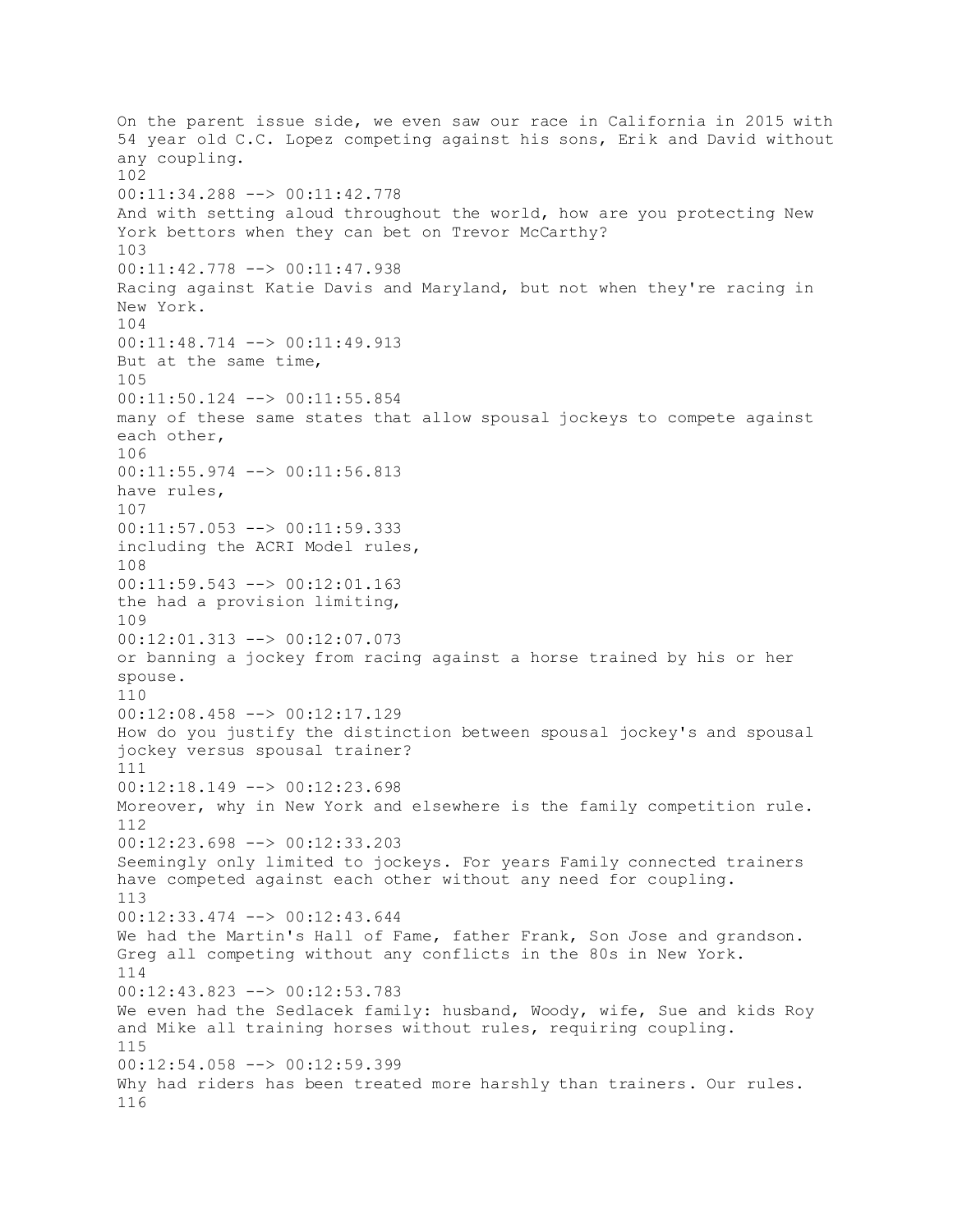On the parent issue side, we even saw our race in California in 2015 with 54 year old C.C. Lopez competing against his sons, Erik and David without any coupling.

102

00:11:34.288 --> 00:11:42.778

And with setting aloud throughout the world, how are you protecting New York bettors when they can bet on Trevor McCarthy?

103

00:11:42.778 --> 00:11:47.938

Racing against Katie Davis and Maryland, but not when they're racing in New York.

104

00:11:48.714 --> 00:11:49.913

But at the same time,

105

00:11:50.124 --> 00:11:55.854

many of these same states that allow spousal jockeys to compete against each other,

106

00:11:55.974 --> 00:11:56.813

have rules,

107

00:11:57.053 --> 00:11:59.333

including the ACRI Model rules,

108

00:11:59.543 --> 00:12:01.163

the had a provision limiting,

109

00:12:01.313 --> 00:12:07.073

or banning a jockey from racing against a horse trained by his or her spouse.

110

00:12:08.458 --> 00:12:17.129

How do you justify the distinction between spousal jockey's and spousal jockey versus spousal trainer?

111

00:12:18.149 --> 00:12:23.698

Moreover, why in New York and elsewhere is the family competition rule.

112

00:12:23.698 --> 00:12:33.203

Seemingly only limited to jockeys. For years Family connected trainers have competed against each other without any need for coupling.

113

00:12:33.474 --> 00:12:43.644

We had the Martin's Hall of Fame, father Frank, Son Jose and grandson. Greg all competing without any conflicts in the 80s in New York.

114

00:12:43.823 --> 00:12:53.783

We even had the Sedlacek family: husband, Woody, wife, Sue and kids Roy and Mike all training horses without rules, requiring coupling.

115

00:12:54.058 --> 00:12:59.399

Why had riders has been treated more harshly than trainers. Our rules.

116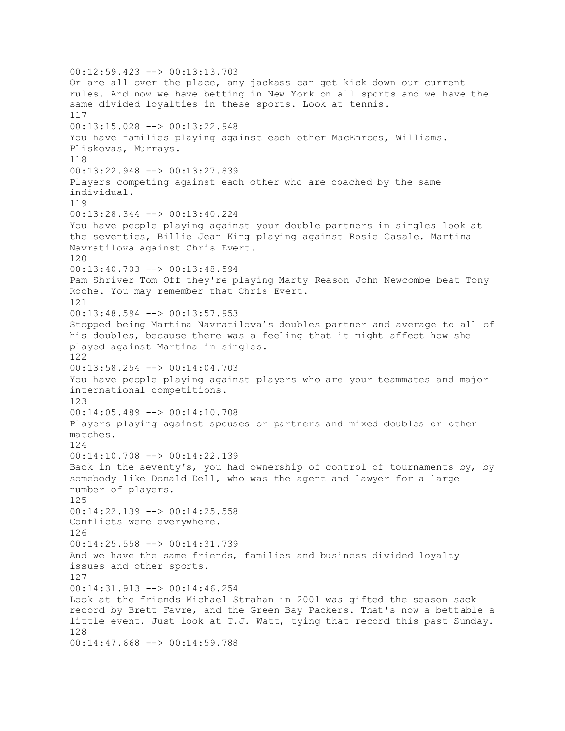00:12:59.423 --> 00:13:13.703
Or are all over the place, any jackass can get kick down our current rules. And now we have betting in New York on all sports and we have the same divided loyalties in these sports. Look at tennis.
117
00:13:15.028 --> 00:13:22.948
You have families playing against each other MacEnroes, Williams. Pliskovas, Murrays.
118
00:13:22.948 --> 00:13:27.839
Players competing against each other who are coached by the same individual.
119
00:13:28.344 --> 00:13:40.224
You have people playing against your double partners in singles look at the seventies, Billie Jean King playing against Rosie Casale. Martina Navratilova against Chris Evert.
120
00:13:40.703 --> 00:13:48.594
Pam Shriver Tom Off they're playing Marty Reason John Newcombe beat Tony Roche. You may remember that Chris Evert.
121
00:13:48.594 --> 00:13:57.953
Stopped being Martina Navratilova's doubles partner and average to all of his doubles, because there was a feeling that it might affect how she played against Martina in singles.
122
00:13:58.254 --> 00:14:04.703
You have people playing against players who are your teammates and major international competitions.
123
00:14:05.489 --> 00:14:10.708
Players playing against spouses or partners and mixed doubles or other matches.
124
00:14:10.708 --> 00:14:22.139
Back in the seventy's, you had ownership of control of tournaments by, by somebody like Donald Dell, who was the agent and lawyer for a large number of players.
125
00:14:22.139 --> 00:14:25.558
Conflicts were everywhere.
126
00:14:25.558 --> 00:14:31.739
And we have the same friends, families and business divided loyalty issues and other sports.
127
00:14:31.913 --> 00:14:46.254
Look at the friends Michael Strahan in 2001 was gifted the season sack record by Brett Favre, and the Green Bay Packers. That's now a bettable a little event. Just look at T.J. Watt, tying that record this past Sunday.
128
00:14:47.668 --> 00:14:59.788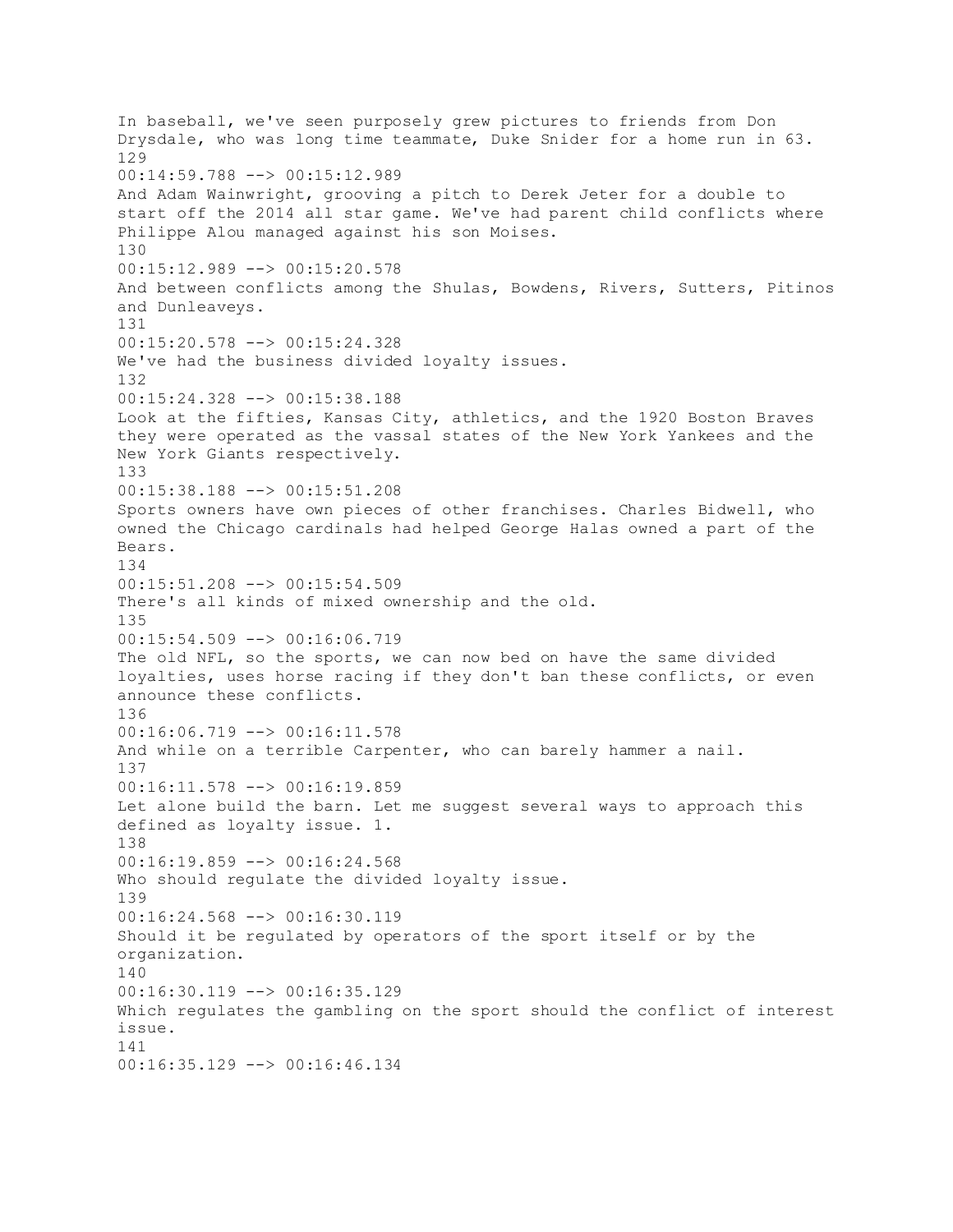In baseball, we've seen purposely grew pictures to friends from Don Drysdale, who was long time teammate, Duke Snider for a home run in 63.
129
00:14:59.788 --> 00:15:12.989
And Adam Wainwright, grooving a pitch to Derek Jeter for a double to start off the 2014 all star game. We've had parent child conflicts where Philippe Alou managed against his son Moises.
130
00:15:12.989 --> 00:15:20.578
And between conflicts among the Shulas, Bowdens, Rivers, Sutters, Pitinos and Dunleaveys.
131
00:15:20.578 --> 00:15:24.328
We've had the business divided loyalty issues.
132
00:15:24.328 --> 00:15:38.188
Look at the fifties, Kansas City, athletics, and the 1920 Boston Braves they were operated as the vassal states of the New York Yankees and the New York Giants respectively.
133
00:15:38.188 --> 00:15:51.208
Sports owners have own pieces of other franchises. Charles Bidwell, who owned the Chicago cardinals had helped George Halas owned a part of the Bears.
134
00:15:51.208 --> 00:15:54.509
There's all kinds of mixed ownership and the old.
135
00:15:54.509 --> 00:16:06.719
The old NFL, so the sports, we can now bed on have the same divided loyalties, uses horse racing if they don't ban these conflicts, or even announce these conflicts.
136
00:16:06.719 --> 00:16:11.578
And while on a terrible Carpenter, who can barely hammer a nail.
137
00:16:11.578 --> 00:16:19.859
Let alone build the barn. Let me suggest several ways to approach this defined as loyalty issue. 1.
138
00:16:19.859 --> 00:16:24.568
Who should regulate the divided loyalty issue.
139
00:16:24.568 --> 00:16:30.119
Should it be regulated by operators of the sport itself or by the organization.
140
00:16:30.119 --> 00:16:35.129
Which regulates the gambling on the sport should the conflict of interest issue.
141
00:16:35.129 --> 00:16:46.134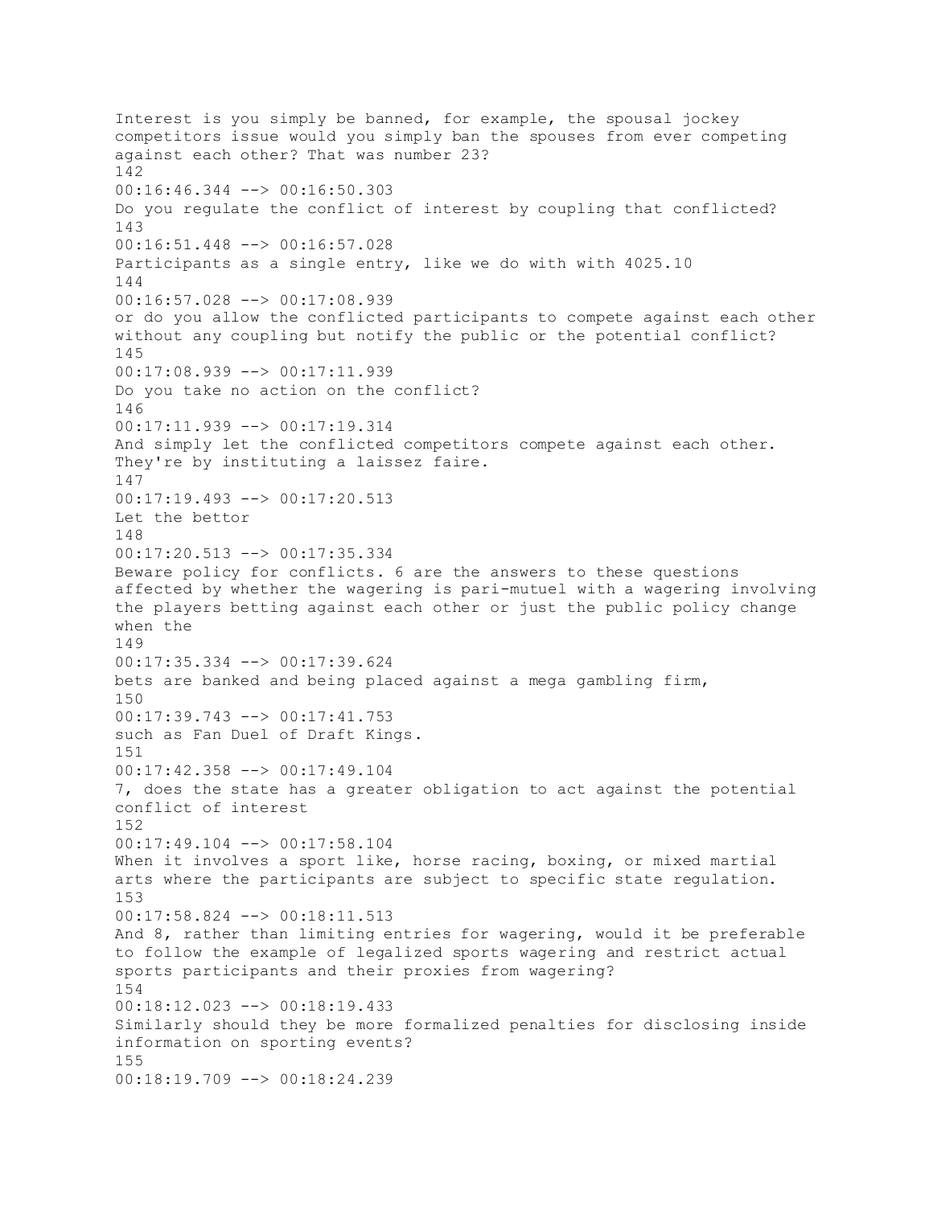Interest is you simply be banned, for example, the spousal jockey competitors issue would you simply ban the spouses from ever competing against each other? That was number 23?

142

00:16:46.344 --> 00:16:50.303

Do you regulate the conflict of interest by coupling that conflicted?

143

00:16:51.448 --> 00:16:57.028

Participants as a single entry, like we do with with 4025.10

144

00:16:57.028 --> 00:17:08.939

or do you allow the conflicted participants to compete against each other without any coupling but notify the public or the potential conflict?

145

00:17:08.939 --> 00:17:11.939

Do you take no action on the conflict?

146

00:17:11.939 --> 00:17:19.314

And simply let the conflicted competitors compete against each other. They're by instituting a laissez faire.

147

00:17:19.493 --> 00:17:20.513

Let the bettor

148

00:17:20.513 --> 00:17:35.334

Beware policy for conflicts. 6 are the answers to these questions affected by whether the wagering is pari-mutuel with a wagering involving the players betting against each other or just the public policy change when the

149

00:17:35.334 --> 00:17:39.624

bets are banked and being placed against a mega gambling firm,

150

00:17:39.743 --> 00:17:41.753

such as Fan Duel of Draft Kings.

151

00:17:42.358 --> 00:17:49.104

7, does the state has a greater obligation to act against the potential conflict of interest

152

00:17:49.104 --> 00:17:58.104

When it involves a sport like, horse racing, boxing, or mixed martial arts where the participants are subject to specific state regulation.

153

00:17:58.824 --> 00:18:11.513

And 8, rather than limiting entries for wagering, would it be preferable to follow the example of legalized sports wagering and restrict actual sports participants and their proxies from wagering?

154

00:18:12.023 --> 00:18:19.433

Similarly should they be more formalized penalties for disclosing inside information on sporting events?

155

00:18:19.709 --> 00:18:24.239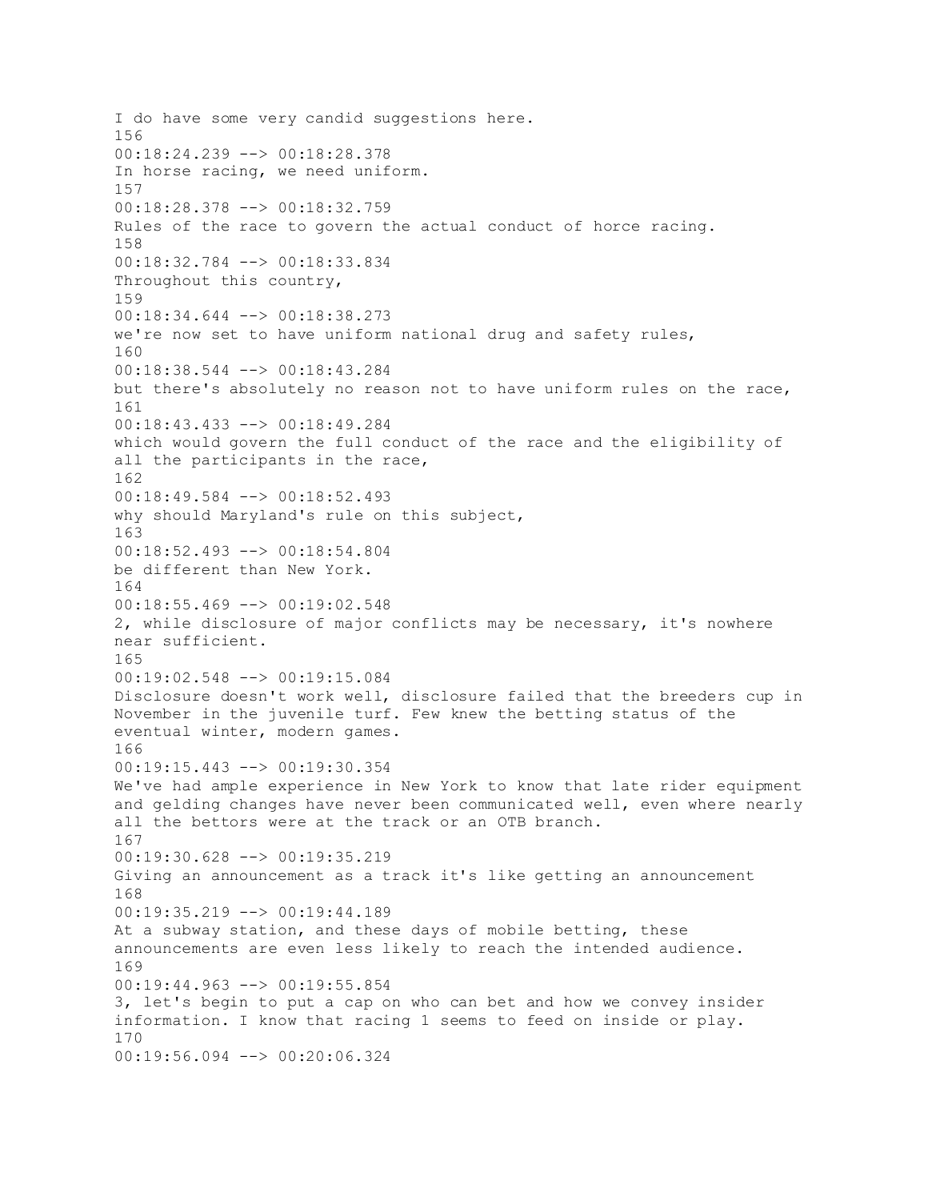I do have some very candid suggestions here.
156
00:18:24.239 --> 00:18:28.378
In horse racing, we need uniform.
157
00:18:28.378 --> 00:18:32.759
Rules of the race to govern the actual conduct of horce racing.
158
00:18:32.784 --> 00:18:33.834
Throughout this country,
159
00:18:34.644 --> 00:18:38.273
we're now set to have uniform national drug and safety rules,
160
00:18:38.544 --> 00:18:43.284
but there's absolutely no reason not to have uniform rules on the race,
161
00:18:43.433 --> 00:18:49.284
which would govern the full conduct of the race and the eligibility of all the participants in the race,
162
00:18:49.584 --> 00:18:52.493
why should Maryland's rule on this subject,
163
00:18:52.493 --> 00:18:54.804
be different than New York.
164
00:18:55.469 --> 00:19:02.548
2, while disclosure of major conflicts may be necessary, it's nowhere near sufficient.
165
00:19:02.548 --> 00:19:15.084
Disclosure doesn't work well, disclosure failed that the breeders cup in November in the juvenile turf. Few knew the betting status of the eventual winter, modern games.
166
00:19:15.443 --> 00:19:30.354
We've had ample experience in New York to know that late rider equipment and gelding changes have never been communicated well, even where nearly all the bettors were at the track or an OTB branch.
167
00:19:30.628 --> 00:19:35.219
Giving an announcement as a track it's like getting an announcement
168
00:19:35.219 --> 00:19:44.189
At a subway station, and these days of mobile betting, these announcements are even less likely to reach the intended audience.
169
00:19:44.963 --> 00:19:55.854
3, let's begin to put a cap on who can bet and how we convey insider information. I know that racing 1 seems to feed on inside or play.
170
00:19:56.094 --> 00:20:06.324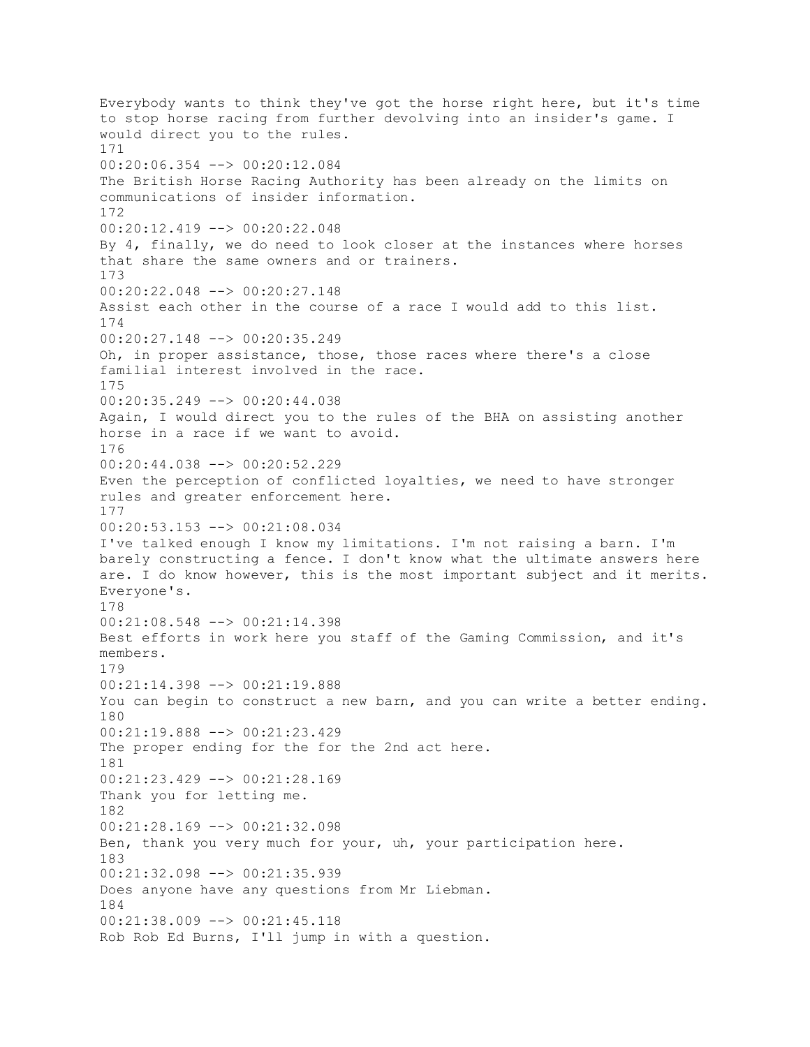Everybody wants to think they've got the horse right here, but it's time to stop horse racing from further devolving into an insider's game. I would direct you to the rules.
171
00:20:06.354 --> 00:20:12.084
The British Horse Racing Authority has been already on the limits on communications of insider information.
172
00:20:12.419 --> 00:20:22.048
By 4, finally, we do need to look closer at the instances where horses that share the same owners and or trainers.
173
00:20:22.048 --> 00:20:27.148
Assist each other in the course of a race I would add to this list.
174
00:20:27.148 --> 00:20:35.249
Oh, in proper assistance, those, those races where there's a close familial interest involved in the race.
175
00:20:35.249 --> 00:20:44.038
Again, I would direct you to the rules of the BHA on assisting another horse in a race if we want to avoid.
176
00:20:44.038 --> 00:20:52.229
Even the perception of conflicted loyalties, we need to have stronger rules and greater enforcement here.
177
00:20:53.153 --> 00:21:08.034
I've talked enough I know my limitations. I'm not raising a barn. I'm barely constructing a fence. I don't know what the ultimate answers here are. I do know however, this is the most important subject and it merits. Everyone's.
178
00:21:08.548 --> 00:21:14.398
Best efforts in work here you staff of the Gaming Commission, and it's members.
179
00:21:14.398 --> 00:21:19.888
You can begin to construct a new barn, and you can write a better ending.
180
00:21:19.888 --> 00:21:23.429
The proper ending for the for the 2nd act here.
181
00:21:23.429 --> 00:21:28.169
Thank you for letting me.
182
00:21:28.169 --> 00:21:32.098
Ben, thank you very much for your, uh, your participation here.
183
00:21:32.098 --> 00:21:35.939
Does anyone have any questions from Mr Liebman.
184
00:21:38.009 --> 00:21:45.118
Rob Rob Ed Burns, I'll jump in with a question.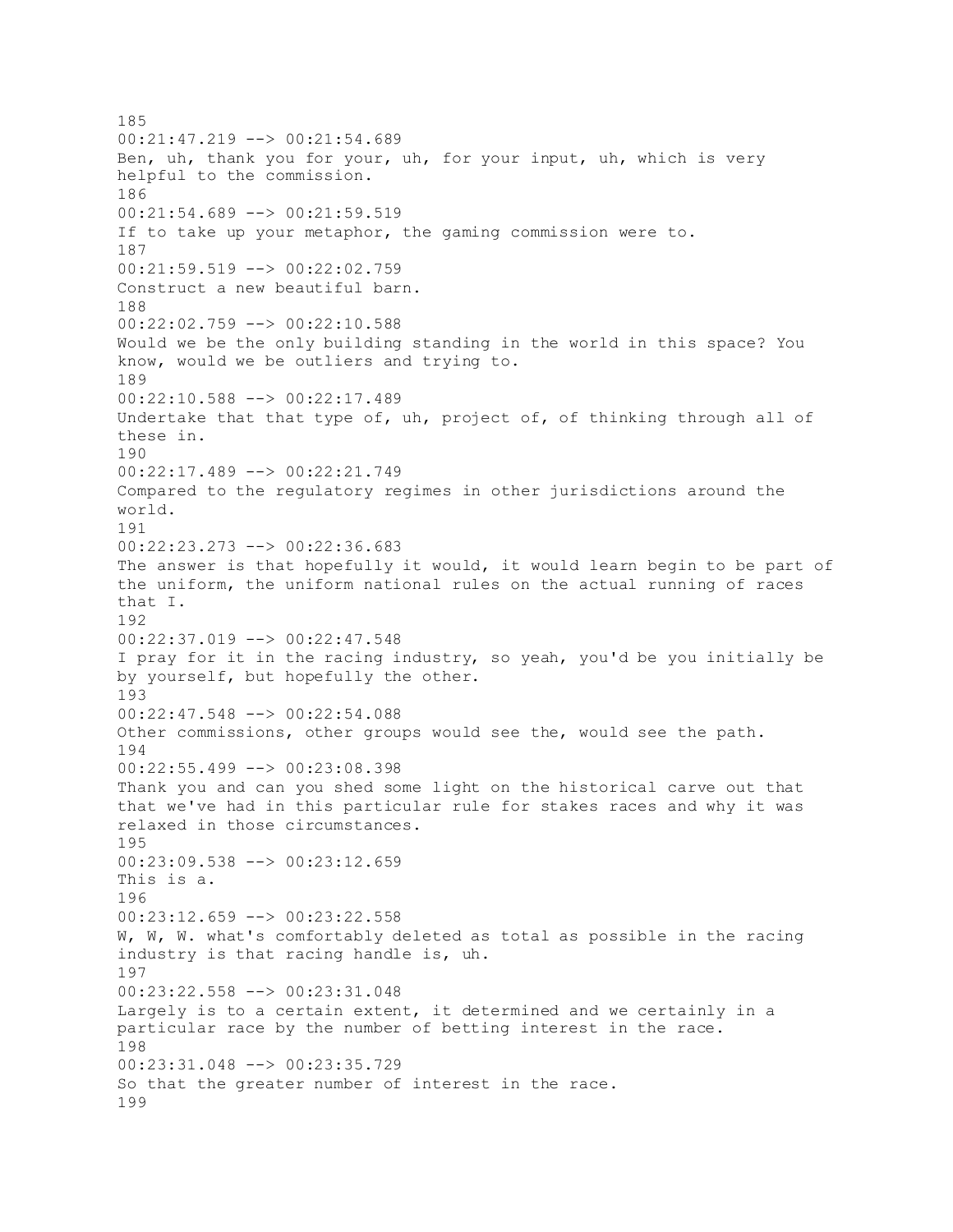185
00:21:47.219 --> 00:21:54.689
Ben, uh, thank you for your, uh, for your input, uh, which is very helpful to the commission.
186
00:21:54.689 --> 00:21:59.519
If to take up your metaphor, the gaming commission were to.
187
00:21:59.519 --> 00:22:02.759
Construct a new beautiful barn.
188
00:22:02.759 --> 00:22:10.588
Would we be the only building standing in the world in this space? You know, would we be outliers and trying to.
189
00:22:10.588 --> 00:22:17.489
Undertake that that type of, uh, project of, of thinking through all of these in.
190
00:22:17.489 --> 00:22:21.749
Compared to the regulatory regimes in other jurisdictions around the world.
191
00:22:23.273 --> 00:22:36.683
The answer is that hopefully it would, it would learn begin to be part of the uniform, the uniform national rules on the actual running of races that I.
192
00:22:37.019 --> 00:22:47.548
I pray for it in the racing industry, so yeah, you'd be you initially be by yourself, but hopefully the other.
193
00:22:47.548 --> 00:22:54.088
Other commissions, other groups would see the, would see the path.
194
00:22:55.499 --> 00:23:08.398
Thank you and can you shed some light on the historical carve out that that we've had in this particular rule for stakes races and why it was relaxed in those circumstances.
195
00:23:09.538 --> 00:23:12.659
This is a.
196
00:23:12.659 --> 00:23:22.558
W, W, W. what's comfortably deleted as total as possible in the racing industry is that racing handle is, uh.
197
00:23:22.558 --> 00:23:31.048
Largely is to a certain extent, it determined and we certainly in a particular race by the number of betting interest in the race.
198
00:23:31.048 --> 00:23:35.729
So that the greater number of interest in the race.
199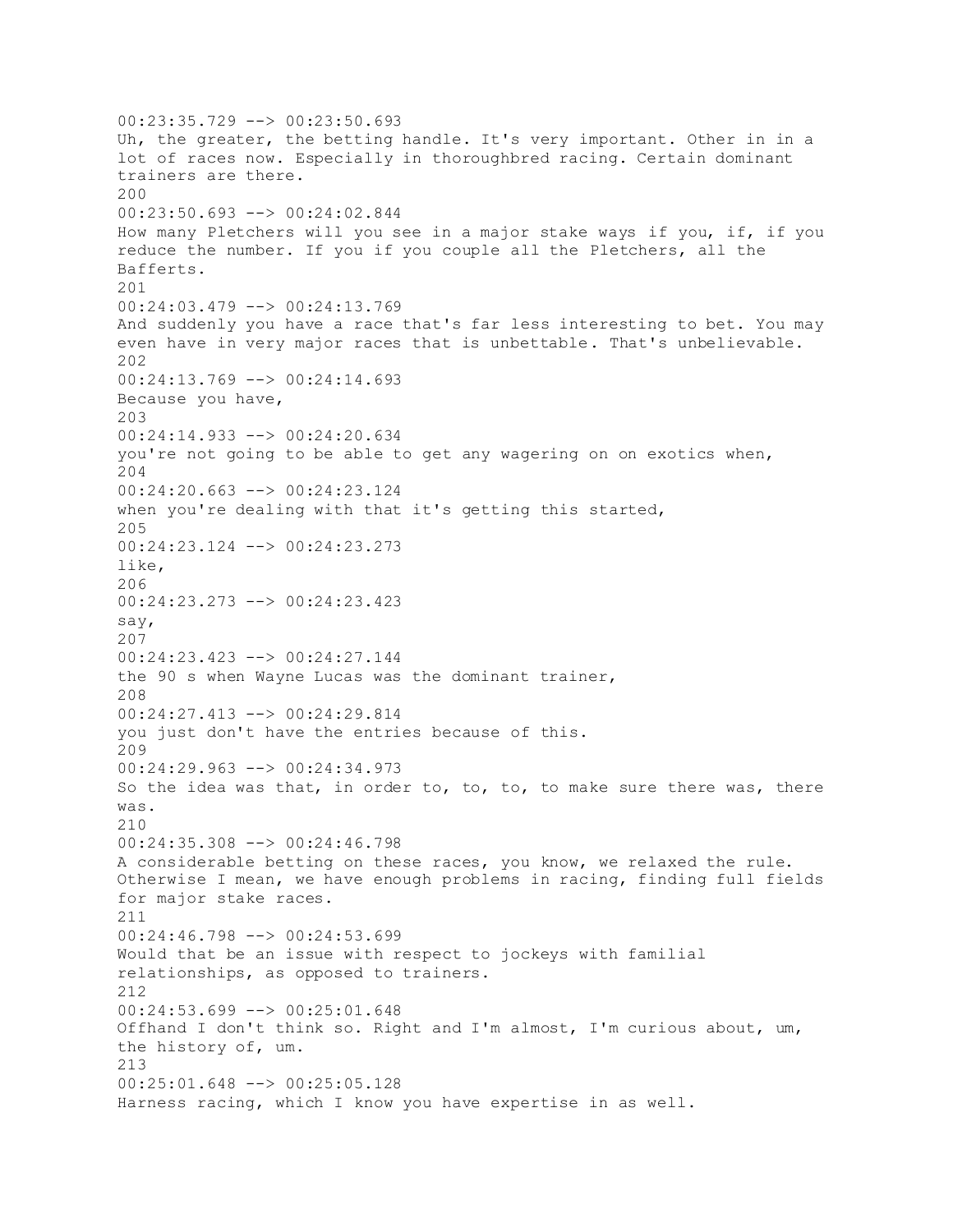00:23:35.729 --> 00:23:50.693
Uh, the greater, the betting handle. It's very important. Other in in a lot of races now. Especially in thoroughbred racing. Certain dominant trainers are there.
200
00:23:50.693 --> 00:24:02.844
How many Pletchers will you see in a major stake ways if you, if, if you reduce the number. If you if you couple all the Pletchers, all the Bafferts.
201
00:24:03.479 --> 00:24:13.769
And suddenly you have a race that's far less interesting to bet. You may even have in very major races that is unbettable. That's unbelievable.
202
00:24:13.769 --> 00:24:14.693
Because you have,
203
00:24:14.933 --> 00:24:20.634
you're not going to be able to get any wagering on on exotics when,
204
00:24:20.663 --> 00:24:23.124
when you're dealing with that it's getting this started,
205
00:24:23.124 --> 00:24:23.273
like,
206
00:24:23.273 --> 00:24:23.423
say,
207
00:24:23.423 --> 00:24:27.144
the 90 s when Wayne Lucas was the dominant trainer,
208
00:24:27.413 --> 00:24:29.814
you just don't have the entries because of this.
209
00:24:29.963 --> 00:24:34.973
So the idea was that, in order to, to, to, to make sure there was, there was.
210
00:24:35.308 --> 00:24:46.798
A considerable betting on these races, you know, we relaxed the rule. Otherwise I mean, we have enough problems in racing, finding full fields for major stake races.
211
00:24:46.798 --> 00:24:53.699
Would that be an issue with respect to jockeys with familial relationships, as opposed to trainers.
212
00:24:53.699 --> 00:25:01.648
Offhand I don't think so. Right and I'm almost, I'm curious about, um, the history of, um.
213
00:25:01.648 --> 00:25:05.128
Harness racing, which I know you have expertise in as well.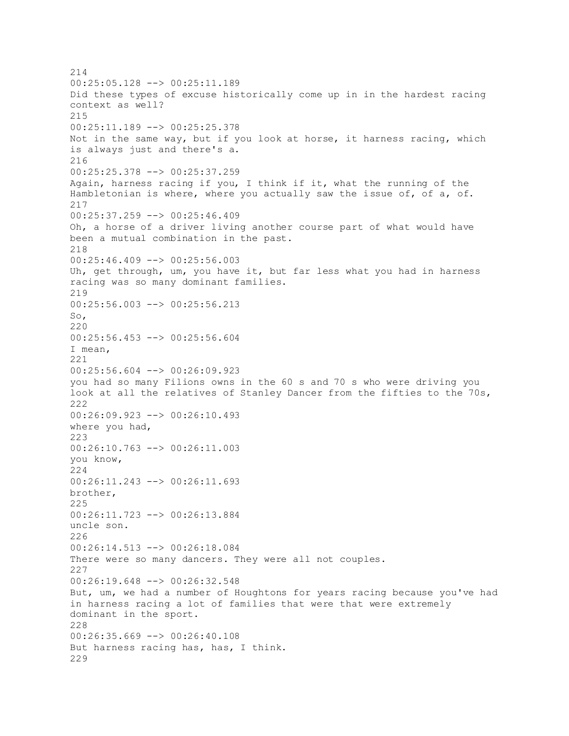214
00:25:05.128 --> 00:25:11.189
Did these types of excuse historically come up in in the hardest racing context as well?
215
00:25:11.189 --> 00:25:25.378
Not in the same way, but if you look at horse, it harness racing, which is always just and there's a.
216
00:25:25.378 --> 00:25:37.259
Again, harness racing if you, I think if it, what the running of the Hambletonian is where, where you actually saw the issue of, of a, of.
217
00:25:37.259 --> 00:25:46.409
Oh, a horse of a driver living another course part of what would have been a mutual combination in the past.
218
00:25:46.409 --> 00:25:56.003
Uh, get through, um, you have it, but far less what you had in harness racing was so many dominant families.
219
00:25:56.003 --> 00:25:56.213
So,
220
00:25:56.453 --> 00:25:56.604
I mean,
221
00:25:56.604 --> 00:26:09.923
you had so many Filions owns in the 60 s and 70 s who were driving you look at all the relatives of Stanley Dancer from the fifties to the 70s,
222
00:26:09.923 --> 00:26:10.493
where you had,
223
00:26:10.763 --> 00:26:11.003
you know,
224
00:26:11.243 --> 00:26:11.693
brother,
225
00:26:11.723 --> 00:26:13.884
uncle son.
226
00:26:14.513 --> 00:26:18.084
There were so many dancers. They were all not couples.
227
00:26:19.648 --> 00:26:32.548
But, um, we had a number of Houghtons for years racing because you've had in harness racing a lot of families that were that were extremely dominant in the sport.
228
00:26:35.669 --> 00:26:40.108
But harness racing has, has, I think.
229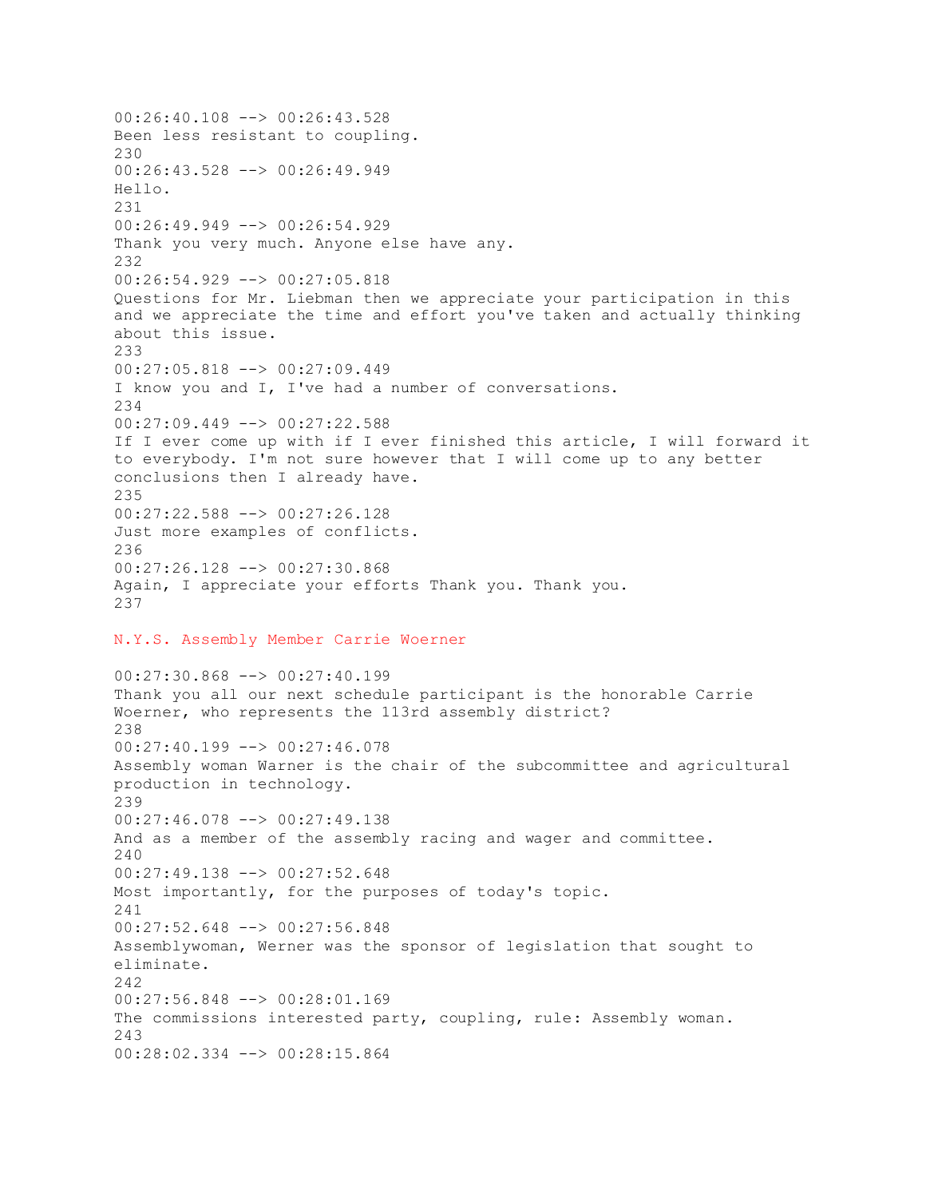00:26:40.108 --> 00:26:43.528
Been less resistant to coupling.
230
00:26:43.528 --> 00:26:49.949
Hello.
231
00:26:49.949 --> 00:26:54.929
Thank you very much. Anyone else have any.
232
00:26:54.929 --> 00:27:05.818
Questions for Mr. Liebman then we appreciate your participation in this and we appreciate the time and effort you've taken and actually thinking about this issue.
233
00:27:05.818 --> 00:27:09.449
I know you and I, I've had a number of conversations.
234
00:27:09.449 --> 00:27:22.588
If I ever come up with if I ever finished this article, I will forward it to everybody. I'm not sure however that I will come up to any better conclusions then I already have.
235
00:27:22.588 --> 00:27:26.128
Just more examples of conflicts.
236
00:27:26.128 --> 00:27:30.868
Again, I appreciate your efforts Thank you. Thank you.
237

## N.Y.S. Assembly Member Carrie Woerner

00:27:30.868 --> 00:27:40.199
Thank you all our next schedule participant is the honorable Carrie Woerner, who represents the 113rd assembly district?
238
00:27:40.199 --> 00:27:46.078
Assembly woman Warner is the chair of the subcommittee and agricultural production in technology.
239
00:27:46.078 --> 00:27:49.138
And as a member of the assembly racing and wager and committee.
240
00:27:49.138 --> 00:27:52.648
Most importantly, for the purposes of today's topic.
241
00:27:52.648 --> 00:27:56.848
Assemblywoman, Werner was the sponsor of legislation that sought to eliminate.
242
00:27:56.848 --> 00:28:01.169
The commissions interested party, coupling, rule: Assembly woman.
243
00:28:02.334 --> 00:28:15.864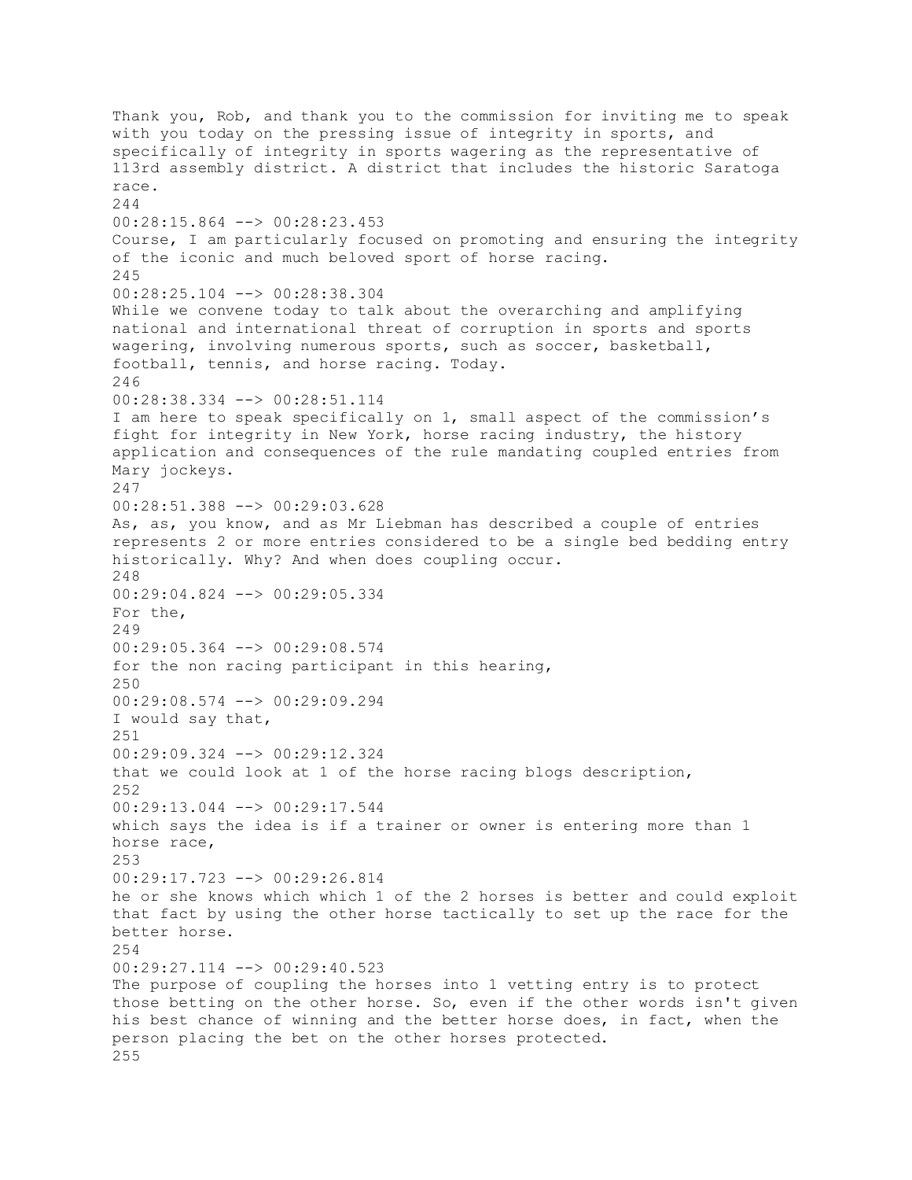Thank you, Rob, and thank you to the commission for inviting me to speak with you today on the pressing issue of integrity in sports, and specifically of integrity in sports wagering as the representative of 113rd assembly district. A district that includes the historic Saratoga race.
244
00:28:15.864 --> 00:28:23.453
Course, I am particularly focused on promoting and ensuring the integrity of the iconic and much beloved sport of horse racing.
245
00:28:25.104 --> 00:28:38.304
While we convene today to talk about the overarching and amplifying national and international threat of corruption in sports and sports wagering, involving numerous sports, such as soccer, basketball, football, tennis, and horse racing. Today.
246
00:28:38.334 --> 00:28:51.114
I am here to speak specifically on 1, small aspect of the commission's fight for integrity in New York, horse racing industry, the history application and consequences of the rule mandating coupled entries from Mary jockeys.
247
00:28:51.388 --> 00:29:03.628
As, as, you know, and as Mr Liebman has described a couple of entries represents 2 or more entries considered to be a single bed bedding entry historically. Why? And when does coupling occur.
248
00:29:04.824 --> 00:29:05.334
For the,
249
00:29:05.364 --> 00:29:08.574
for the non racing participant in this hearing,
250
00:29:08.574 --> 00:29:09.294
I would say that,
251
00:29:09.324 --> 00:29:12.324
that we could look at 1 of the horse racing blogs description,
252
00:29:13.044 --> 00:29:17.544
which says the idea is if a trainer or owner is entering more than 1 horse race,
253
00:29:17.723 --> 00:29:26.814
he or she knows which which 1 of the 2 horses is better and could exploit that fact by using the other horse tactically to set up the race for the better horse.
254
00:29:27.114 --> 00:29:40.523
The purpose of coupling the horses into 1 vetting entry is to protect those betting on the other horse. So, even if the other words isn't given his best chance of winning and the better horse does, in fact, when the person placing the bet on the other horses protected.
255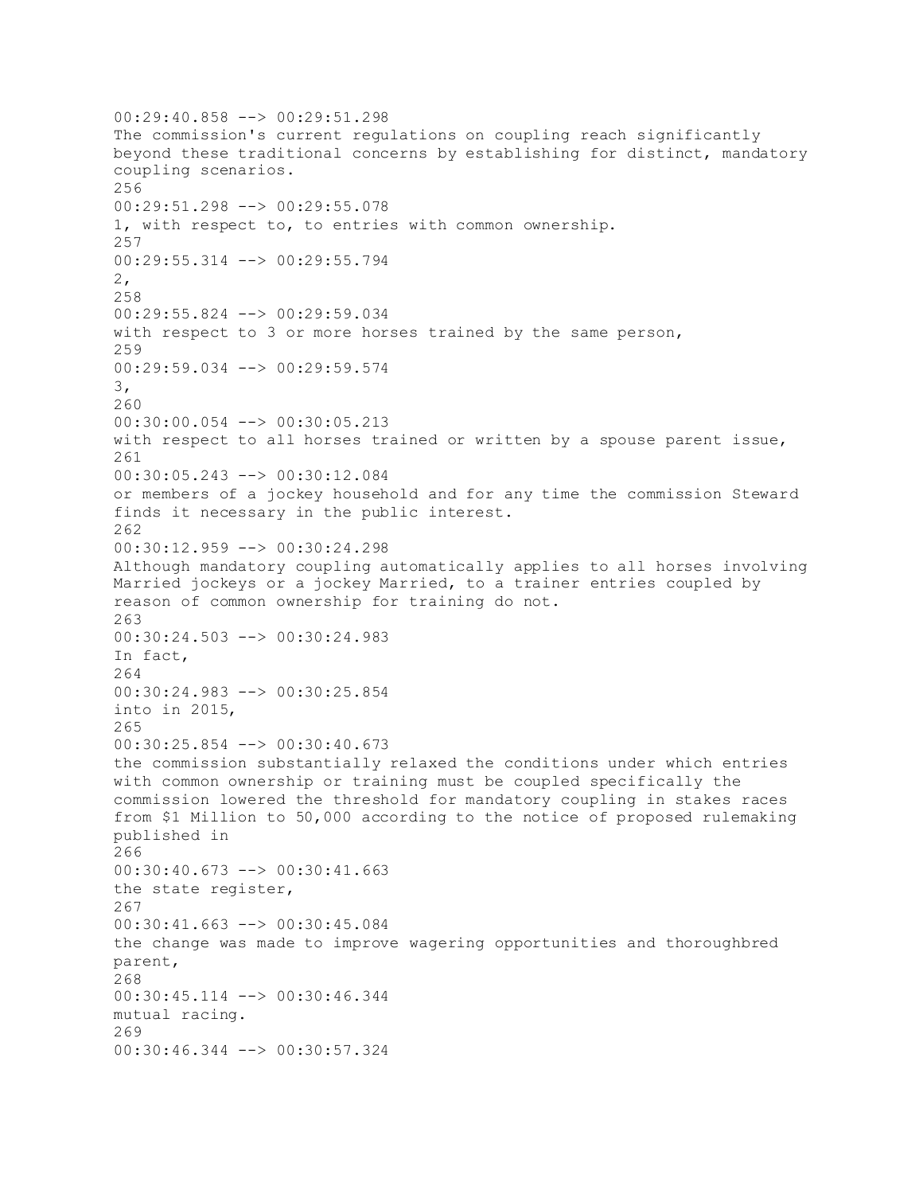00:29:40.858 --> 00:29:51.298
The commission's current regulations on coupling reach significantly beyond these traditional concerns by establishing for distinct, mandatory coupling scenarios.

256
00:29:51.298 --> 00:29:55.078
1, with respect to, to entries with common ownership.

257
00:29:55.314 --> 00:29:55.794
2,

258
00:29:55.824 --> 00:29:59.034
with respect to 3 or more horses trained by the same person,

259
00:29:59.034 --> 00:29:59.574
3,

260
00:30:00.054 --> 00:30:05.213
with respect to all horses trained or written by a spouse parent issue,

261
00:30:05.243 --> 00:30:12.084
or members of a jockey household and for any time the commission Steward finds it necessary in the public interest.

262
00:30:12.959 --> 00:30:24.298
Although mandatory coupling automatically applies to all horses involving Married jockeys or a jockey Married, to a trainer entries coupled by reason of common ownership for training do not.

263
00:30:24.503 --> 00:30:24.983
In fact,

264
00:30:24.983 --> 00:30:25.854
into in 2015,

265
00:30:25.854 --> 00:30:40.673
the commission substantially relaxed the conditions under which entries with common ownership or training must be coupled specifically the commission lowered the threshold for mandatory coupling in stakes races from $1 Million to 50,000 according to the notice of proposed rulemaking published in

266
00:30:40.673 --> 00:30:41.663
the state register,

267
00:30:41.663 --> 00:30:45.084
the change was made to improve wagering opportunities and thoroughbred parent,

268
00:30:45.114 --> 00:30:46.344
mutual racing.

269
00:30:46.344 --> 00:30:57.324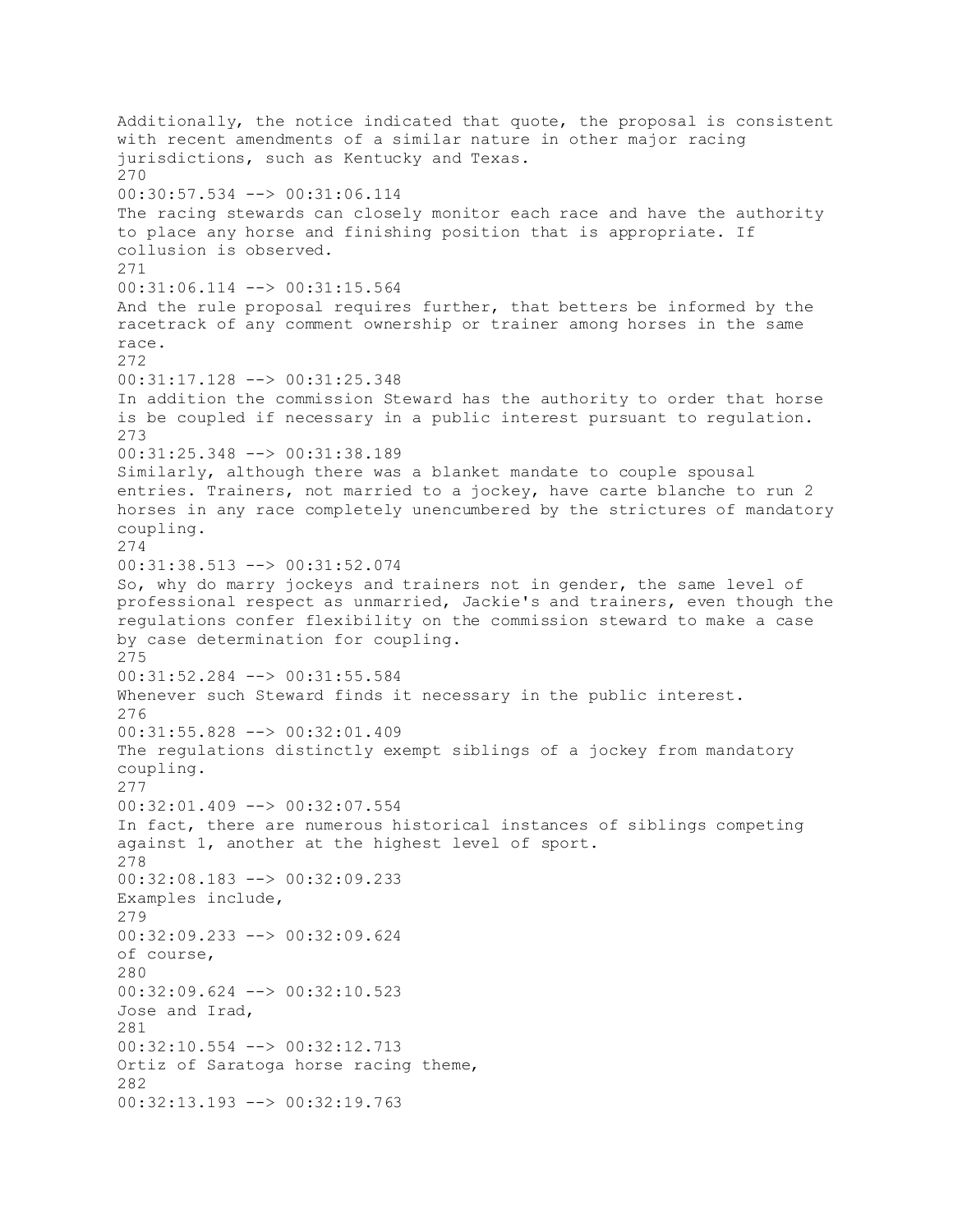Additionally, the notice indicated that quote, the proposal is consistent with recent amendments of a similar nature in other major racing jurisdictions, such as Kentucky and Texas.

270
00:30:57.534 --> 00:31:06.114
The racing stewards can closely monitor each race and have the authority to place any horse and finishing position that is appropriate. If collusion is observed.

271
00:31:06.114 --> 00:31:15.564
And the rule proposal requires further, that betters be informed by the racetrack of any comment ownership or trainer among horses in the same race.

272
00:31:17.128 --> 00:31:25.348
In addition the commission Steward has the authority to order that horse is be coupled if necessary in a public interest pursuant to regulation.

273
00:31:25.348 --> 00:31:38.189
Similarly, although there was a blanket mandate to couple spousal entries. Trainers, not married to a jockey, have carte blanche to run 2 horses in any race completely unencumbered by the strictures of mandatory coupling.

274
00:31:38.513 --> 00:31:52.074
So, why do marry jockeys and trainers not in gender, the same level of professional respect as unmarried, Jackie's and trainers, even though the regulations confer flexibility on the commission steward to make a case by case determination for coupling.

275
00:31:52.284 --> 00:31:55.584
Whenever such Steward finds it necessary in the public interest.

276
00:31:55.828 --> 00:32:01.409
The regulations distinctly exempt siblings of a jockey from mandatory coupling.

277
00:32:01.409 --> 00:32:07.554
In fact, there are numerous historical instances of siblings competing against 1, another at the highest level of sport.

278
00:32:08.183 --> 00:32:09.233
Examples include,

279
00:32:09.233 --> 00:32:09.624
of course,

280
00:32:09.624 --> 00:32:10.523
Jose and Irad,

281
00:32:10.554 --> 00:32:12.713
Ortiz of Saratoga horse racing theme,

282
00:32:13.193 --> 00:32:19.763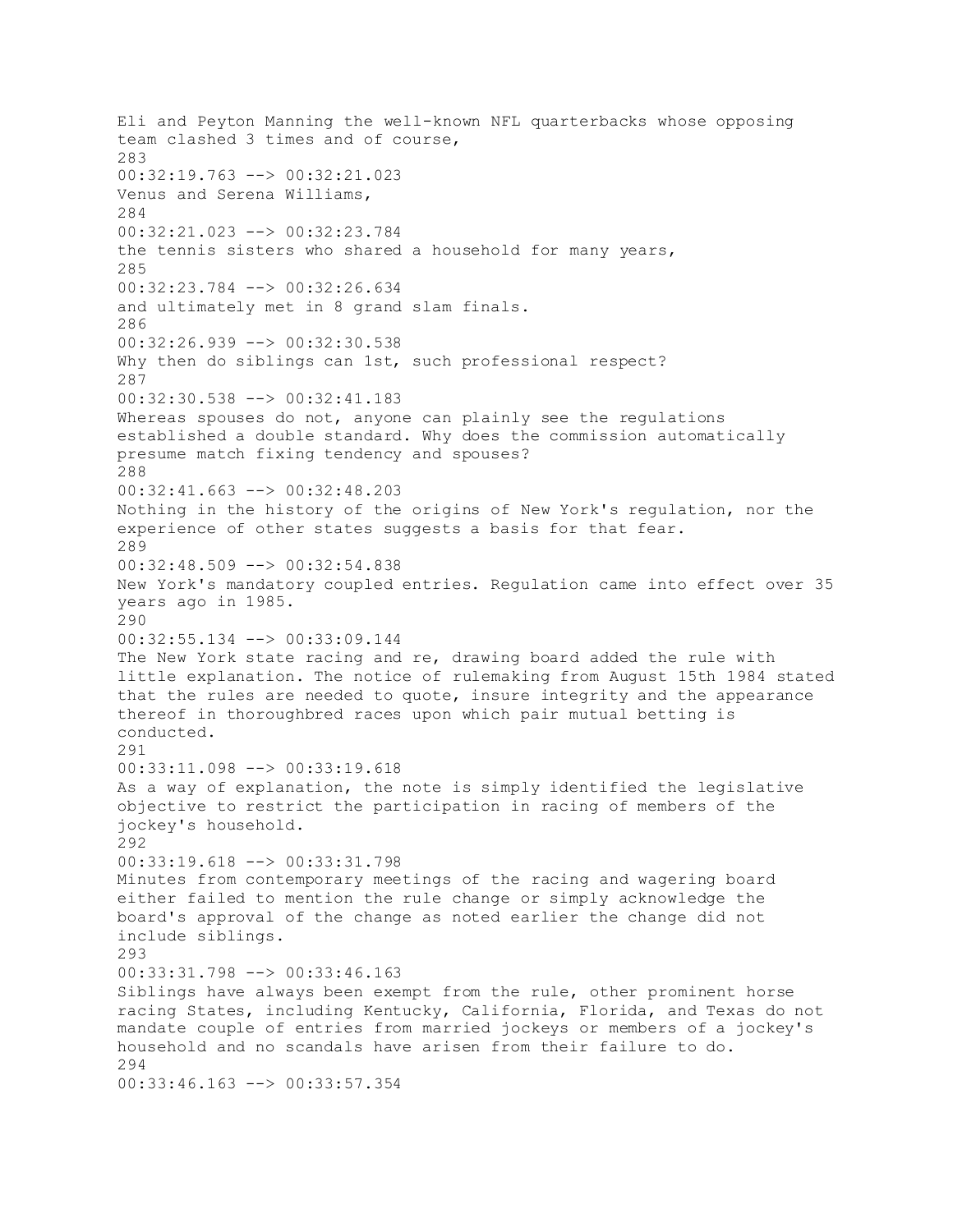Eli and Peyton Manning the well-known NFL quarterbacks whose opposing team clashed 3 times and of course,
283
00:32:19.763 --> 00:32:21.023
Venus and Serena Williams,
284
00:32:21.023 --> 00:32:23.784
the tennis sisters who shared a household for many years,
285
00:32:23.784 --> 00:32:26.634
and ultimately met in 8 grand slam finals.
286
00:32:26.939 --> 00:32:30.538
Why then do siblings can 1st, such professional respect?
287
00:32:30.538 --> 00:32:41.183
Whereas spouses do not, anyone can plainly see the regulations established a double standard. Why does the commission automatically presume match fixing tendency and spouses?
288
00:32:41.663 --> 00:32:48.203
Nothing in the history of the origins of New York's regulation, nor the experience of other states suggests a basis for that fear.
289
00:32:48.509 --> 00:32:54.838
New York's mandatory coupled entries. Regulation came into effect over 35 years ago in 1985.
290
00:32:55.134 --> 00:33:09.144
The New York state racing and re, drawing board added the rule with little explanation. The notice of rulemaking from August 15th 1984 stated that the rules are needed to quote, insure integrity and the appearance thereof in thoroughbred races upon which pair mutual betting is conducted.
291
00:33:11.098 --> 00:33:19.618
As a way of explanation, the note is simply identified the legislative objective to restrict the participation in racing of members of the jockey's household.
292
00:33:19.618 --> 00:33:31.798
Minutes from contemporary meetings of the racing and wagering board either failed to mention the rule change or simply acknowledge the board's approval of the change as noted earlier the change did not include siblings.
293
00:33:31.798 --> 00:33:46.163
Siblings have always been exempt from the rule, other prominent horse racing States, including Kentucky, California, Florida, and Texas do not mandate couple of entries from married jockeys or members of a jockey's household and no scandals have arisen from their failure to do.
294
00:33:46.163 --> 00:33:57.354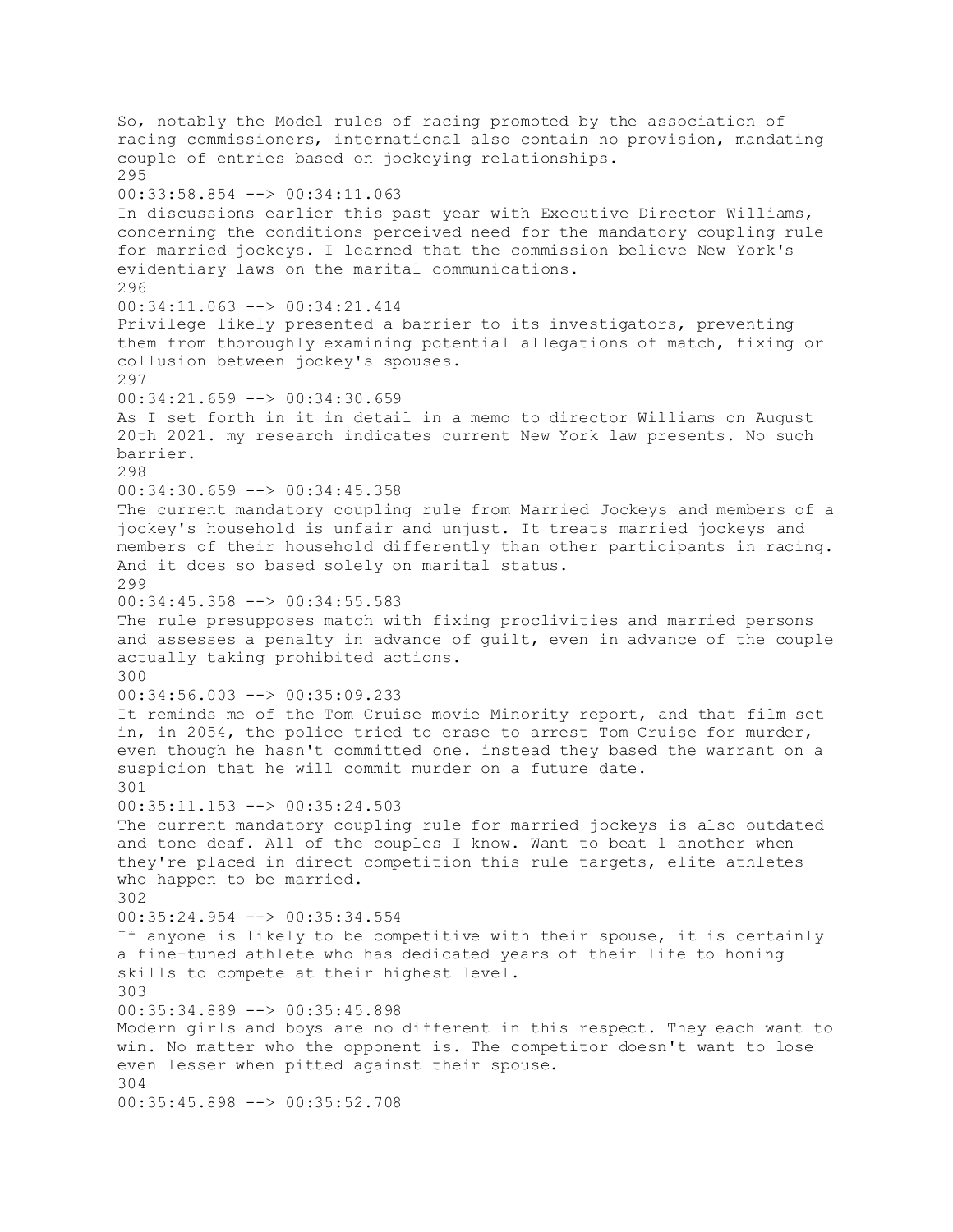So, notably the Model rules of racing promoted by the association of racing commissioners, international also contain no provision, mandating couple of entries based on jockeying relationships.

295
00:33:58.854 --> 00:34:11.063
In discussions earlier this past year with Executive Director Williams, concerning the conditions perceived need for the mandatory coupling rule for married jockeys. I learned that the commission believe New York's evidentiary laws on the marital communications.

296
00:34:11.063 --> 00:34:21.414
Privilege likely presented a barrier to its investigators, preventing them from thoroughly examining potential allegations of match, fixing or collusion between jockey's spouses.

297
00:34:21.659 --> 00:34:30.659
As I set forth in it in detail in a memo to director Williams on August 20th 2021. my research indicates current New York law presents. No such barrier.

298
00:34:30.659 --> 00:34:45.358
The current mandatory coupling rule from Married Jockeys and members of a jockey's household is unfair and unjust. It treats married jockeys and members of their household differently than other participants in racing. And it does so based solely on marital status.

299
00:34:45.358 --> 00:34:55.583
The rule presupposes match with fixing proclivities and married persons and assesses a penalty in advance of guilt, even in advance of the couple actually taking prohibited actions.

300
00:34:56.003 --> 00:35:09.233
It reminds me of the Tom Cruise movie Minority report, and that film set in, in 2054, the police tried to erase to arrest Tom Cruise for murder, even though he hasn't committed one. instead they based the warrant on a suspicion that he will commit murder on a future date.

301
00:35:11.153 --> 00:35:24.503
The current mandatory coupling rule for married jockeys is also outdated and tone deaf. All of the couples I know. Want to beat 1 another when they're placed in direct competition this rule targets, elite athletes who happen to be married.

302
00:35:24.954 --> 00:35:34.554
If anyone is likely to be competitive with their spouse, it is certainly a fine-tuned athlete who has dedicated years of their life to honing skills to compete at their highest level.

303
00:35:34.889 --> 00:35:45.898
Modern girls and boys are no different in this respect. They each want to win. No matter who the opponent is. The competitor doesn't want to lose even lesser when pitted against their spouse.

304
00:35:45.898 --> 00:35:52.708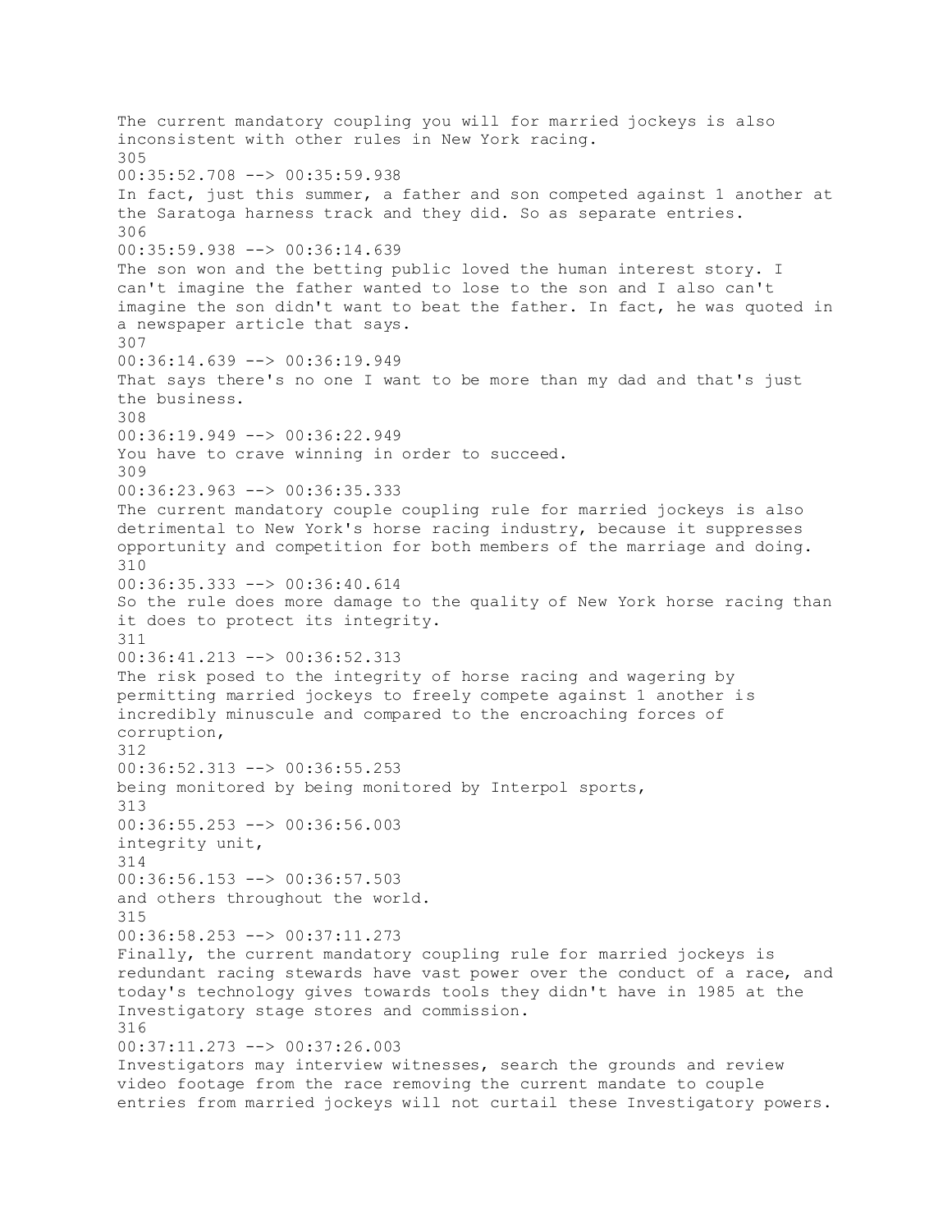The current mandatory coupling you will for married jockeys is also inconsistent with other rules in New York racing.
305
00:35:52.708 --> 00:35:59.938
In fact, just this summer, a father and son competed against 1 another at the Saratoga harness track and they did. So as separate entries.
306
00:35:59.938 --> 00:36:14.639
The son won and the betting public loved the human interest story. I can't imagine the father wanted to lose to the son and I also can't imagine the son didn't want to beat the father. In fact, he was quoted in a newspaper article that says.
307
00:36:14.639 --> 00:36:19.949
That says there's no one I want to be more than my dad and that's just the business.
308
00:36:19.949 --> 00:36:22.949
You have to crave winning in order to succeed.
309
00:36:23.963 --> 00:36:35.333
The current mandatory couple coupling rule for married jockeys is also detrimental to New York's horse racing industry, because it suppresses opportunity and competition for both members of the marriage and doing.
310
00:36:35.333 --> 00:36:40.614
So the rule does more damage to the quality of New York horse racing than it does to protect its integrity.
311
00:36:41.213 --> 00:36:52.313
The risk posed to the integrity of horse racing and wagering by permitting married jockeys to freely compete against 1 another is incredibly minuscule and compared to the encroaching forces of corruption,
312
00:36:52.313 --> 00:36:55.253
being monitored by being monitored by Interpol sports,
313
00:36:55.253 --> 00:36:56.003
integrity unit,
314
00:36:56.153 --> 00:36:57.503
and others throughout the world.
315
00:36:58.253 --> 00:37:11.273
Finally, the current mandatory coupling rule for married jockeys is redundant racing stewards have vast power over the conduct of a race, and today's technology gives towards tools they didn't have in 1985 at the Investigatory stage stores and commission.
316
00:37:11.273 --> 00:37:26.003
Investigators may interview witnesses, search the grounds and review video footage from the race removing the current mandate to couple entries from married jockeys will not curtail these Investigatory powers.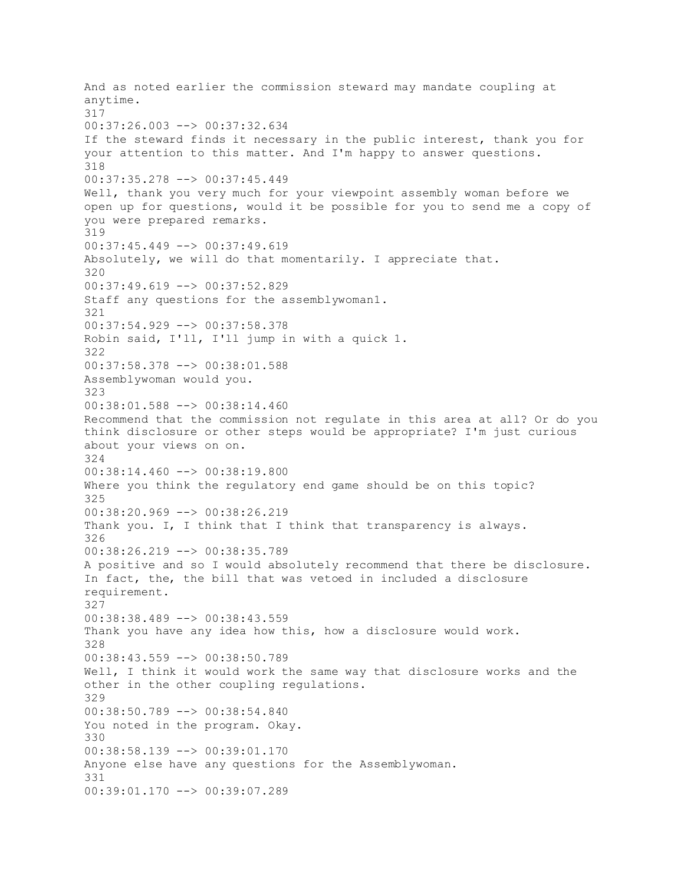And as noted earlier the commission steward may mandate coupling at anytime.
317
00:37:26.003 --> 00:37:32.634
If the steward finds it necessary in the public interest, thank you for your attention to this matter. And I'm happy to answer questions.
318
00:37:35.278 --> 00:37:45.449
Well, thank you very much for your viewpoint assembly woman before we open up for questions, would it be possible for you to send me a copy of you were prepared remarks.
319
00:37:45.449 --> 00:37:49.619
Absolutely, we will do that momentarily. I appreciate that.
320
00:37:49.619 --> 00:37:52.829
Staff any questions for the assemblywoman1.
321
00:37:54.929 --> 00:37:58.378
Robin said, I'll, I'll jump in with a quick 1.
322
00:37:58.378 --> 00:38:01.588
Assemblywoman would you.
323
00:38:01.588 --> 00:38:14.460
Recommend that the commission not regulate in this area at all? Or do you think disclosure or other steps would be appropriate? I'm just curious about your views on on.
324
00:38:14.460 --> 00:38:19.800
Where you think the regulatory end game should be on this topic?
325
00:38:20.969 --> 00:38:26.219
Thank you. I, I think that I think that transparency is always.
326
00:38:26.219 --> 00:38:35.789
A positive and so I would absolutely recommend that there be disclosure. In fact, the, the bill that was vetoed in included a disclosure requirement.
327
00:38:38.489 --> 00:38:43.559
Thank you have any idea how this, how a disclosure would work.
328
00:38:43.559 --> 00:38:50.789
Well, I think it would work the same way that disclosure works and the other in the other coupling regulations.
329
00:38:50.789 --> 00:38:54.840
You noted in the program. Okay.
330
00:38:58.139 --> 00:39:01.170
Anyone else have any questions for the Assemblywoman.
331
00:39:01.170 --> 00:39:07.289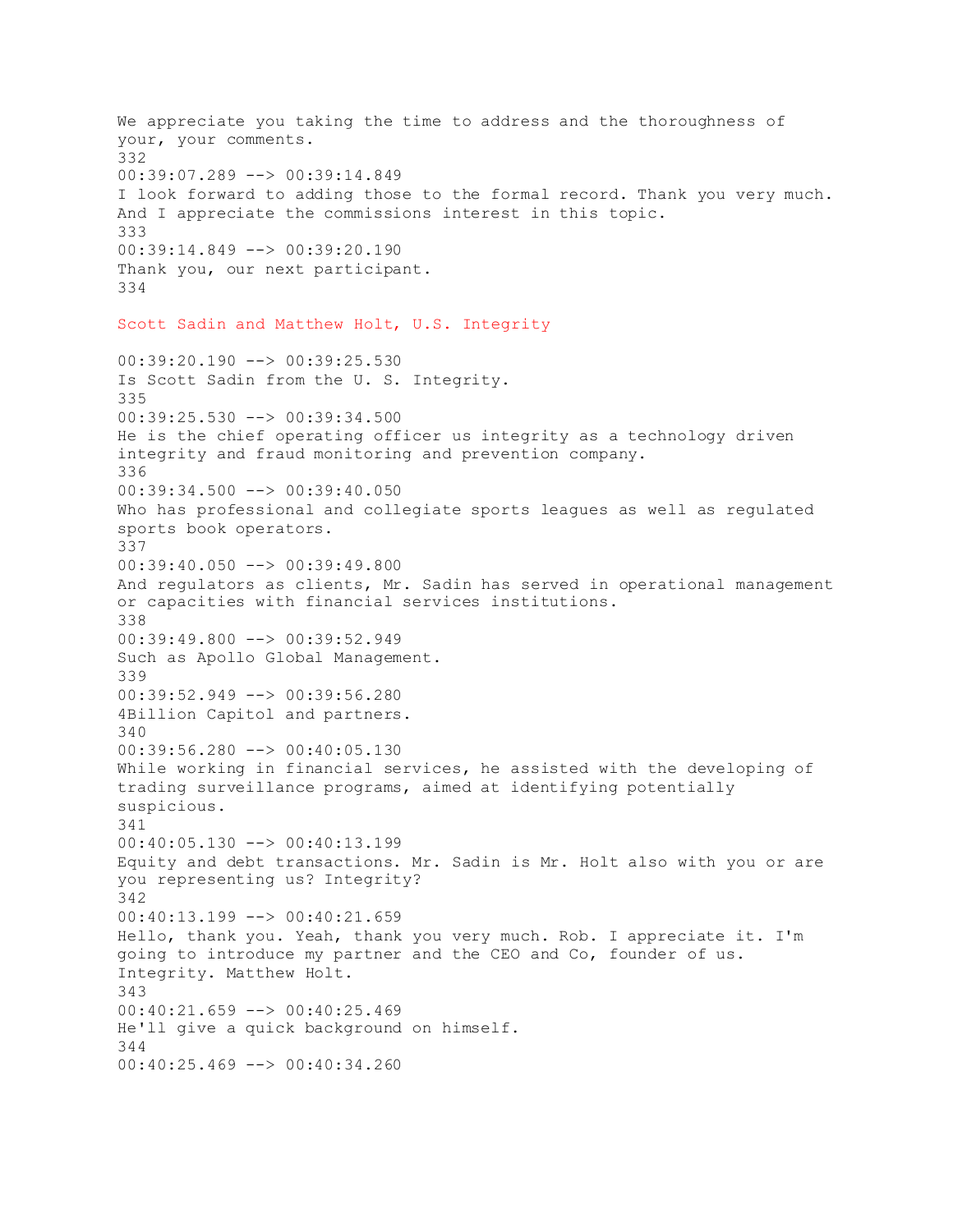We appreciate you taking the time to address and the thoroughness of your, your comments.
332
00:39:07.289 --> 00:39:14.849
I look forward to adding those to the formal record. Thank you very much. And I appreciate the commissions interest in this topic.
333
00:39:14.849 --> 00:39:20.190
Thank you, our next participant.
334

Scott Sadin and Matthew Holt, U.S. Integrity

00:39:20.190 --> 00:39:25.530
Is Scott Sadin from the U. S. Integrity.
335
00:39:25.530 --> 00:39:34.500
He is the chief operating officer us integrity as a technology driven integrity and fraud monitoring and prevention company.
336
00:39:34.500 --> 00:39:40.050
Who has professional and collegiate sports leagues as well as regulated sports book operators.
337
00:39:40.050 --> 00:39:49.800
And regulators as clients, Mr. Sadin has served in operational management or capacities with financial services institutions.
338
00:39:49.800 --> 00:39:52.949
Such as Apollo Global Management.
339
00:39:52.949 --> 00:39:56.280
4Billion Capitol and partners.
340
00:39:56.280 --> 00:40:05.130
While working in financial services, he assisted with the developing of trading surveillance programs, aimed at identifying potentially suspicious.
341
00:40:05.130 --> 00:40:13.199
Equity and debt transactions. Mr. Sadin is Mr. Holt also with you or are you representing us? Integrity?
342
00:40:13.199 --> 00:40:21.659
Hello, thank you. Yeah, thank you very much. Rob. I appreciate it. I'm going to introduce my partner and the CEO and Co, founder of us. Integrity. Matthew Holt.
343
00:40:21.659 --> 00:40:25.469
He'll give a quick background on himself.
344
00:40:25.469 --> 00:40:34.260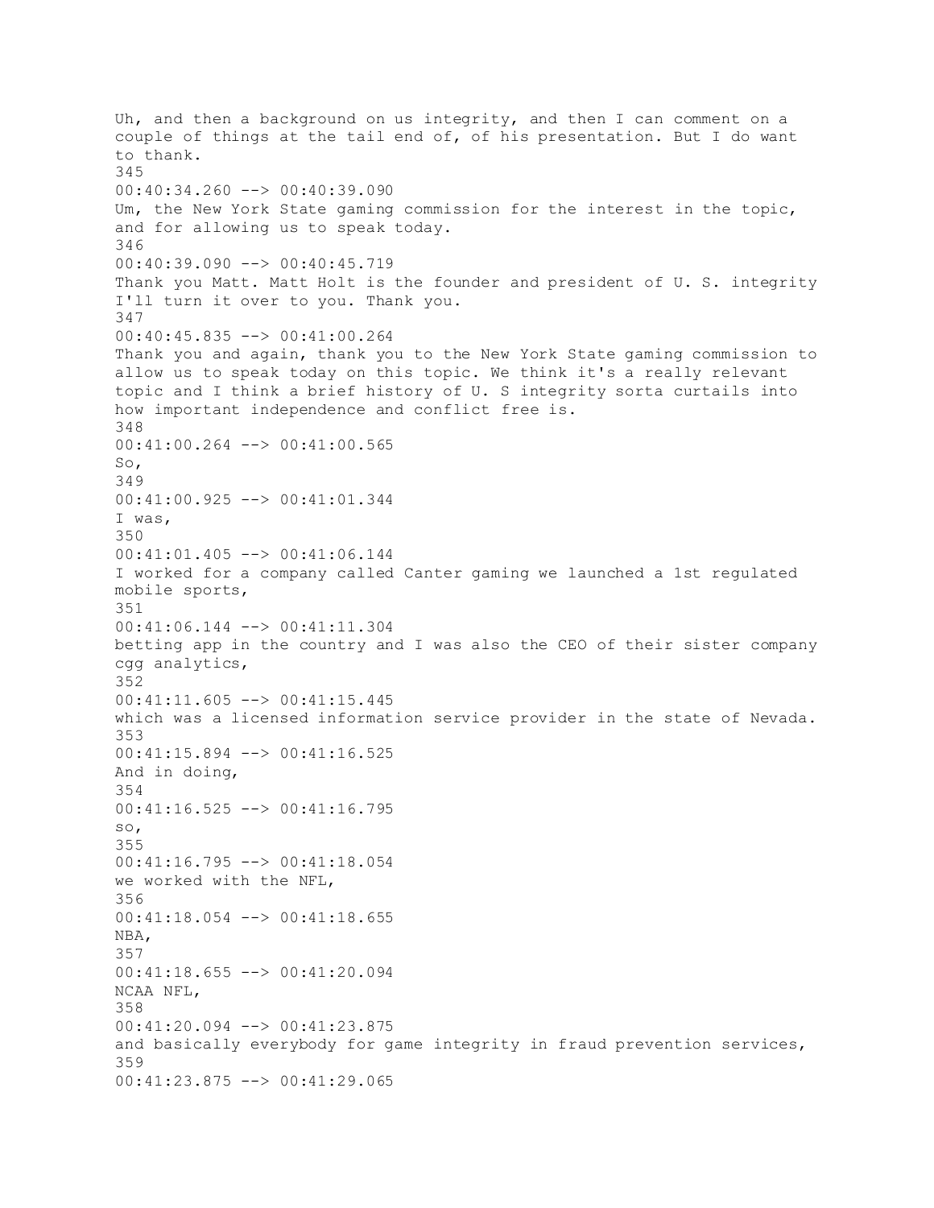Uh, and then a background on us integrity, and then I can comment on a couple of things at the tail end of, of his presentation. But I do want to thank.
345
00:40:34.260 --> 00:40:39.090
Um, the New York State gaming commission for the interest in the topic, and for allowing us to speak today.
346
00:40:39.090 --> 00:40:45.719
Thank you Matt. Matt Holt is the founder and president of U. S. integrity I'll turn it over to you. Thank you.
347
00:40:45.835 --> 00:41:00.264
Thank you and again, thank you to the New York State gaming commission to allow us to speak today on this topic. We think it's a really relevant topic and I think a brief history of U. S integrity sorta curtails into how important independence and conflict free is.
348
00:41:00.264 --> 00:41:00.565
So,
349
00:41:00.925 --> 00:41:01.344
I was,
350
00:41:01.405 --> 00:41:06.144
I worked for a company called Canter gaming we launched a 1st regulated mobile sports,
351
00:41:06.144 --> 00:41:11.304
betting app in the country and I was also the CEO of their sister company cgg analytics,
352
00:41:11.605 --> 00:41:15.445
which was a licensed information service provider in the state of Nevada.
353
00:41:15.894 --> 00:41:16.525
And in doing,
354
00:41:16.525 --> 00:41:16.795
so,
355
00:41:16.795 --> 00:41:18.054
we worked with the NFL,
356
00:41:18.054 --> 00:41:18.655
NBA,
357
00:41:18.655 --> 00:41:20.094
NCAA NFL,
358
00:41:20.094 --> 00:41:23.875
and basically everybody for game integrity in fraud prevention services,
359
00:41:23.875 --> 00:41:29.065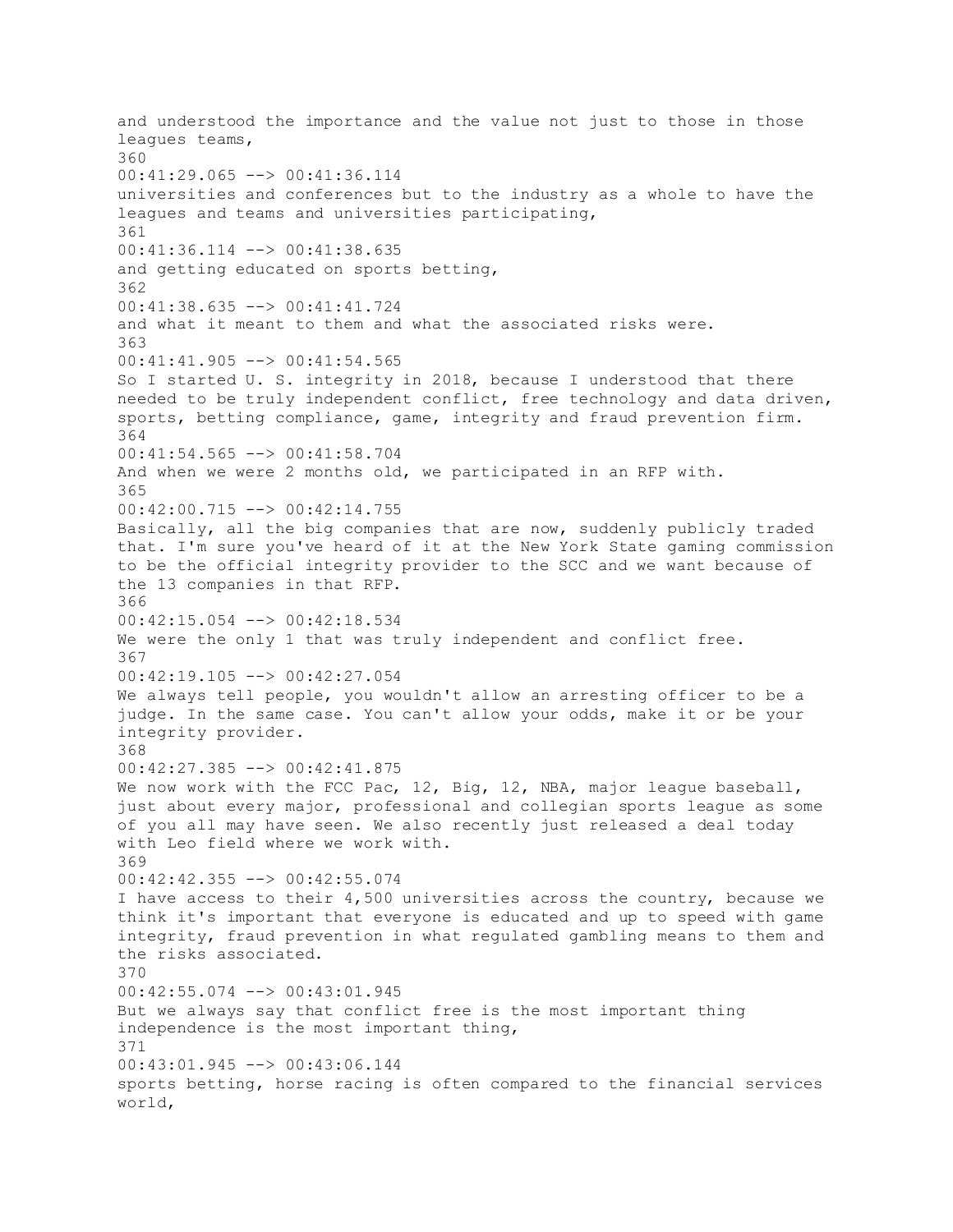and understood the importance and the value not just to those in those leagues teams,
360
00:41:29.065 --> 00:41:36.114
universities and conferences but to the industry as a whole to have the leagues and teams and universities participating,
361
00:41:36.114 --> 00:41:38.635
and getting educated on sports betting,
362
00:41:38.635 --> 00:41:41.724
and what it meant to them and what the associated risks were.
363
00:41:41.905 --> 00:41:54.565
So I started U. S. integrity in 2018, because I understood that there needed to be truly independent conflict, free technology and data driven, sports, betting compliance, game, integrity and fraud prevention firm.
364
00:41:54.565 --> 00:41:58.704
And when we were 2 months old, we participated in an RFP with.
365
00:42:00.715 --> 00:42:14.755
Basically, all the big companies that are now, suddenly publicly traded that. I'm sure you've heard of it at the New York State gaming commission to be the official integrity provider to the SCC and we want because of the 13 companies in that RFP.
366
00:42:15.054 --> 00:42:18.534
We were the only 1 that was truly independent and conflict free.
367
00:42:19.105 --> 00:42:27.054
We always tell people, you wouldn't allow an arresting officer to be a judge. In the same case. You can't allow your odds, make it or be your integrity provider.
368
00:42:27.385 --> 00:42:41.875
We now work with the FCC Pac, 12, Big, 12, NBA, major league baseball, just about every major, professional and collegian sports league as some of you all may have seen. We also recently just released a deal today with Leo field where we work with.
369
00:42:42.355 --> 00:42:55.074
I have access to their 4,500 universities across the country, because we think it's important that everyone is educated and up to speed with game integrity, fraud prevention in what regulated gambling means to them and the risks associated.
370
00:42:55.074 --> 00:43:01.945
But we always say that conflict free is the most important thing independence is the most important thing,
371
00:43:01.945 --> 00:43:06.144
sports betting, horse racing is often compared to the financial services world,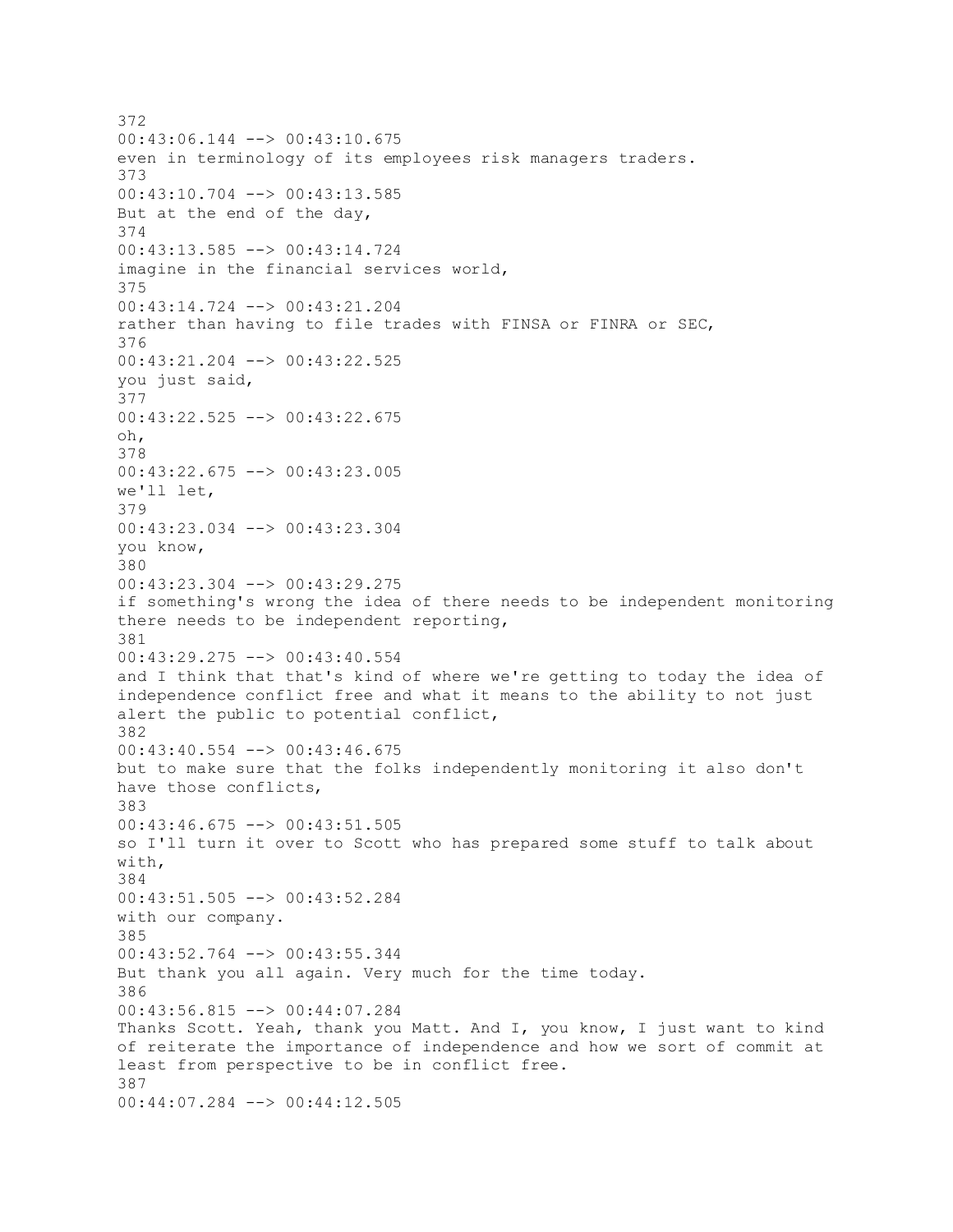372
00:43:06.144 --> 00:43:10.675
even in terminology of its employees risk managers traders.
373
00:43:10.704 --> 00:43:13.585
But at the end of the day,
374
00:43:13.585 --> 00:43:14.724
imagine in the financial services world,
375
00:43:14.724 --> 00:43:21.204
rather than having to file trades with FINSA or FINRA or SEC,
376
00:43:21.204 --> 00:43:22.525
you just said,
377
00:43:22.525 --> 00:43:22.675
oh,
378
00:43:22.675 --> 00:43:23.005
we'll let,
379
00:43:23.034 --> 00:43:23.304
you know,
380
00:43:23.304 --> 00:43:29.275
if something's wrong the idea of there needs to be independent monitoring there needs to be independent reporting,
381
00:43:29.275 --> 00:43:40.554
and I think that that's kind of where we're getting to today the idea of independence conflict free and what it means to the ability to not just alert the public to potential conflict,
382
00:43:40.554 --> 00:43:46.675
but to make sure that the folks independently monitoring it also don't have those conflicts,
383
00:43:46.675 --> 00:43:51.505
so I'll turn it over to Scott who has prepared some stuff to talk about with,
384
00:43:51.505 --> 00:43:52.284
with our company.
385
00:43:52.764 --> 00:43:55.344
But thank you all again. Very much for the time today.
386
00:43:56.815 --> 00:44:07.284
Thanks Scott. Yeah, thank you Matt. And I, you know, I just want to kind of reiterate the importance of independence and how we sort of commit at least from perspective to be in conflict free.
387
00:44:07.284 --> 00:44:12.505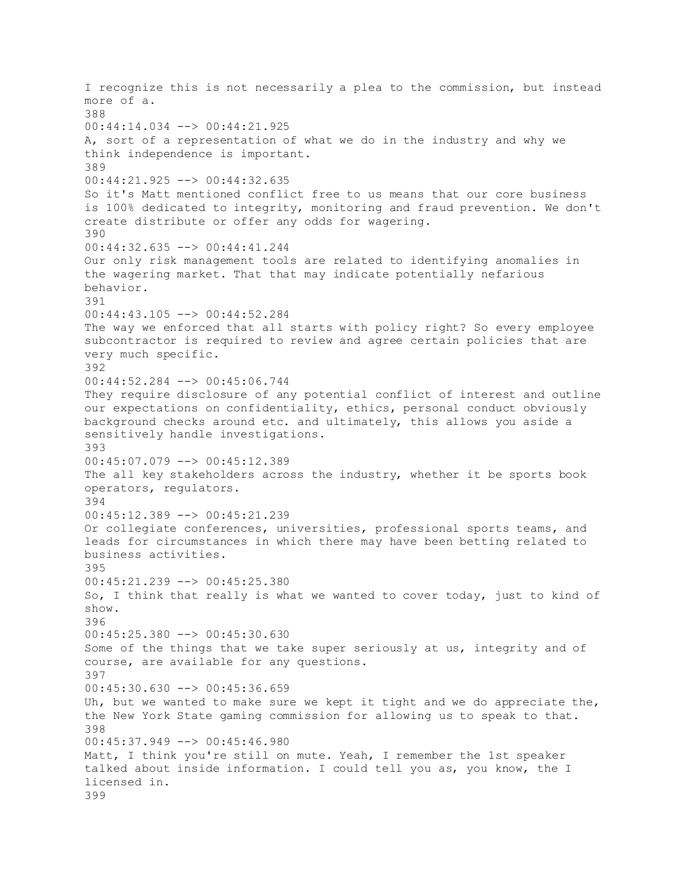I recognize this is not necessarily a plea to the commission, but instead more of a.

388

00:44:14.034 --> 00:44:21.925

A, sort of a representation of what we do in the industry and why we think independence is important.

389

00:44:21.925 --> 00:44:32.635

So it's Matt mentioned conflict free to us means that our core business is 100% dedicated to integrity, monitoring and fraud prevention. We don't create distribute or offer any odds for wagering.

390

00:44:32.635 --> 00:44:41.244

Our only risk management tools are related to identifying anomalies in the wagering market. That that may indicate potentially nefarious behavior.

391

00:44:43.105 --> 00:44:52.284

The way we enforced that all starts with policy right? So every employee subcontractor is required to review and agree certain policies that are very much specific.

392

00:44:52.284 --> 00:45:06.744

They require disclosure of any potential conflict of interest and outline our expectations on confidentiality, ethics, personal conduct obviously background checks around etc. and ultimately, this allows you aside a sensitively handle investigations.

393

00:45:07.079 --> 00:45:12.389

The all key stakeholders across the industry, whether it be sports book operators, regulators.

394

00:45:12.389 --> 00:45:21.239

Or collegiate conferences, universities, professional sports teams, and leads for circumstances in which there may have been betting related to business activities.

395

00:45:21.239 --> 00:45:25.380

So, I think that really is what we wanted to cover today, just to kind of show.

396

00:45:25.380 --> 00:45:30.630

Some of the things that we take super seriously at us, integrity and of course, are available for any questions.

397

00:45:30.630 --> 00:45:36.659

Uh, but we wanted to make sure we kept it tight and we do appreciate the, the New York State gaming commission for allowing us to speak to that.

398

00:45:37.949 --> 00:45:46.980

Matt, I think you're still on mute. Yeah, I remember the 1st speaker talked about inside information. I could tell you as, you know, the I licensed in.

399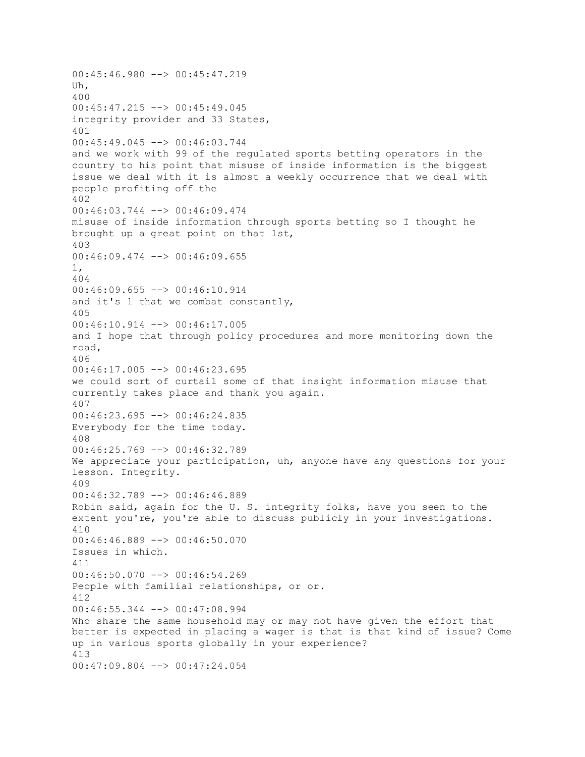00:45:46.980 --> 00:45:47.219
Uh,
400
00:45:47.215 --> 00:45:49.045
integrity provider and 33 States,
401
00:45:49.045 --> 00:46:03.744
and we work with 99 of the regulated sports betting operators in the country to his point that misuse of inside information is the biggest issue we deal with it is almost a weekly occurrence that we deal with people profiting off the
402
00:46:03.744 --> 00:46:09.474
misuse of inside information through sports betting so I thought he brought up a great point on that 1st,
403
00:46:09.474 --> 00:46:09.655
1,
404
00:46:09.655 --> 00:46:10.914
and it's 1 that we combat constantly,
405
00:46:10.914 --> 00:46:17.005
and I hope that through policy procedures and more monitoring down the road,
406
00:46:17.005 --> 00:46:23.695
we could sort of curtail some of that insight information misuse that currently takes place and thank you again.
407
00:46:23.695 --> 00:46:24.835
Everybody for the time today.
408
00:46:25.769 --> 00:46:32.789
We appreciate your participation, uh, anyone have any questions for your lesson. Integrity.
409
00:46:32.789 --> 00:46:46.889
Robin said, again for the U. S. integrity folks, have you seen to the extent you're, you're able to discuss publicly in your investigations.
410
00:46:46.889 --> 00:46:50.070
Issues in which.
411
00:46:50.070 --> 00:46:54.269
People with familial relationships, or or.
412
00:46:55.344 --> 00:47:08.994
Who share the same household may or may not have given the effort that better is expected in placing a wager is that is that kind of issue? Come up in various sports globally in your experience?
413
00:47:09.804 --> 00:47:24.054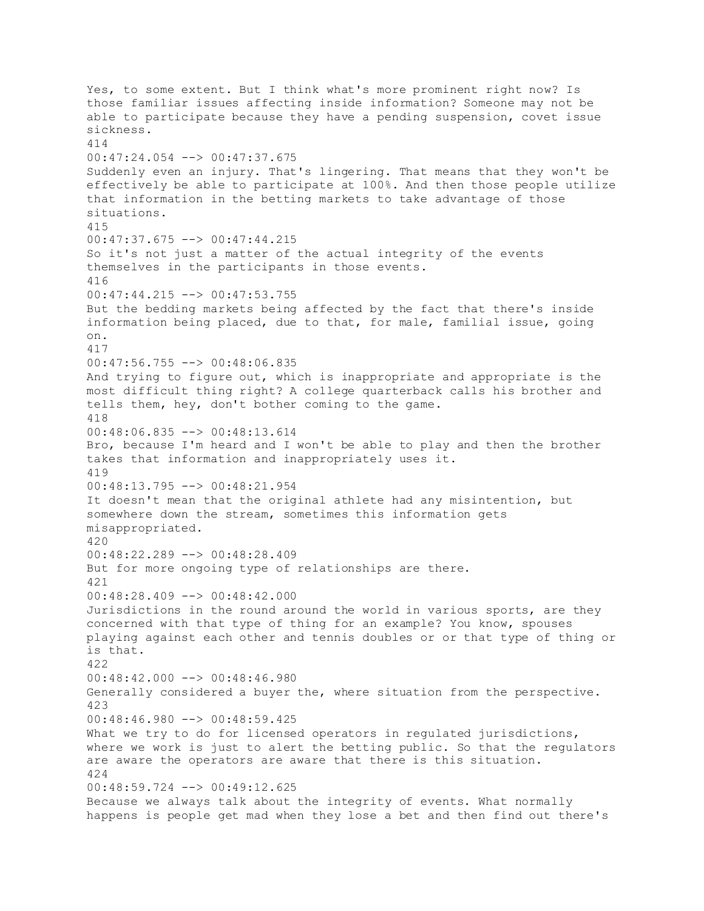Yes, to some extent. But I think what's more prominent right now? Is those familiar issues affecting inside information? Someone may not be able to participate because they have a pending suspension, covet issue sickness.
414
00:47:24.054 --> 00:47:37.675
Suddenly even an injury. That's lingering. That means that they won't be effectively be able to participate at 100%. And then those people utilize that information in the betting markets to take advantage of those situations.
415
00:47:37.675 --> 00:47:44.215
So it's not just a matter of the actual integrity of the events themselves in the participants in those events.
416
00:47:44.215 --> 00:47:53.755
But the bedding markets being affected by the fact that there's inside information being placed, due to that, for male, familial issue, going on.
417
00:47:56.755 --> 00:48:06.835
And trying to figure out, which is inappropriate and appropriate is the most difficult thing right? A college quarterback calls his brother and tells them, hey, don't bother coming to the game.
418
00:48:06.835 --> 00:48:13.614
Bro, because I'm heard and I won't be able to play and then the brother takes that information and inappropriately uses it.
419
00:48:13.795 --> 00:48:21.954
It doesn't mean that the original athlete had any misintention, but somewhere down the stream, sometimes this information gets misappropriated.
420
00:48:22.289 --> 00:48:28.409
But for more ongoing type of relationships are there.
421
00:48:28.409 --> 00:48:42.000
Jurisdictions in the round around the world in various sports, are they concerned with that type of thing for an example? You know, spouses playing against each other and tennis doubles or or that type of thing or is that.
422
00:48:42.000 --> 00:48:46.980
Generally considered a buyer the, where situation from the perspective.
423
00:48:46.980 --> 00:48:59.425
What we try to do for licensed operators in regulated jurisdictions, where we work is just to alert the betting public. So that the regulators are aware the operators are aware that there is this situation.
424
00:48:59.724 --> 00:49:12.625
Because we always talk about the integrity of events. What normally happens is people get mad when they lose a bet and then find out there's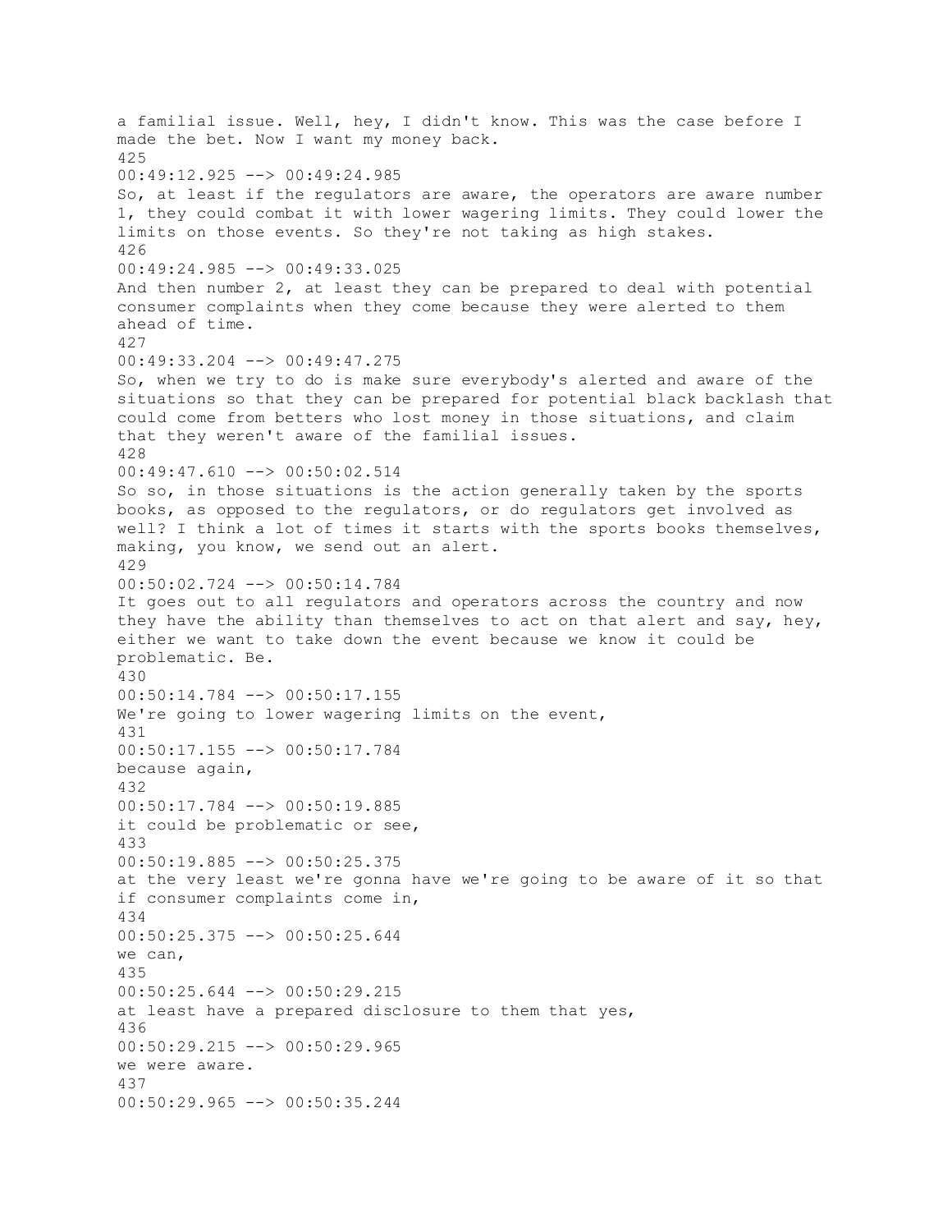a familial issue. Well, hey, I didn't know. This was the case before I made the bet. Now I want my money back.
425
00:49:12.925 --> 00:49:24.985
So, at least if the regulators are aware, the operators are aware number 1, they could combat it with lower wagering limits. They could lower the limits on those events. So they're not taking as high stakes.
426
00:49:24.985 --> 00:49:33.025
And then number 2, at least they can be prepared to deal with potential consumer complaints when they come because they were alerted to them ahead of time.
427
00:49:33.204 --> 00:49:47.275
So, when we try to do is make sure everybody's alerted and aware of the situations so that they can be prepared for potential black backlash that could come from betters who lost money in those situations, and claim that they weren't aware of the familial issues.
428
00:49:47.610 --> 00:50:02.514
So so, in those situations is the action generally taken by the sports books, as opposed to the regulators, or do regulators get involved as well? I think a lot of times it starts with the sports books themselves, making, you know, we send out an alert.
429
00:50:02.724 --> 00:50:14.784
It goes out to all regulators and operators across the country and now they have the ability than themselves to act on that alert and say, hey, either we want to take down the event because we know it could be problematic. Be.
430
00:50:14.784 --> 00:50:17.155
We're going to lower wagering limits on the event,
431
00:50:17.155 --> 00:50:17.784
because again,
432
00:50:17.784 --> 00:50:19.885
it could be problematic or see,
433
00:50:19.885 --> 00:50:25.375
at the very least we're gonna have we're going to be aware of it so that if consumer complaints come in,
434
00:50:25.375 --> 00:50:25.644
we can,
435
00:50:25.644 --> 00:50:29.215
at least have a prepared disclosure to them that yes,
436
00:50:29.215 --> 00:50:29.965
we were aware.
437
00:50:29.965 --> 00:50:35.244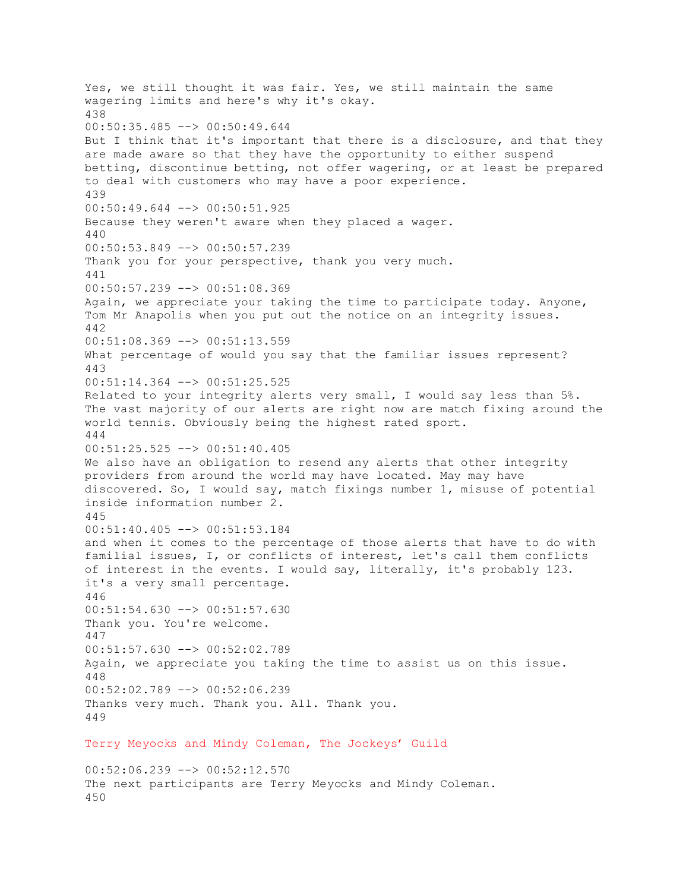Yes, we still thought it was fair. Yes, we still maintain the same wagering limits and here's why it's okay.
438
00:50:35.485 --> 00:50:49.644
But I think that it's important that there is a disclosure, and that they are made aware so that they have the opportunity to either suspend betting, discontinue betting, not offer wagering, or at least be prepared to deal with customers who may have a poor experience.
439
00:50:49.644 --> 00:50:51.925
Because they weren't aware when they placed a wager.
440
00:50:53.849 --> 00:50:57.239
Thank you for your perspective, thank you very much.
441
00:50:57.239 --> 00:51:08.369
Again, we appreciate your taking the time to participate today. Anyone, Tom Mr Anapolis when you put out the notice on an integrity issues.
442
00:51:08.369 --> 00:51:13.559
What percentage of would you say that the familiar issues represent?
443
00:51:14.364 --> 00:51:25.525
Related to your integrity alerts very small, I would say less than 5%. The vast majority of our alerts are right now are match fixing around the world tennis. Obviously being the highest rated sport.
444
00:51:25.525 --> 00:51:40.405
We also have an obligation to resend any alerts that other integrity providers from around the world may have located. May may have discovered. So, I would say, match fixings number 1, misuse of potential inside information number 2.
445
00:51:40.405 --> 00:51:53.184
and when it comes to the percentage of those alerts that have to do with familial issues, I, or conflicts of interest, let's call them conflicts of interest in the events. I would say, literally, it's probably 123. it's a very small percentage.
446
00:51:54.630 --> 00:51:57.630
Thank you. You're welcome.
447
00:51:57.630 --> 00:52:02.789
Again, we appreciate you taking the time to assist us on this issue.
448
00:52:02.789 --> 00:52:06.239
Thanks very much. Thank you. All. Thank you.
449

## Terry Meyocks and Mindy Coleman, The Jockeys' Guild

00:52:06.239 --> 00:52:12.570
The next participants are Terry Meyocks and Mindy Coleman.
450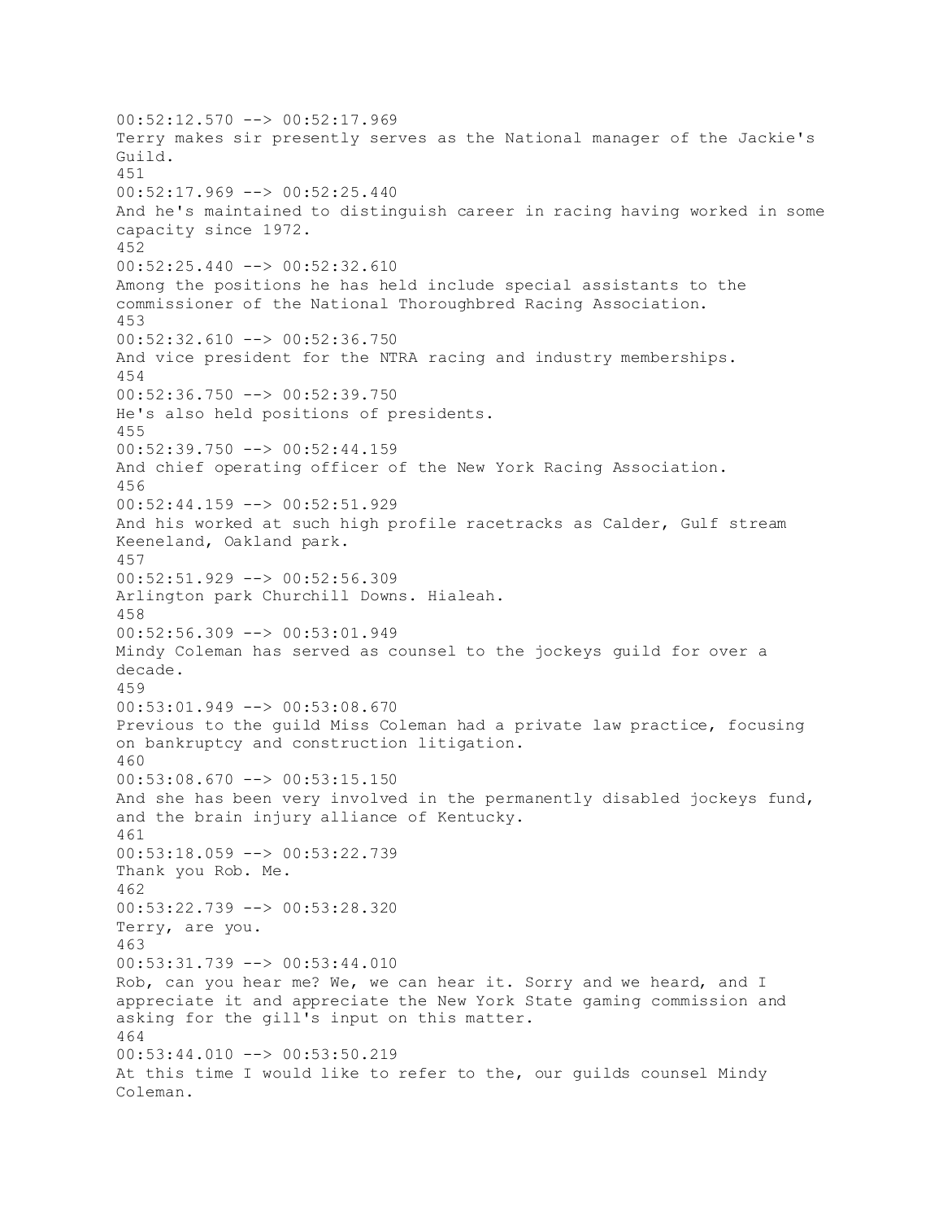00:52:12.570 --> 00:52:17.969
Terry makes sir presently serves as the National manager of the Jackie's Guild.
451
00:52:17.969 --> 00:52:25.440
And he's maintained to distinguish career in racing having worked in some capacity since 1972.
452
00:52:25.440 --> 00:52:32.610
Among the positions he has held include special assistants to the commissioner of the National Thoroughbred Racing Association.
453
00:52:32.610 --> 00:52:36.750
And vice president for the NTRA racing and industry memberships.
454
00:52:36.750 --> 00:52:39.750
He's also held positions of presidents.
455
00:52:39.750 --> 00:52:44.159
And chief operating officer of the New York Racing Association.
456
00:52:44.159 --> 00:52:51.929
And his worked at such high profile racetracks as Calder, Gulf stream Keeneland, Oakland park.
457
00:52:51.929 --> 00:52:56.309
Arlington park Churchill Downs. Hialeah.
458
00:52:56.309 --> 00:53:01.949
Mindy Coleman has served as counsel to the jockeys guild for over a decade.
459
00:53:01.949 --> 00:53:08.670
Previous to the guild Miss Coleman had a private law practice, focusing on bankruptcy and construction litigation.
460
00:53:08.670 --> 00:53:15.150
And she has been very involved in the permanently disabled jockeys fund, and the brain injury alliance of Kentucky.
461
00:53:18.059 --> 00:53:22.739
Thank you Rob. Me.
462
00:53:22.739 --> 00:53:28.320
Terry, are you.
463
00:53:31.739 --> 00:53:44.010
Rob, can you hear me? We, we can hear it. Sorry and we heard, and I appreciate it and appreciate the New York State gaming commission and asking for the gill's input on this matter.
464
00:53:44.010 --> 00:53:50.219
At this time I would like to refer to the, our guilds counsel Mindy Coleman.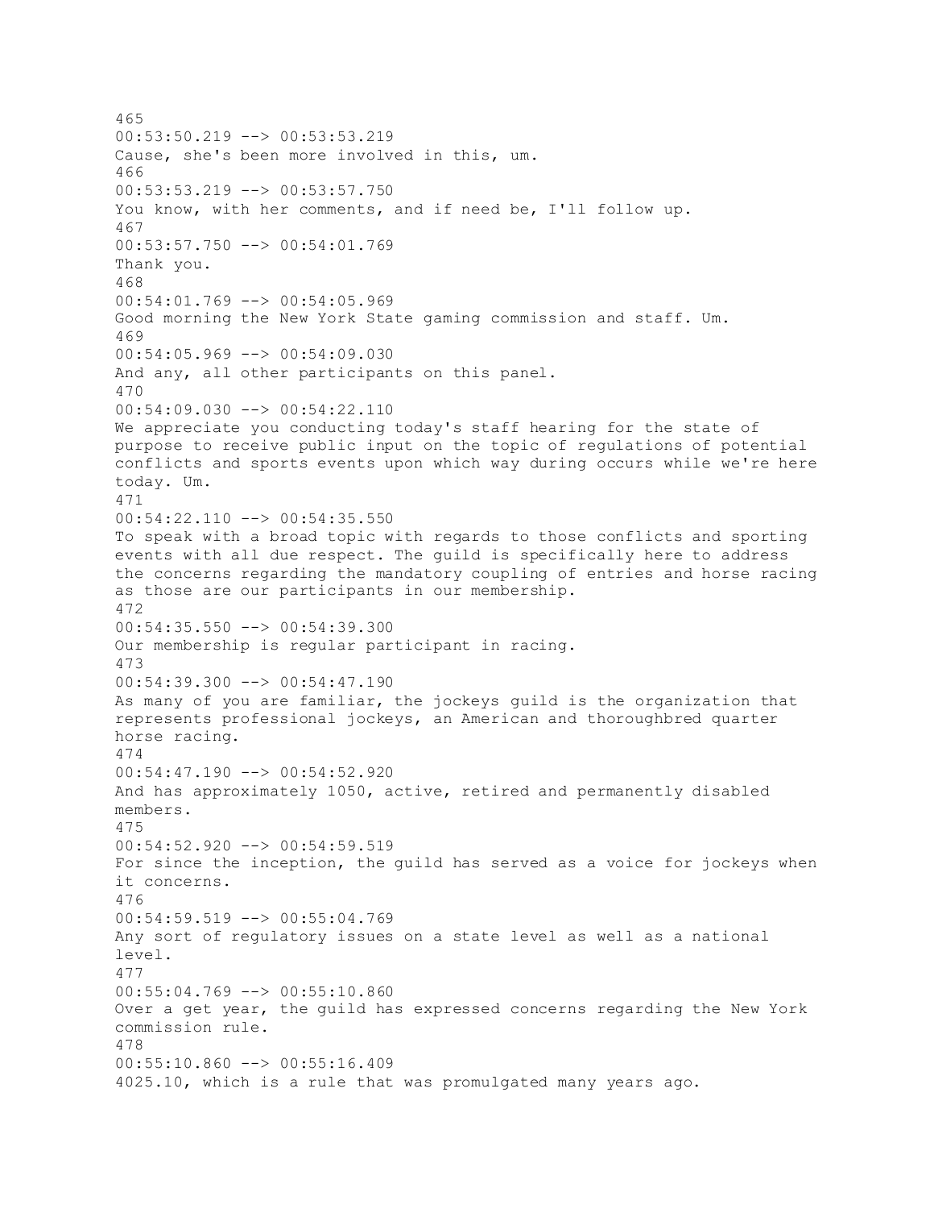465
00:53:50.219 --> 00:53:53.219
Cause, she's been more involved in this, um.
466
00:53:53.219 --> 00:53:57.750
You know, with her comments, and if need be, I'll follow up.
467
00:53:57.750 --> 00:54:01.769
Thank you.
468
00:54:01.769 --> 00:54:05.969
Good morning the New York State gaming commission and staff. Um.
469
00:54:05.969 --> 00:54:09.030
And any, all other participants on this panel.
470
00:54:09.030 --> 00:54:22.110
We appreciate you conducting today's staff hearing for the state of purpose to receive public input on the topic of regulations of potential conflicts and sports events upon which way during occurs while we're here today. Um.
471
00:54:22.110 --> 00:54:35.550
To speak with a broad topic with regards to those conflicts and sporting events with all due respect. The guild is specifically here to address the concerns regarding the mandatory coupling of entries and horse racing as those are our participants in our membership.
472
00:54:35.550 --> 00:54:39.300
Our membership is regular participant in racing.
473
00:54:39.300 --> 00:54:47.190
As many of you are familiar, the jockeys guild is the organization that represents professional jockeys, an American and thoroughbred quarter horse racing.
474
00:54:47.190 --> 00:54:52.920
And has approximately 1050, active, retired and permanently disabled members.
475
00:54:52.920 --> 00:54:59.519
For since the inception, the guild has served as a voice for jockeys when it concerns.
476
00:54:59.519 --> 00:55:04.769
Any sort of regulatory issues on a state level as well as a national level.
477
00:55:04.769 --> 00:55:10.860
Over a get year, the guild has expressed concerns regarding the New York commission rule.
478
00:55:10.860 --> 00:55:16.409
4025.10, which is a rule that was promulgated many years ago.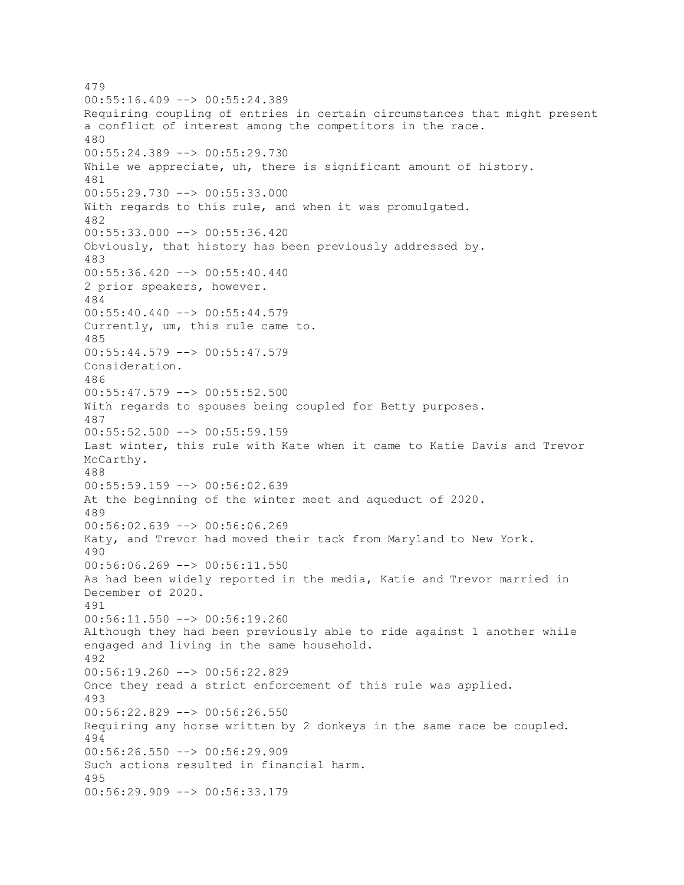479
00:55:16.409 --> 00:55:24.389
Requiring coupling of entries in certain circumstances that might present a conflict of interest among the competitors in the race.
480
00:55:24.389 --> 00:55:29.730
While we appreciate, uh, there is significant amount of history.
481
00:55:29.730 --> 00:55:33.000
With regards to this rule, and when it was promulgated.
482
00:55:33.000 --> 00:55:36.420
Obviously, that history has been previously addressed by.
483
00:55:36.420 --> 00:55:40.440
2 prior speakers, however.
484
00:55:40.440 --> 00:55:44.579
Currently, um, this rule came to.
485
00:55:44.579 --> 00:55:47.579
Consideration.
486
00:55:47.579 --> 00:55:52.500
With regards to spouses being coupled for Betty purposes.
487
00:55:52.500 --> 00:55:59.159
Last winter, this rule with Kate when it came to Katie Davis and Trevor McCarthy.
488
00:55:59.159 --> 00:56:02.639
At the beginning of the winter meet and aqueduct of 2020.
489
00:56:02.639 --> 00:56:06.269
Katy, and Trevor had moved their tack from Maryland to New York.
490
00:56:06.269 --> 00:56:11.550
As had been widely reported in the media, Katie and Trevor married in December of 2020.
491
00:56:11.550 --> 00:56:19.260
Although they had been previously able to ride against 1 another while engaged and living in the same household.
492
00:56:19.260 --> 00:56:22.829
Once they read a strict enforcement of this rule was applied.
493
00:56:22.829 --> 00:56:26.550
Requiring any horse written by 2 donkeys in the same race be coupled.
494
00:56:26.550 --> 00:56:29.909
Such actions resulted in financial harm.
495
00:56:29.909 --> 00:56:33.179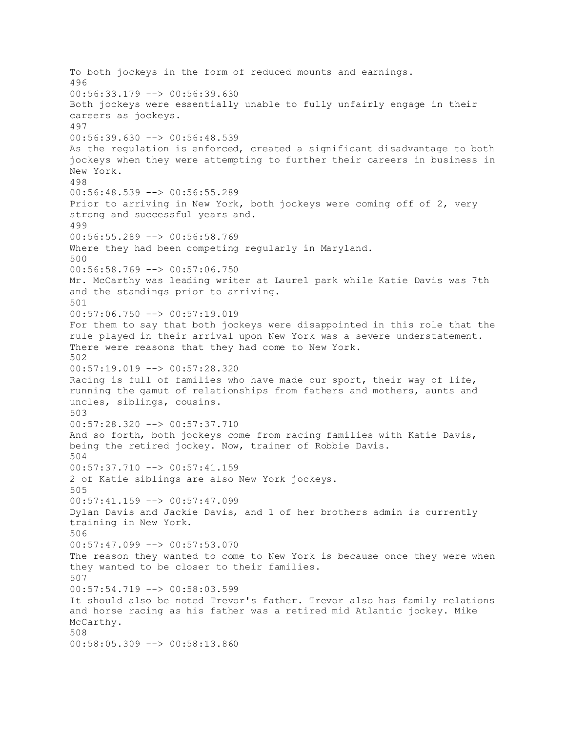To both jockeys in the form of reduced mounts and earnings.
496
00:56:33.179 --> 00:56:39.630
Both jockeys were essentially unable to fully unfairly engage in their careers as jockeys.
497
00:56:39.630 --> 00:56:48.539
As the regulation is enforced, created a significant disadvantage to both jockeys when they were attempting to further their careers in business in New York.
498
00:56:48.539 --> 00:56:55.289
Prior to arriving in New York, both jockeys were coming off of 2, very strong and successful years and.
499
00:56:55.289 --> 00:56:58.769
Where they had been competing regularly in Maryland.
500
00:56:58.769 --> 00:57:06.750
Mr. McCarthy was leading writer at Laurel park while Katie Davis was 7th and the standings prior to arriving.
501
00:57:06.750 --> 00:57:19.019
For them to say that both jockeys were disappointed in this role that the rule played in their arrival upon New York was a severe understatement. There were reasons that they had come to New York.
502
00:57:19.019 --> 00:57:28.320
Racing is full of families who have made our sport, their way of life, running the gamut of relationships from fathers and mothers, aunts and uncles, siblings, cousins.
503
00:57:28.320 --> 00:57:37.710
And so forth, both jockeys come from racing families with Katie Davis, being the retired jockey. Now, trainer of Robbie Davis.
504
00:57:37.710 --> 00:57:41.159
2 of Katie siblings are also New York jockeys.
505
00:57:41.159 --> 00:57:47.099
Dylan Davis and Jackie Davis, and 1 of her brothers admin is currently training in New York.
506
00:57:47.099 --> 00:57:53.070
The reason they wanted to come to New York is because once they were when they wanted to be closer to their families.
507
00:57:54.719 --> 00:58:03.599
It should also be noted Trevor's father. Trevor also has family relations and horse racing as his father was a retired mid Atlantic jockey. Mike McCarthy.
508
00:58:05.309 --> 00:58:13.860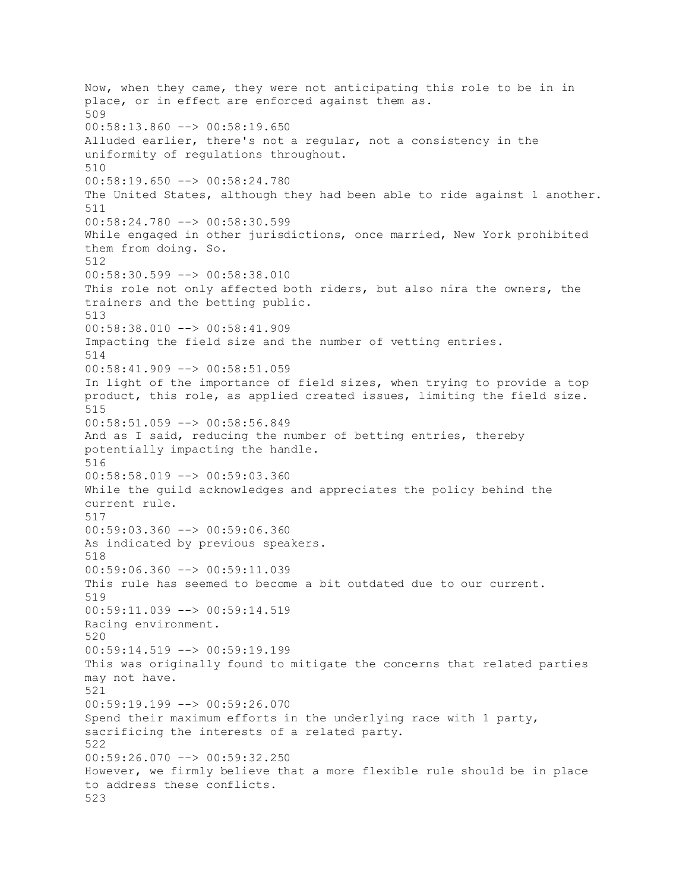Now, when they came, they were not anticipating this role to be in in place, or in effect are enforced against them as.
509
00:58:13.860 --> 00:58:19.650
Alluded earlier, there's not a regular, not a consistency in the uniformity of regulations throughout.
510
00:58:19.650 --> 00:58:24.780
The United States, although they had been able to ride against 1 another.
511
00:58:24.780 --> 00:58:30.599
While engaged in other jurisdictions, once married, New York prohibited them from doing. So.
512
00:58:30.599 --> 00:58:38.010
This role not only affected both riders, but also nira the owners, the trainers and the betting public.
513
00:58:38.010 --> 00:58:41.909
Impacting the field size and the number of vetting entries.
514
00:58:41.909 --> 00:58:51.059
In light of the importance of field sizes, when trying to provide a top product, this role, as applied created issues, limiting the field size.
515
00:58:51.059 --> 00:58:56.849
And as I said, reducing the number of betting entries, thereby potentially impacting the handle.
516
00:58:58.019 --> 00:59:03.360
While the guild acknowledges and appreciates the policy behind the current rule.
517
00:59:03.360 --> 00:59:06.360
As indicated by previous speakers.
518
00:59:06.360 --> 00:59:11.039
This rule has seemed to become a bit outdated due to our current.
519
00:59:11.039 --> 00:59:14.519
Racing environment.
520
00:59:14.519 --> 00:59:19.199
This was originally found to mitigate the concerns that related parties may not have.
521
00:59:19.199 --> 00:59:26.070
Spend their maximum efforts in the underlying race with 1 party, sacrificing the interests of a related party.
522
00:59:26.070 --> 00:59:32.250
However, we firmly believe that a more flexible rule should be in place to address these conflicts.
523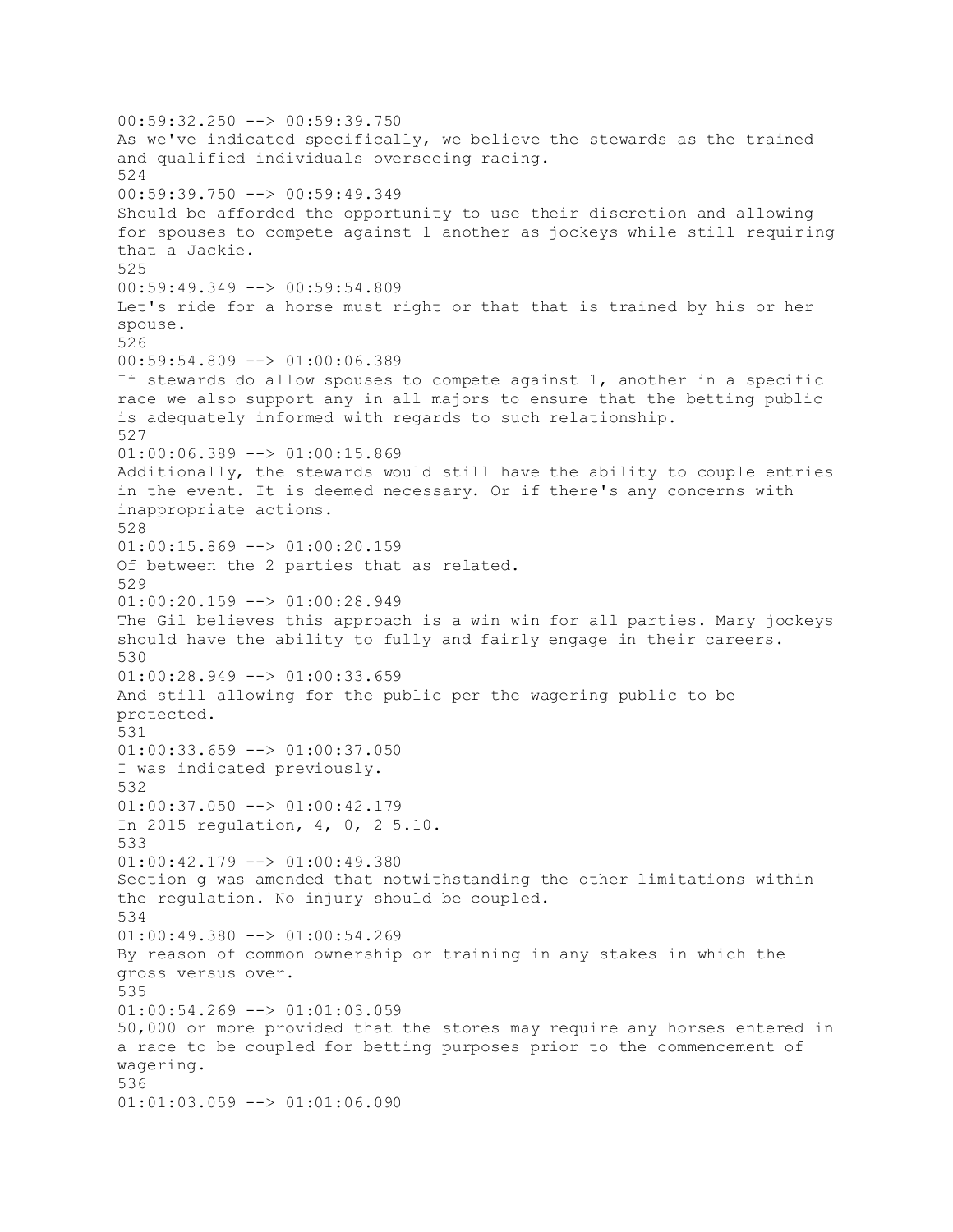00:59:32.250 --> 00:59:39.750
As we've indicated specifically, we believe the stewards as the trained and qualified individuals overseeing racing.
524
00:59:39.750 --> 00:59:49.349
Should be afforded the opportunity to use their discretion and allowing for spouses to compete against 1 another as jockeys while still requiring that a Jackie.
525
00:59:49.349 --> 00:59:54.809
Let's ride for a horse must right or that that is trained by his or her spouse.
526
00:59:54.809 --> 01:00:06.389
If stewards do allow spouses to compete against 1, another in a specific race we also support any in all majors to ensure that the betting public is adequately informed with regards to such relationship.
527
01:00:06.389 --> 01:00:15.869
Additionally, the stewards would still have the ability to couple entries in the event. It is deemed necessary. Or if there's any concerns with inappropriate actions.
528
01:00:15.869 --> 01:00:20.159
Of between the 2 parties that as related.
529
01:00:20.159 --> 01:00:28.949
The Gil believes this approach is a win win for all parties. Mary jockeys should have the ability to fully and fairly engage in their careers.
530
01:00:28.949 --> 01:00:33.659
And still allowing for the public per the wagering public to be protected.
531
01:00:33.659 --> 01:00:37.050
I was indicated previously.
532
01:00:37.050 --> 01:00:42.179
In 2015 regulation, 4, 0, 2 5.10.
533
01:00:42.179 --> 01:00:49.380
Section g was amended that notwithstanding the other limitations within the regulation. No injury should be coupled.
534
01:00:49.380 --> 01:00:54.269
By reason of common ownership or training in any stakes in which the gross versus over.
535
01:00:54.269 --> 01:01:03.059
50,000 or more provided that the stores may require any horses entered in a race to be coupled for betting purposes prior to the commencement of wagering.
536
01:01:03.059 --> 01:01:06.090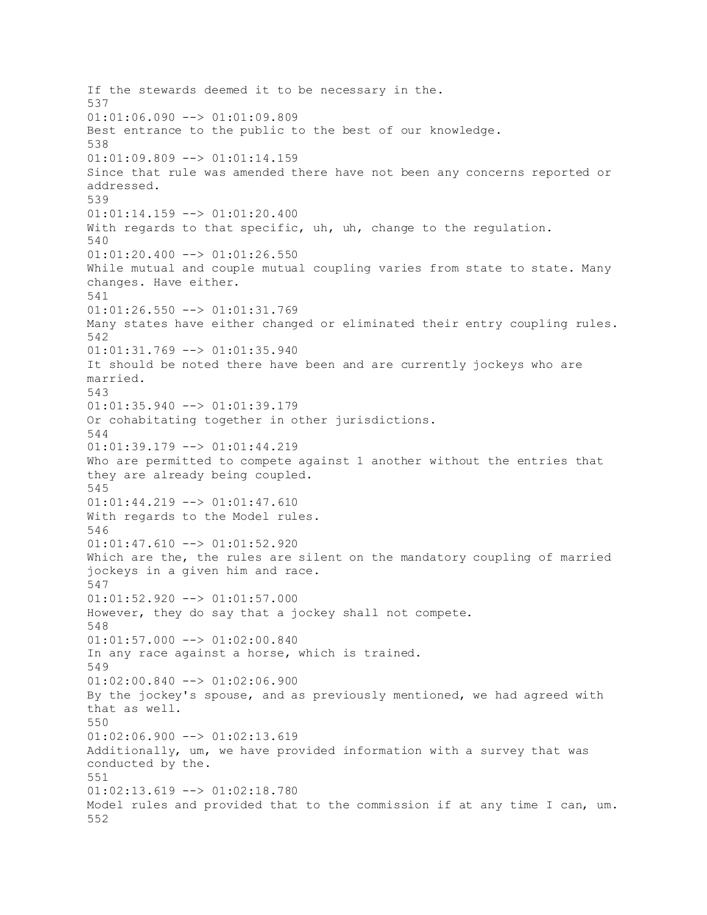If the stewards deemed it to be necessary in the.
537
01:01:06.090 --> 01:01:09.809
Best entrance to the public to the best of our knowledge.
538
01:01:09.809 --> 01:01:14.159
Since that rule was amended there have not been any concerns reported or addressed.
539
01:01:14.159 --> 01:01:20.400
With regards to that specific, uh, uh, change to the regulation.
540
01:01:20.400 --> 01:01:26.550
While mutual and couple mutual coupling varies from state to state. Many changes. Have either.
541
01:01:26.550 --> 01:01:31.769
Many states have either changed or eliminated their entry coupling rules.
542
01:01:31.769 --> 01:01:35.940
It should be noted there have been and are currently jockeys who are married.
543
01:01:35.940 --> 01:01:39.179
Or cohabitating together in other jurisdictions.
544
01:01:39.179 --> 01:01:44.219
Who are permitted to compete against 1 another without the entries that they are already being coupled.
545
01:01:44.219 --> 01:01:47.610
With regards to the Model rules.
546
01:01:47.610 --> 01:01:52.920
Which are the, the rules are silent on the mandatory coupling of married jockeys in a given him and race.
547
01:01:52.920 --> 01:01:57.000
However, they do say that a jockey shall not compete.
548
01:01:57.000 --> 01:02:00.840
In any race against a horse, which is trained.
549
01:02:00.840 --> 01:02:06.900
By the jockey's spouse, and as previously mentioned, we had agreed with that as well.
550
01:02:06.900 --> 01:02:13.619
Additionally, um, we have provided information with a survey that was conducted by the.
551
01:02:13.619 --> 01:02:18.780
Model rules and provided that to the commission if at any time I can, um.
552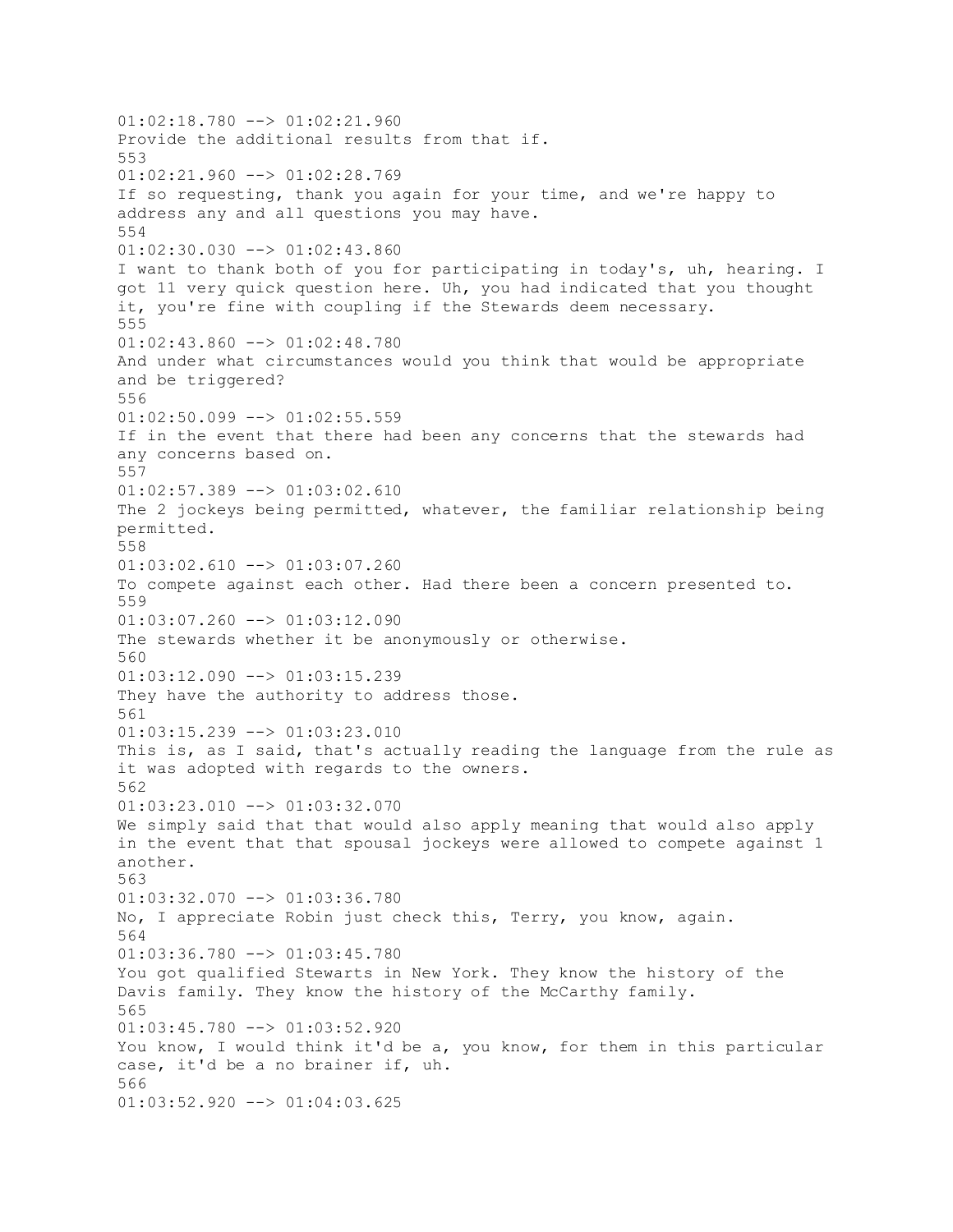01:02:18.780 --> 01:02:21.960
Provide the additional results from that if.
553
01:02:21.960 --> 01:02:28.769
If so requesting, thank you again for your time, and we're happy to address any and all questions you may have.
554
01:02:30.030 --> 01:02:43.860
I want to thank both of you for participating in today's, uh, hearing. I got 11 very quick question here. Uh, you had indicated that you thought it, you're fine with coupling if the Stewards deem necessary.
555
01:02:43.860 --> 01:02:48.780
And under what circumstances would you think that would be appropriate and be triggered?
556
01:02:50.099 --> 01:02:55.559
If in the event that there had been any concerns that the stewards had any concerns based on.
557
01:02:57.389 --> 01:03:02.610
The 2 jockeys being permitted, whatever, the familiar relationship being permitted.
558
01:03:02.610 --> 01:03:07.260
To compete against each other. Had there been a concern presented to.
559
01:03:07.260 --> 01:03:12.090
The stewards whether it be anonymously or otherwise.
560
01:03:12.090 --> 01:03:15.239
They have the authority to address those.
561
01:03:15.239 --> 01:03:23.010
This is, as I said, that's actually reading the language from the rule as it was adopted with regards to the owners.
562
01:03:23.010 --> 01:03:32.070
We simply said that that would also apply meaning that would also apply in the event that that spousal jockeys were allowed to compete against 1 another.
563
01:03:32.070 --> 01:03:36.780
No, I appreciate Robin just check this, Terry, you know, again.
564
01:03:36.780 --> 01:03:45.780
You got qualified Stewarts in New York. They know the history of the Davis family. They know the history of the McCarthy family.
565
01:03:45.780 --> 01:03:52.920
You know, I would think it'd be a, you know, for them in this particular case, it'd be a no brainer if, uh.
566
01:03:52.920 --> 01:04:03.625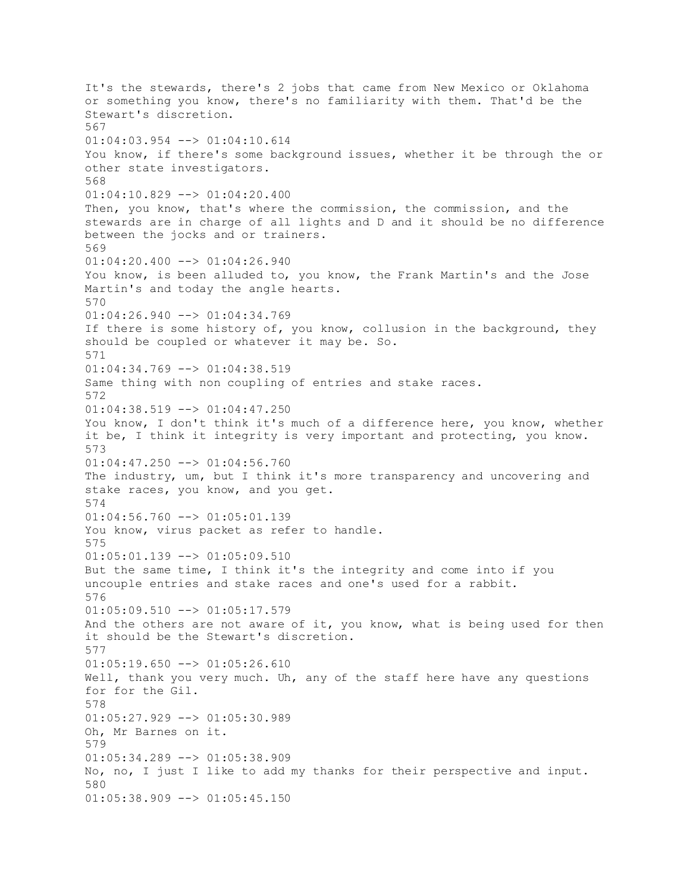It's the stewards, there's 2 jobs that came from New Mexico or Oklahoma or something you know, there's no familiarity with them. That'd be the Stewart's discretion.
567
01:04:03.954 --> 01:04:10.614
You know, if there's some background issues, whether it be through the or other state investigators.
568
01:04:10.829 --> 01:04:20.400
Then, you know, that's where the commission, the commission, and the stewards are in charge of all lights and D and it should be no difference between the jocks and or trainers.
569
01:04:20.400 --> 01:04:26.940
You know, is been alluded to, you know, the Frank Martin's and the Jose Martin's and today the angle hearts.
570
01:04:26.940 --> 01:04:34.769
If there is some history of, you know, collusion in the background, they should be coupled or whatever it may be. So.
571
01:04:34.769 --> 01:04:38.519
Same thing with non coupling of entries and stake races.
572
01:04:38.519 --> 01:04:47.250
You know, I don't think it's much of a difference here, you know, whether it be, I think it integrity is very important and protecting, you know.
573
01:04:47.250 --> 01:04:56.760
The industry, um, but I think it's more transparency and uncovering and stake races, you know, and you get.
574
01:04:56.760 --> 01:05:01.139
You know, virus packet as refer to handle.
575
01:05:01.139 --> 01:05:09.510
But the same time, I think it's the integrity and come into if you uncouple entries and stake races and one's used for a rabbit.
576
01:05:09.510 --> 01:05:17.579
And the others are not aware of it, you know, what is being used for then it should be the Stewart's discretion.
577
01:05:19.650 --> 01:05:26.610
Well, thank you very much. Uh, any of the staff here have any questions for for the Gil.
578
01:05:27.929 --> 01:05:30.989
Oh, Mr Barnes on it.
579
01:05:34.289 --> 01:05:38.909
No, no, I just I like to add my thanks for their perspective and input.
580
01:05:38.909 --> 01:05:45.150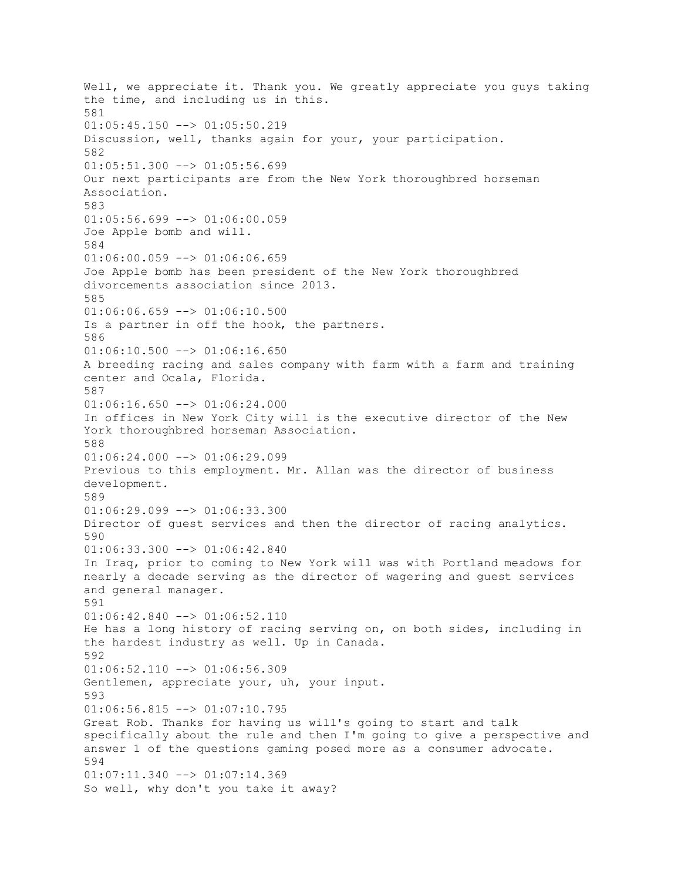Well, we appreciate it. Thank you. We greatly appreciate you guys taking the time, and including us in this.

581

01:05:45.150 --> 01:05:50.219

Discussion, well, thanks again for your, your participation.

582

01:05:51.300 --> 01:05:56.699

Our next participants are from the New York thoroughbred horseman Association.

583

01:05:56.699 --> 01:06:00.059

Joe Apple bomb and will.

584

01:06:00.059 --> 01:06:06.659

Joe Apple bomb has been president of the New York thoroughbred divorcements association since 2013.

585

01:06:06.659 --> 01:06:10.500

Is a partner in off the hook, the partners.

586

01:06:10.500 --> 01:06:16.650

A breeding racing and sales company with farm with a farm and training center and Ocala, Florida.

587

01:06:16.650 --> 01:06:24.000

In offices in New York City will is the executive director of the New York thoroughbred horseman Association.

588

01:06:24.000 --> 01:06:29.099

Previous to this employment. Mr. Allan was the director of business development.

589

01:06:29.099 --> 01:06:33.300

Director of guest services and then the director of racing analytics.

590

01:06:33.300 --> 01:06:42.840

In Iraq, prior to coming to New York will was with Portland meadows for nearly a decade serving as the director of wagering and guest services and general manager.

591

01:06:42.840 --> 01:06:52.110

He has a long history of racing serving on, on both sides, including in the hardest industry as well. Up in Canada.

592

01:06:52.110 --> 01:06:56.309

Gentlemen, appreciate your, uh, your input.

593

01:06:56.815 --> 01:07:10.795

Great Rob. Thanks for having us will's going to start and talk specifically about the rule and then I'm going to give a perspective and answer 1 of the questions gaming posed more as a consumer advocate.

594

01:07:11.340 --> 01:07:14.369

So well, why don't you take it away?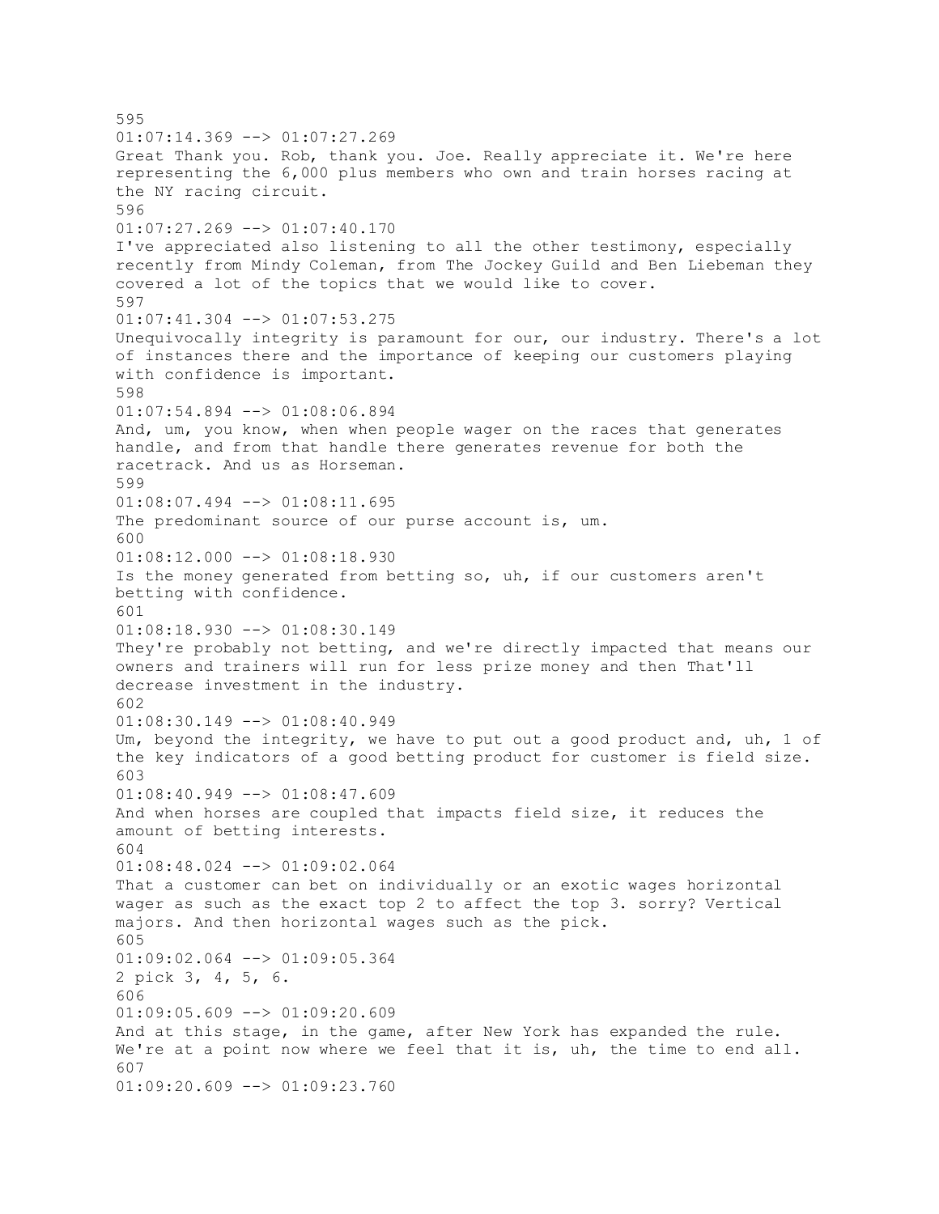595
01:07:14.369 --> 01:07:27.269
Great Thank you. Rob, thank you. Joe. Really appreciate it. We're here representing the 6,000 plus members who own and train horses racing at the NY racing circuit.
596
01:07:27.269 --> 01:07:40.170
I've appreciated also listening to all the other testimony, especially recently from Mindy Coleman, from The Jockey Guild and Ben Liebeman they covered a lot of the topics that we would like to cover.
597
01:07:41.304 --> 01:07:53.275
Unequivocally integrity is paramount for our, our industry. There's a lot of instances there and the importance of keeping our customers playing with confidence is important.
598
01:07:54.894 --> 01:08:06.894
And, um, you know, when when people wager on the races that generates handle, and from that handle there generates revenue for both the racetrack. And us as Horseman.
599
01:08:07.494 --> 01:08:11.695
The predominant source of our purse account is, um.
600
01:08:12.000 --> 01:08:18.930
Is the money generated from betting so, uh, if our customers aren't betting with confidence.
601
01:08:18.930 --> 01:08:30.149
They're probably not betting, and we're directly impacted that means our owners and trainers will run for less prize money and then That'll decrease investment in the industry.
602
01:08:30.149 --> 01:08:40.949
Um, beyond the integrity, we have to put out a good product and, uh, 1 of the key indicators of a good betting product for customer is field size.
603
01:08:40.949 --> 01:08:47.609
And when horses are coupled that impacts field size, it reduces the amount of betting interests.
604
01:08:48.024 --> 01:09:02.064
That a customer can bet on individually or an exotic wages horizontal wager as such as the exact top 2 to affect the top 3. sorry? Vertical majors. And then horizontal wages such as the pick.
605
01:09:02.064 --> 01:09:05.364
2 pick 3, 4, 5, 6.
606
01:09:05.609 --> 01:09:20.609
And at this stage, in the game, after New York has expanded the rule. We're at a point now where we feel that it is, uh, the time to end all.
607
01:09:20.609 --> 01:09:23.760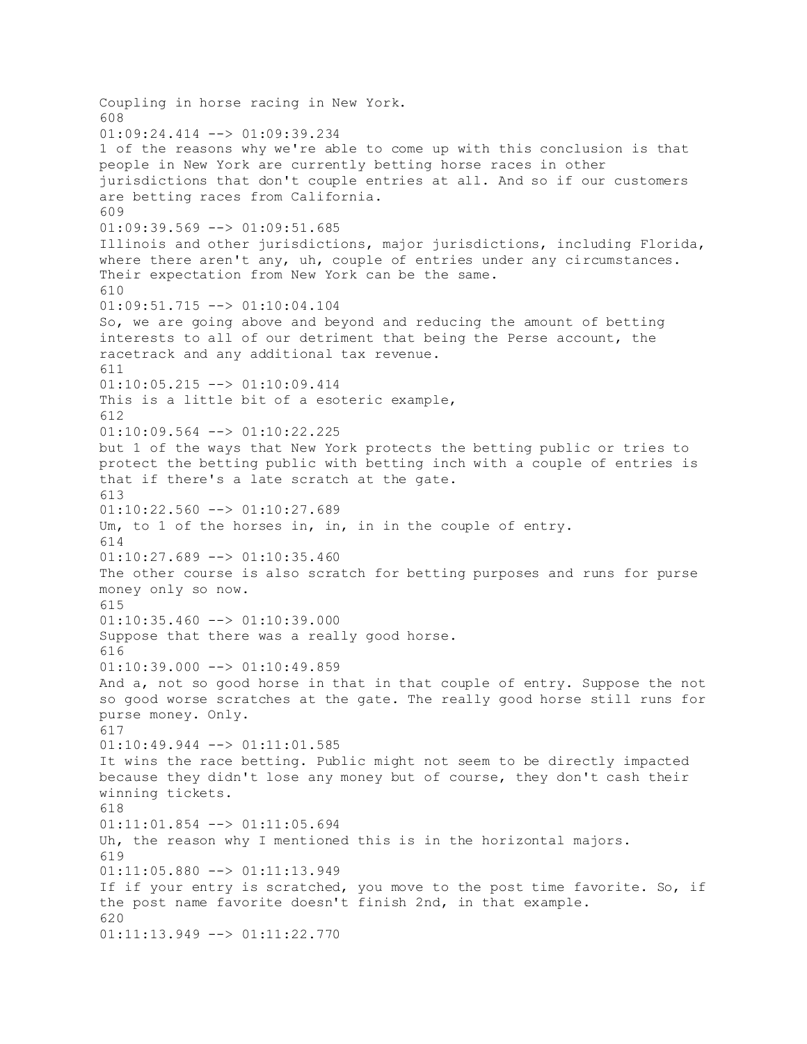Coupling in horse racing in New York.
608
01:09:24.414 --> 01:09:39.234
1 of the reasons why we're able to come up with this conclusion is that people in New York are currently betting horse races in other jurisdictions that don't couple entries at all. And so if our customers are betting races from California.
609
01:09:39.569 --> 01:09:51.685
Illinois and other jurisdictions, major jurisdictions, including Florida, where there aren't any, uh, couple of entries under any circumstances. Their expectation from New York can be the same.
610
01:09:51.715 --> 01:10:04.104
So, we are going above and beyond and reducing the amount of betting interests to all of our detriment that being the Perse account, the racetrack and any additional tax revenue.
611
01:10:05.215 --> 01:10:09.414
This is a little bit of a esoteric example,
612
01:10:09.564 --> 01:10:22.225
but 1 of the ways that New York protects the betting public or tries to protect the betting public with betting inch with a couple of entries is that if there's a late scratch at the gate.
613
01:10:22.560 --> 01:10:27.689
Um, to 1 of the horses in, in, in in the couple of entry.
614
01:10:27.689 --> 01:10:35.460
The other course is also scratch for betting purposes and runs for purse money only so now.
615
01:10:35.460 --> 01:10:39.000
Suppose that there was a really good horse.
616
01:10:39.000 --> 01:10:49.859
And a, not so good horse in that in that couple of entry. Suppose the not so good worse scratches at the gate. The really good horse still runs for purse money. Only.
617
01:10:49.944 --> 01:11:01.585
It wins the race betting. Public might not seem to be directly impacted because they didn't lose any money but of course, they don't cash their winning tickets.
618
01:11:01.854 --> 01:11:05.694
Uh, the reason why I mentioned this is in the horizontal majors.
619
01:11:05.880 --> 01:11:13.949
If if your entry is scratched, you move to the post time favorite. So, if the post name favorite doesn't finish 2nd, in that example.
620
01:11:13.949 --> 01:11:22.770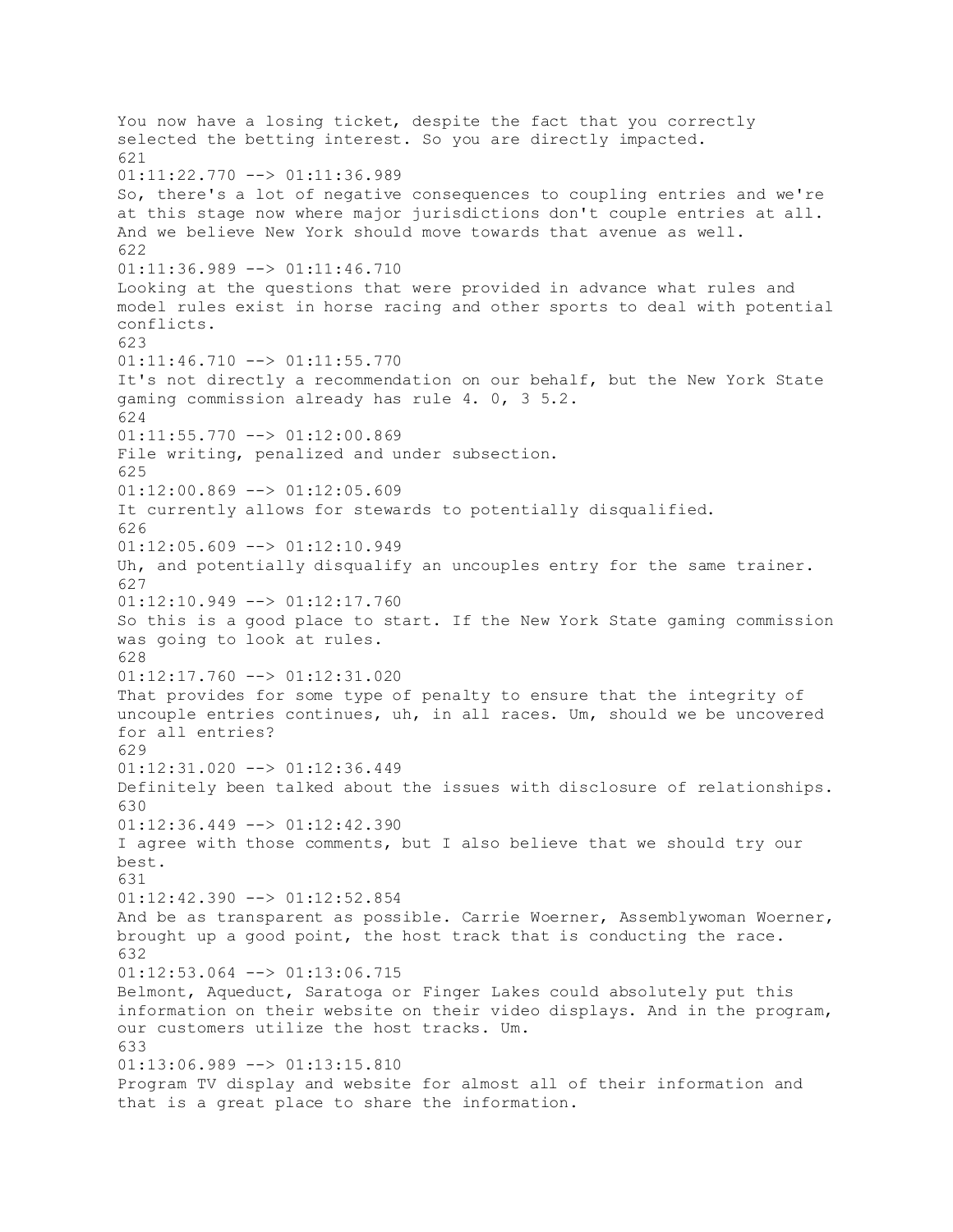You now have a losing ticket, despite the fact that you correctly selected the betting interest. So you are directly impacted.
621
01:11:22.770 --> 01:11:36.989
So, there's a lot of negative consequences to coupling entries and we're at this stage now where major jurisdictions don't couple entries at all. And we believe New York should move towards that avenue as well.
622
01:11:36.989 --> 01:11:46.710
Looking at the questions that were provided in advance what rules and model rules exist in horse racing and other sports to deal with potential conflicts.
623
01:11:46.710 --> 01:11:55.770
It's not directly a recommendation on our behalf, but the New York State gaming commission already has rule 4. 0, 3 5.2.
624
01:11:55.770 --> 01:12:00.869
File writing, penalized and under subsection.
625
01:12:00.869 --> 01:12:05.609
It currently allows for stewards to potentially disqualified.
626
01:12:05.609 --> 01:12:10.949
Uh, and potentially disqualify an uncouples entry for the same trainer.
627
01:12:10.949 --> 01:12:17.760
So this is a good place to start. If the New York State gaming commission was going to look at rules.
628
01:12:17.760 --> 01:12:31.020
That provides for some type of penalty to ensure that the integrity of uncouple entries continues, uh, in all races. Um, should we be uncovered for all entries?
629
01:12:31.020 --> 01:12:36.449
Definitely been talked about the issues with disclosure of relationships.
630
01:12:36.449 --> 01:12:42.390
I agree with those comments, but I also believe that we should try our best.
631
01:12:42.390 --> 01:12:52.854
And be as transparent as possible. Carrie Woerner, Assemblywoman Woerner, brought up a good point, the host track that is conducting the race.
632
01:12:53.064 --> 01:13:06.715
Belmont, Aqueduct, Saratoga or Finger Lakes could absolutely put this information on their website on their video displays. And in the program, our customers utilize the host tracks. Um.
633
01:13:06.989 --> 01:13:15.810
Program TV display and website for almost all of their information and that is a great place to share the information.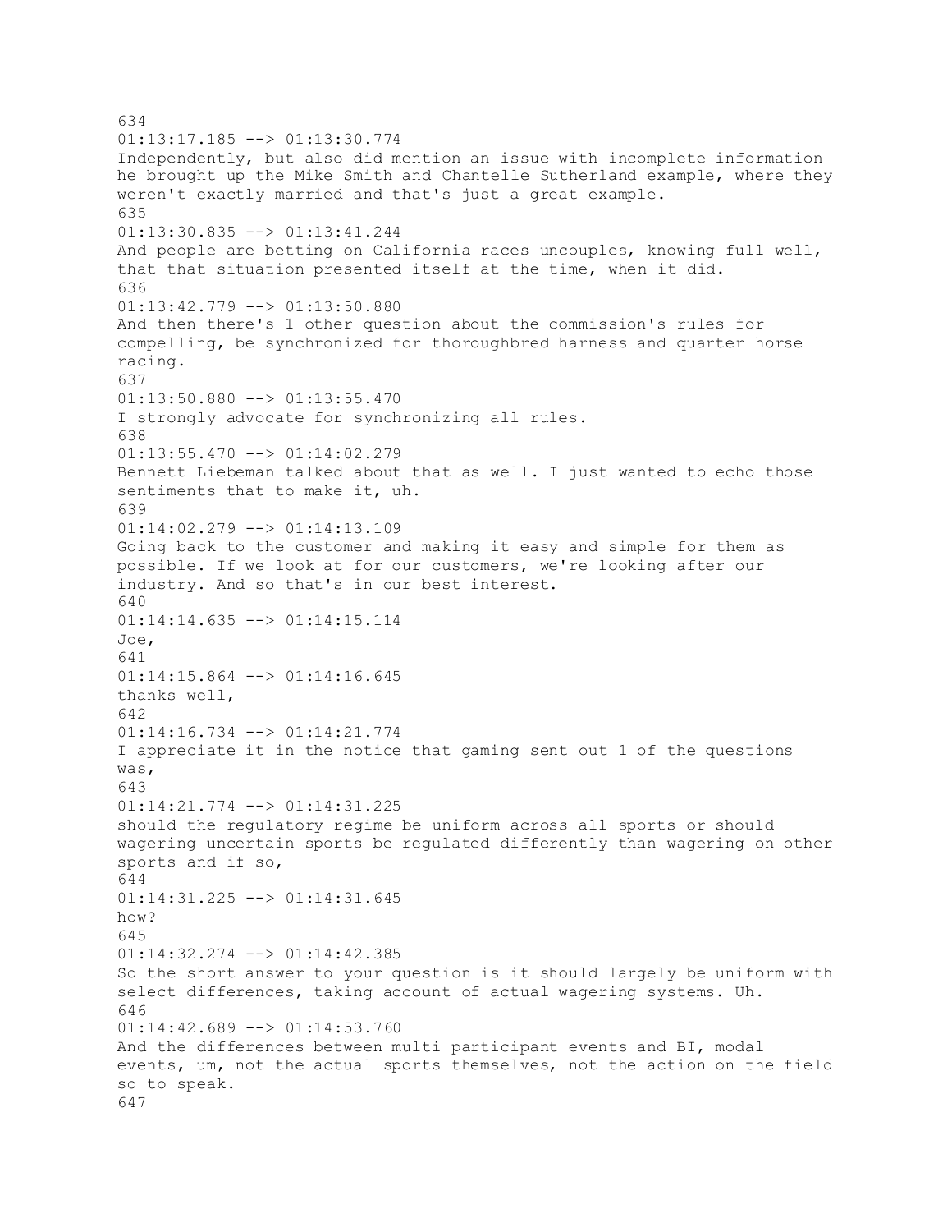634
01:13:17.185 --> 01:13:30.774
Independently, but also did mention an issue with incomplete information he brought up the Mike Smith and Chantelle Sutherland example, where they weren't exactly married and that's just a great example.
635
01:13:30.835 --> 01:13:41.244
And people are betting on California races uncouples, knowing full well, that that situation presented itself at the time, when it did.
636
01:13:42.779 --> 01:13:50.880
And then there's 1 other question about the commission's rules for compelling, be synchronized for thoroughbred harness and quarter horse racing.
637
01:13:50.880 --> 01:13:55.470
I strongly advocate for synchronizing all rules.
638
01:13:55.470 --> 01:14:02.279
Bennett Liebeman talked about that as well. I just wanted to echo those sentiments that to make it, uh.
639
01:14:02.279 --> 01:14:13.109
Going back to the customer and making it easy and simple for them as possible. If we look at for our customers, we're looking after our industry. And so that's in our best interest.
640
01:14:14.635 --> 01:14:15.114
Joe,
641
01:14:15.864 --> 01:14:16.645
thanks well,
642
01:14:16.734 --> 01:14:21.774
I appreciate it in the notice that gaming sent out 1 of the questions was,
643
01:14:21.774 --> 01:14:31.225
should the regulatory regime be uniform across all sports or should wagering uncertain sports be regulated differently than wagering on other sports and if so,
644
01:14:31.225 --> 01:14:31.645
how?
645
01:14:32.274 --> 01:14:42.385
So the short answer to your question is it should largely be uniform with select differences, taking account of actual wagering systems. Uh.
646
01:14:42.689 --> 01:14:53.760
And the differences between multi participant events and BI, modal events, um, not the actual sports themselves, not the action on the field so to speak.
647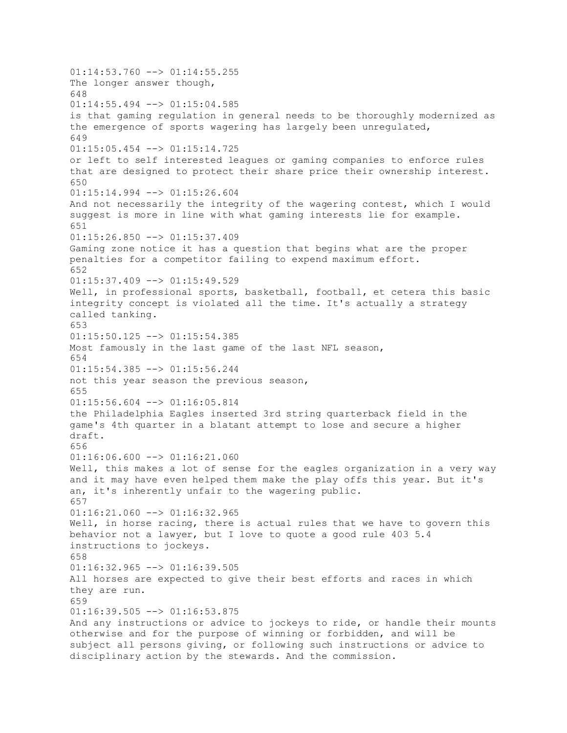01:14:53.760 --> 01:14:55.255
The longer answer though,
648
01:14:55.494 --> 01:15:04.585
is that gaming regulation in general needs to be thoroughly modernized as the emergence of sports wagering has largely been unregulated,
649
01:15:05.454 --> 01:15:14.725
or left to self interested leagues or gaming companies to enforce rules that are designed to protect their share price their ownership interest.
650
01:15:14.994 --> 01:15:26.604
And not necessarily the integrity of the wagering contest, which I would suggest is more in line with what gaming interests lie for example.
651
01:15:26.850 --> 01:15:37.409
Gaming zone notice it has a question that begins what are the proper penalties for a competitor failing to expend maximum effort.
652
01:15:37.409 --> 01:15:49.529
Well, in professional sports, basketball, football, et cetera this basic integrity concept is violated all the time. It's actually a strategy called tanking.
653
01:15:50.125 --> 01:15:54.385
Most famously in the last game of the last NFL season,
654
01:15:54.385 --> 01:15:56.244
not this year season the previous season,
655
01:15:56.604 --> 01:16:05.814
the Philadelphia Eagles inserted 3rd string quarterback field in the game's 4th quarter in a blatant attempt to lose and secure a higher draft.
656
01:16:06.600 --> 01:16:21.060
Well, this makes a lot of sense for the eagles organization in a very way and it may have even helped them make the play offs this year. But it's an, it's inherently unfair to the wagering public.
657
01:16:21.060 --> 01:16:32.965
Well, in horse racing, there is actual rules that we have to govern this behavior not a lawyer, but I love to quote a good rule 403 5.4 instructions to jockeys.
658
01:16:32.965 --> 01:16:39.505
All horses are expected to give their best efforts and races in which they are run.
659
01:16:39.505 --> 01:16:53.875
And any instructions or advice to jockeys to ride, or handle their mounts otherwise and for the purpose of winning or forbidden, and will be subject all persons giving, or following such instructions or advice to disciplinary action by the stewards. And the commission.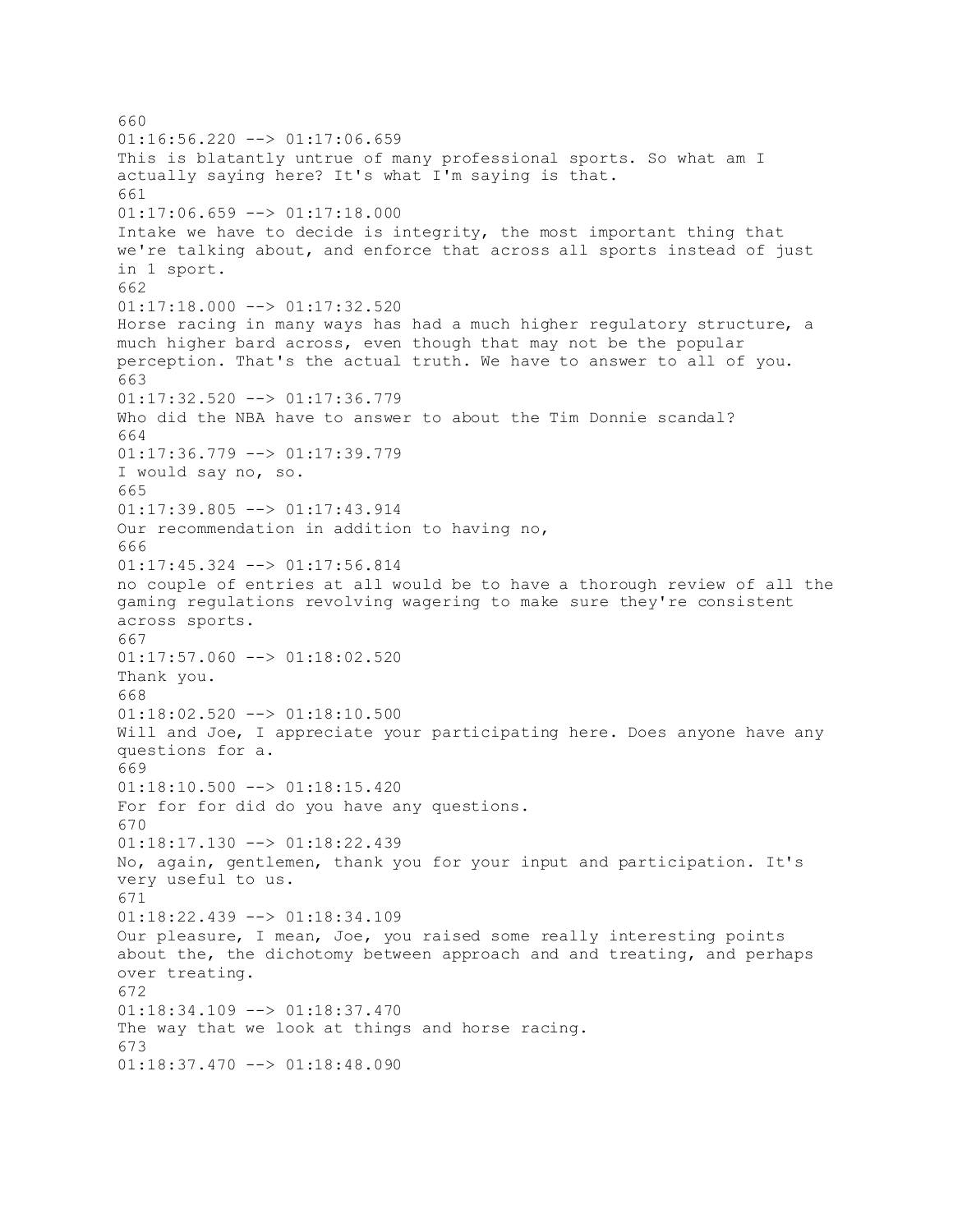660
01:16:56.220 --> 01:17:06.659
This is blatantly untrue of many professional sports. So what am I actually saying here? It's what I'm saying is that.
661
01:17:06.659 --> 01:17:18.000
Intake we have to decide is integrity, the most important thing that we're talking about, and enforce that across all sports instead of just in 1 sport.
662
01:17:18.000 --> 01:17:32.520
Horse racing in many ways has had a much higher regulatory structure, a much higher bard across, even though that may not be the popular perception. That's the actual truth. We have to answer to all of you.
663
01:17:32.520 --> 01:17:36.779
Who did the NBA have to answer to about the Tim Donnie scandal?
664
01:17:36.779 --> 01:17:39.779
I would say no, so.
665
01:17:39.805 --> 01:17:43.914
Our recommendation in addition to having no,
666
01:17:45.324 --> 01:17:56.814
no couple of entries at all would be to have a thorough review of all the gaming regulations revolving wagering to make sure they're consistent across sports.
667
01:17:57.060 --> 01:18:02.520
Thank you.
668
01:18:02.520 --> 01:18:10.500
Will and Joe, I appreciate your participating here. Does anyone have any questions for a.
669
01:18:10.500 --> 01:18:15.420
For for for did do you have any questions.
670
01:18:17.130 --> 01:18:22.439
No, again, gentlemen, thank you for your input and participation. It's very useful to us.
671
01:18:22.439 --> 01:18:34.109
Our pleasure, I mean, Joe, you raised some really interesting points about the, the dichotomy between approach and and treating, and perhaps over treating.
672
01:18:34.109 --> 01:18:37.470
The way that we look at things and horse racing.
673
01:18:37.470 --> 01:18:48.090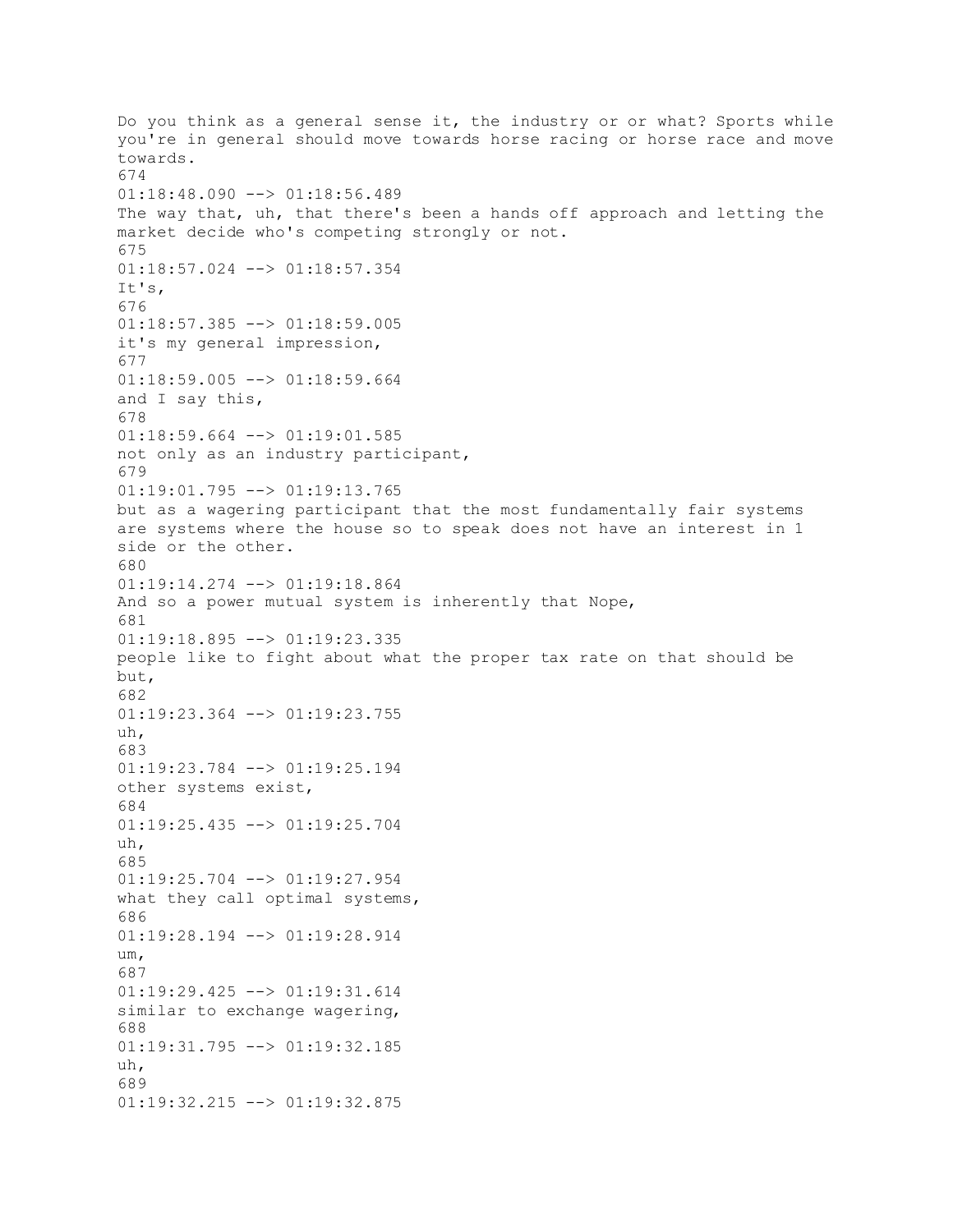Do you think as a general sense it, the industry or or what? Sports while you're in general should move towards horse racing or horse race and move towards.

674

01:18:48.090 --> 01:18:56.489

The way that, uh, that there's been a hands off approach and letting the market decide who's competing strongly or not.

675

01:18:57.024 --> 01:18:57.354

It's,

676

01:18:57.385 --> 01:18:59.005

it's my general impression,

677

01:18:59.005 --> 01:18:59.664

and I say this,

678

01:18:59.664 --> 01:19:01.585

not only as an industry participant,

679

01:19:01.795 --> 01:19:13.765

but as a wagering participant that the most fundamentally fair systems are systems where the house so to speak does not have an interest in 1 side or the other.

680

01:19:14.274 --> 01:19:18.864

And so a power mutual system is inherently that Nope,

681

01:19:18.895 --> 01:19:23.335

people like to fight about what the proper tax rate on that should be but,

682

01:19:23.364 --> 01:19:23.755

uh,

683

01:19:23.784 --> 01:19:25.194

other systems exist,

684

01:19:25.435 --> 01:19:25.704

uh,

685

01:19:25.704 --> 01:19:27.954

what they call optimal systems,

686

01:19:28.194 --> 01:19:28.914

um,

687

01:19:29.425 --> 01:19:31.614

similar to exchange wagering,

688

01:19:31.795 --> 01:19:32.185

uh,

689

01:19:32.215 --> 01:19:32.875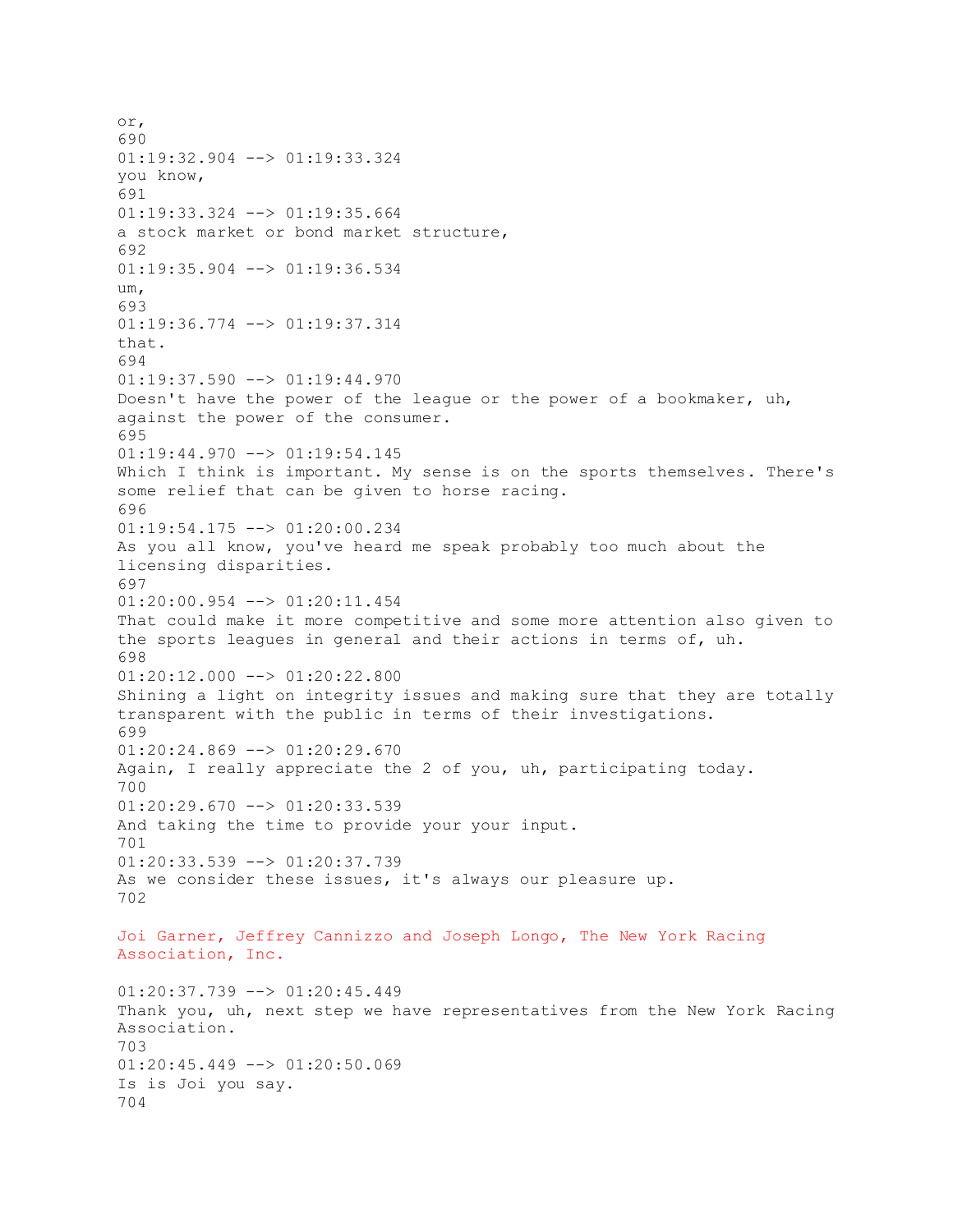or,
690
01:19:32.904 --> 01:19:33.324
you know,
691
01:19:33.324 --> 01:19:35.664
a stock market or bond market structure,
692
01:19:35.904 --> 01:19:36.534
um,
693
01:19:36.774 --> 01:19:37.314
that.
694
01:19:37.590 --> 01:19:44.970
Doesn't have the power of the league or the power of a bookmaker, uh, against the power of the consumer.
695
01:19:44.970 --> 01:19:54.145
Which I think is important. My sense is on the sports themselves. There's some relief that can be given to horse racing.
696
01:19:54.175 --> 01:20:00.234
As you all know, you've heard me speak probably too much about the licensing disparities.
697
01:20:00.954 --> 01:20:11.454
That could make it more competitive and some more attention also given to the sports leagues in general and their actions in terms of, uh.
698
01:20:12.000 --> 01:20:22.800
Shining a light on integrity issues and making sure that they are totally transparent with the public in terms of their investigations.
699
01:20:24.869 --> 01:20:29.670
Again, I really appreciate the 2 of you, uh, participating today.
700
01:20:29.670 --> 01:20:33.539
And taking the time to provide your your input.
701
01:20:33.539 --> 01:20:37.739
As we consider these issues, it's always our pleasure up.
702

Joi Garner, Jeffrey Cannizzo and Joseph Longo, The New York Racing Association, Inc.

01:20:37.739 --> 01:20:45.449
Thank you, uh, next step we have representatives from the New York Racing Association.
703
01:20:45.449 --> 01:20:50.069
Is is Joi you say.
704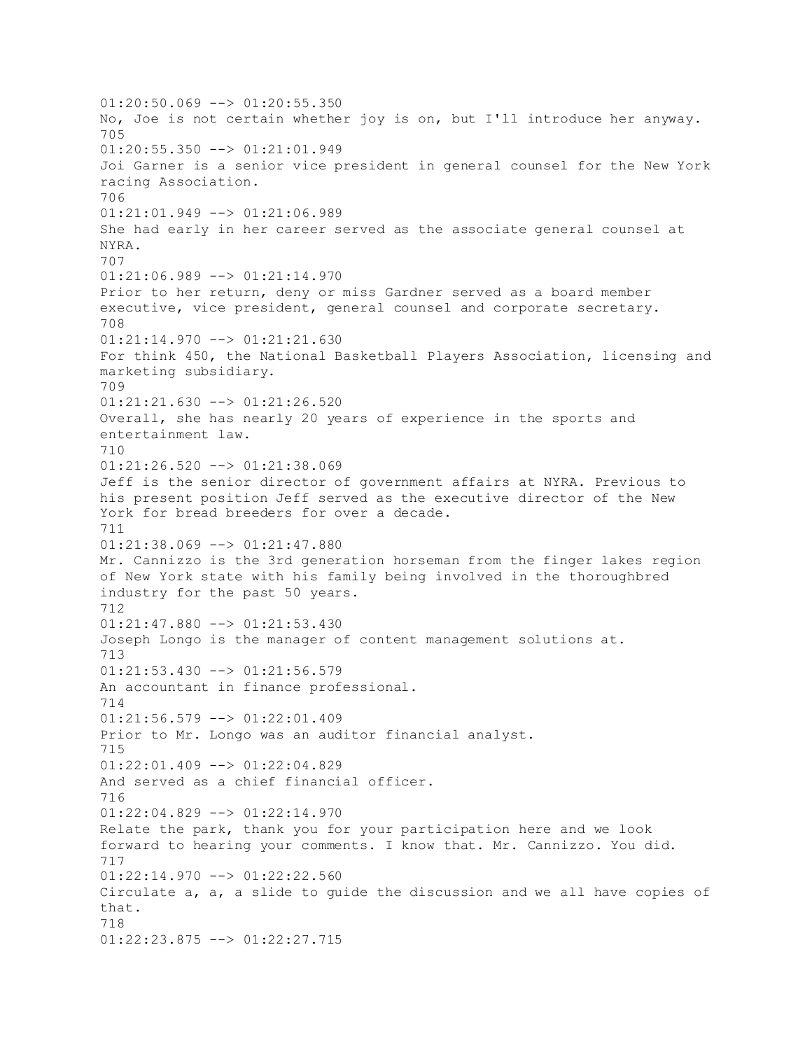01:20:50.069 --> 01:20:55.350
No, Joe is not certain whether joy is on, but I'll introduce her anyway.
705
01:20:55.350 --> 01:21:01.949
Joi Garner is a senior vice president in general counsel for the New York racing Association.
706
01:21:01.949 --> 01:21:06.989
She had early in her career served as the associate general counsel at NYRA.
707
01:21:06.989 --> 01:21:14.970
Prior to her return, deny or miss Gardner served as a board member executive, vice president, general counsel and corporate secretary.
708
01:21:14.970 --> 01:21:21.630
For think 450, the National Basketball Players Association, licensing and marketing subsidiary.
709
01:21:21.630 --> 01:21:26.520
Overall, she has nearly 20 years of experience in the sports and entertainment law.
710
01:21:26.520 --> 01:21:38.069
Jeff is the senior director of government affairs at NYRA. Previous to his present position Jeff served as the executive director of the New York for bread breeders for over a decade.
711
01:21:38.069 --> 01:21:47.880
Mr. Cannizzo is the 3rd generation horseman from the finger lakes region of New York state with his family being involved in the thoroughbred industry for the past 50 years.
712
01:21:47.880 --> 01:21:53.430
Joseph Longo is the manager of content management solutions at.
713
01:21:53.430 --> 01:21:56.579
An accountant in finance professional.
714
01:21:56.579 --> 01:22:01.409
Prior to Mr. Longo was an auditor financial analyst.
715
01:22:01.409 --> 01:22:04.829
And served as a chief financial officer.
716
01:22:04.829 --> 01:22:14.970
Relate the park, thank you for your participation here and we look forward to hearing your comments. I know that. Mr. Cannizzo. You did.
717
01:22:14.970 --> 01:22:22.560
Circulate a, a, a slide to guide the discussion and we all have copies of that.
718
01:22:23.875 --> 01:22:27.715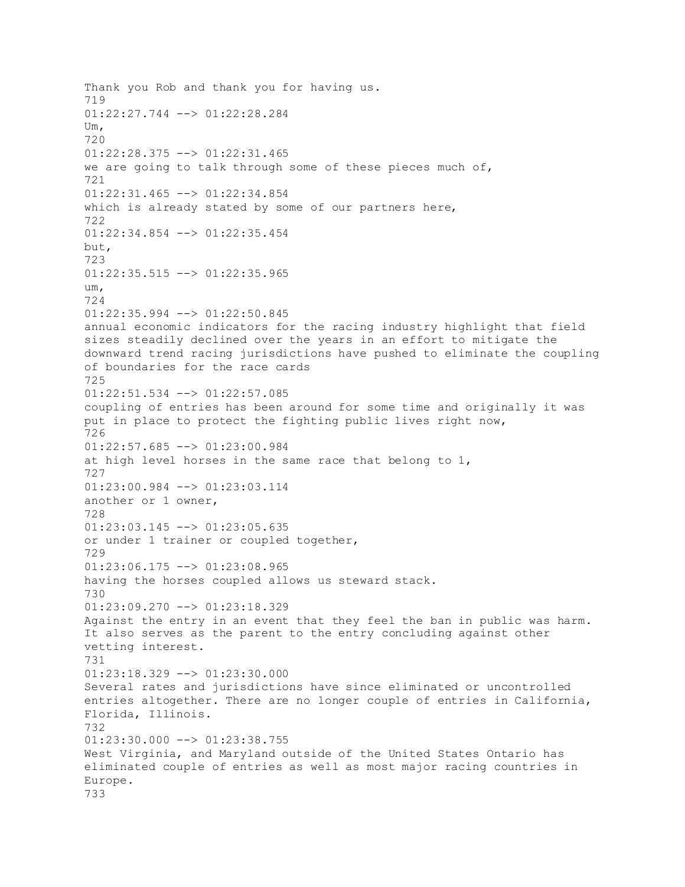Thank you Rob and thank you for having us.
719
01:22:27.744 --> 01:22:28.284
Um,
720
01:22:28.375 --> 01:22:31.465
we are going to talk through some of these pieces much of,
721
01:22:31.465 --> 01:22:34.854
which is already stated by some of our partners here,
722
01:22:34.854 --> 01:22:35.454
but,
723
01:22:35.515 --> 01:22:35.965
um,
724
01:22:35.994 --> 01:22:50.845
annual economic indicators for the racing industry highlight that field sizes steadily declined over the years in an effort to mitigate the downward trend racing jurisdictions have pushed to eliminate the coupling of boundaries for the race cards
725
01:22:51.534 --> 01:22:57.085
coupling of entries has been around for some time and originally it was put in place to protect the fighting public lives right now,
726
01:22:57.685 --> 01:23:00.984
at high level horses in the same race that belong to 1,
727
01:23:00.984 --> 01:23:03.114
another or 1 owner,
728
01:23:03.145 --> 01:23:05.635
or under 1 trainer or coupled together,
729
01:23:06.175 --> 01:23:08.965
having the horses coupled allows us steward stack.
730
01:23:09.270 --> 01:23:18.329
Against the entry in an event that they feel the ban in public was harm. It also serves as the parent to the entry concluding against other vetting interest.
731
01:23:18.329 --> 01:23:30.000
Several rates and jurisdictions have since eliminated or uncontrolled entries altogether. There are no longer couple of entries in California, Florida, Illinois.
732
01:23:30.000 --> 01:23:38.755
West Virginia, and Maryland outside of the United States Ontario has eliminated couple of entries as well as most major racing countries in Europe.
733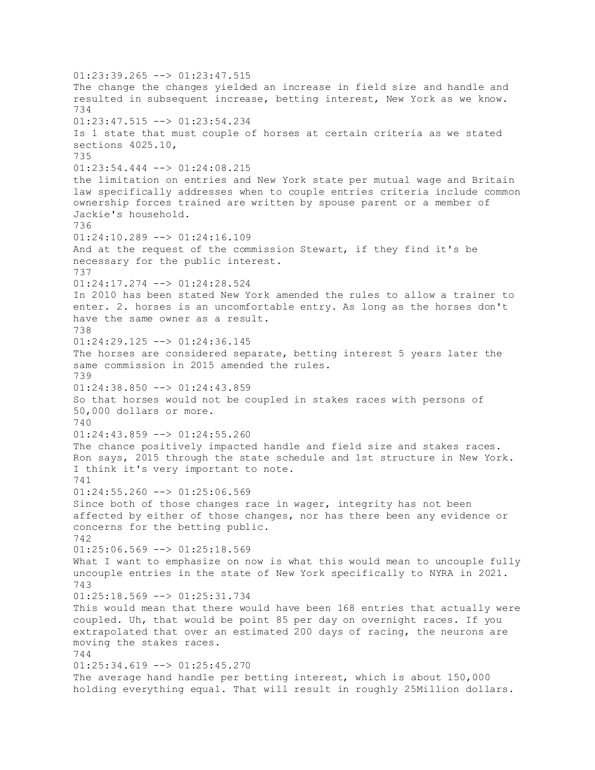01:23:39.265 --> 01:23:47.515
The change the changes yielded an increase in field size and handle and resulted in subsequent increase, betting interest, New York as we know.
734
01:23:47.515 --> 01:23:54.234
Is 1 state that must couple of horses at certain criteria as we stated sections 4025.10,
735
01:23:54.444 --> 01:24:08.215
the limitation on entries and New York state per mutual wage and Britain law specifically addresses when to couple entries criteria include common ownership forces trained are written by spouse parent or a member of Jackie's household.
736
01:24:10.289 --> 01:24:16.109
And at the request of the commission Stewart, if they find it's be necessary for the public interest.
737
01:24:17.274 --> 01:24:28.524
In 2010 has been stated New York amended the rules to allow a trainer to enter. 2. horses is an uncomfortable entry. As long as the horses don't have the same owner as a result.
738
01:24:29.125 --> 01:24:36.145
The horses are considered separate, betting interest 5 years later the same commission in 2015 amended the rules.
739
01:24:38.850 --> 01:24:43.859
So that horses would not be coupled in stakes races with persons of 50,000 dollars or more.
740
01:24:43.859 --> 01:24:55.260
The chance positively impacted handle and field size and stakes races. Ron says, 2015 through the state schedule and 1st structure in New York. I think it's very important to note.
741
01:24:55.260 --> 01:25:06.569
Since both of those changes race in wager, integrity has not been affected by either of those changes, nor has there been any evidence or concerns for the betting public.
742
01:25:06.569 --> 01:25:18.569
What I want to emphasize on now is what this would mean to uncouple fully uncouple entries in the state of New York specifically to NYRA in 2021.
743
01:25:18.569 --> 01:25:31.734
This would mean that there would have been 168 entries that actually were coupled. Uh, that would be point 85 per day on overnight races. If you extrapolated that over an estimated 200 days of racing, the neurons are moving the stakes races.
744
01:25:34.619 --> 01:25:45.270
The average hand handle per betting interest, which is about 150,000 holding everything equal. That will result in roughly 25Million dollars.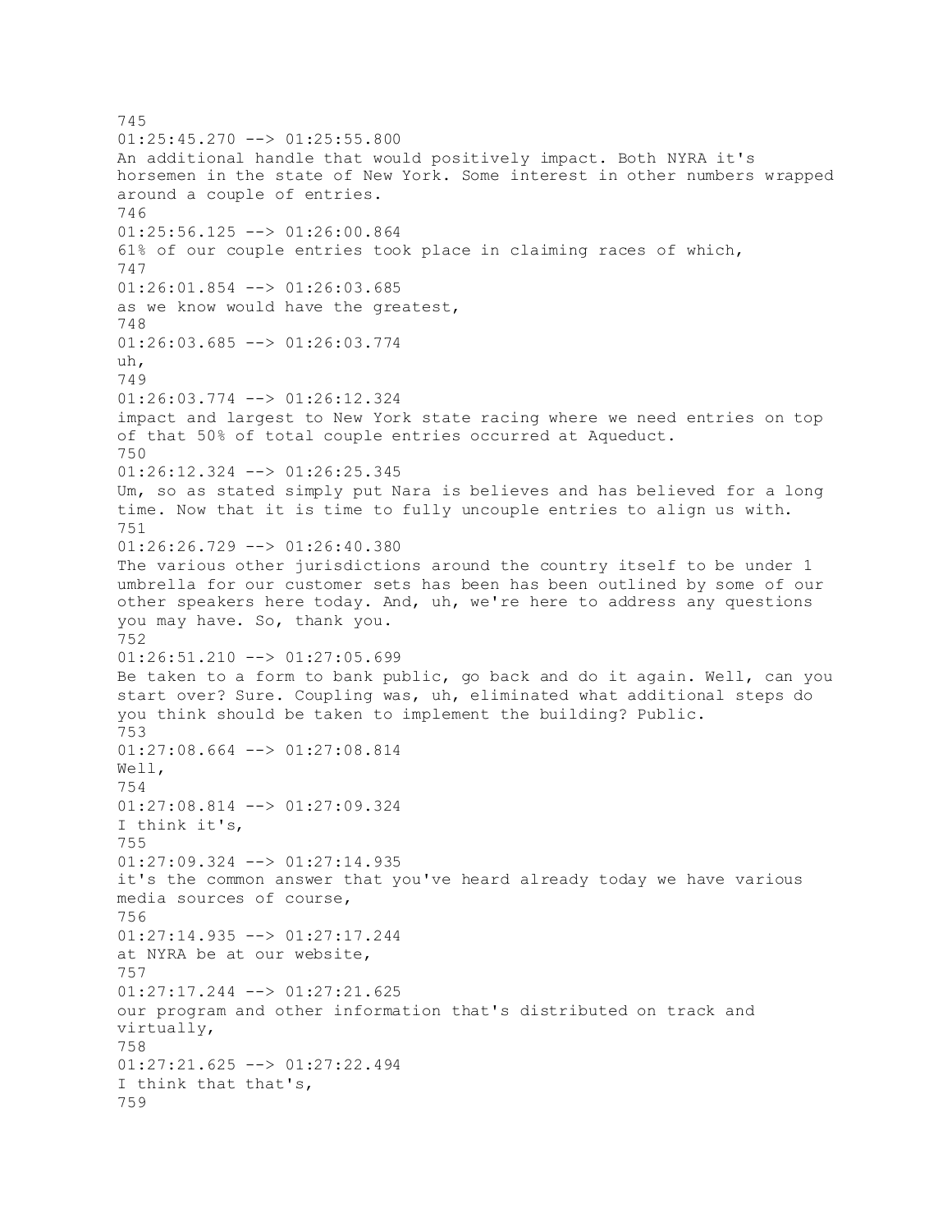745
01:25:45.270 --> 01:25:55.800
An additional handle that would positively impact. Both NYRA it's horsemen in the state of New York. Some interest in other numbers wrapped around a couple of entries.
746
01:25:56.125 --> 01:26:00.864
61% of our couple entries took place in claiming races of which,
747
01:26:01.854 --> 01:26:03.685
as we know would have the greatest,
748
01:26:03.685 --> 01:26:03.774
uh,
749
01:26:03.774 --> 01:26:12.324
impact and largest to New York state racing where we need entries on top of that 50% of total couple entries occurred at Aqueduct.
750
01:26:12.324 --> 01:26:25.345
Um, so as stated simply put Nara is believes and has believed for a long time. Now that it is time to fully uncouple entries to align us with.
751
01:26:26.729 --> 01:26:40.380
The various other jurisdictions around the country itself to be under 1 umbrella for our customer sets has been has been outlined by some of our other speakers here today. And, uh, we're here to address any questions you may have. So, thank you.
752
01:26:51.210 --> 01:27:05.699
Be taken to a form to bank public, go back and do it again. Well, can you start over? Sure. Coupling was, uh, eliminated what additional steps do you think should be taken to implement the building? Public.
753
01:27:08.664 --> 01:27:08.814
Well,
754
01:27:08.814 --> 01:27:09.324
I think it's,
755
01:27:09.324 --> 01:27:14.935
it's the common answer that you've heard already today we have various media sources of course,
756
01:27:14.935 --> 01:27:17.244
at NYRA be at our website,
757
01:27:17.244 --> 01:27:21.625
our program and other information that's distributed on track and virtually,
758
01:27:21.625 --> 01:27:22.494
I think that that's,
759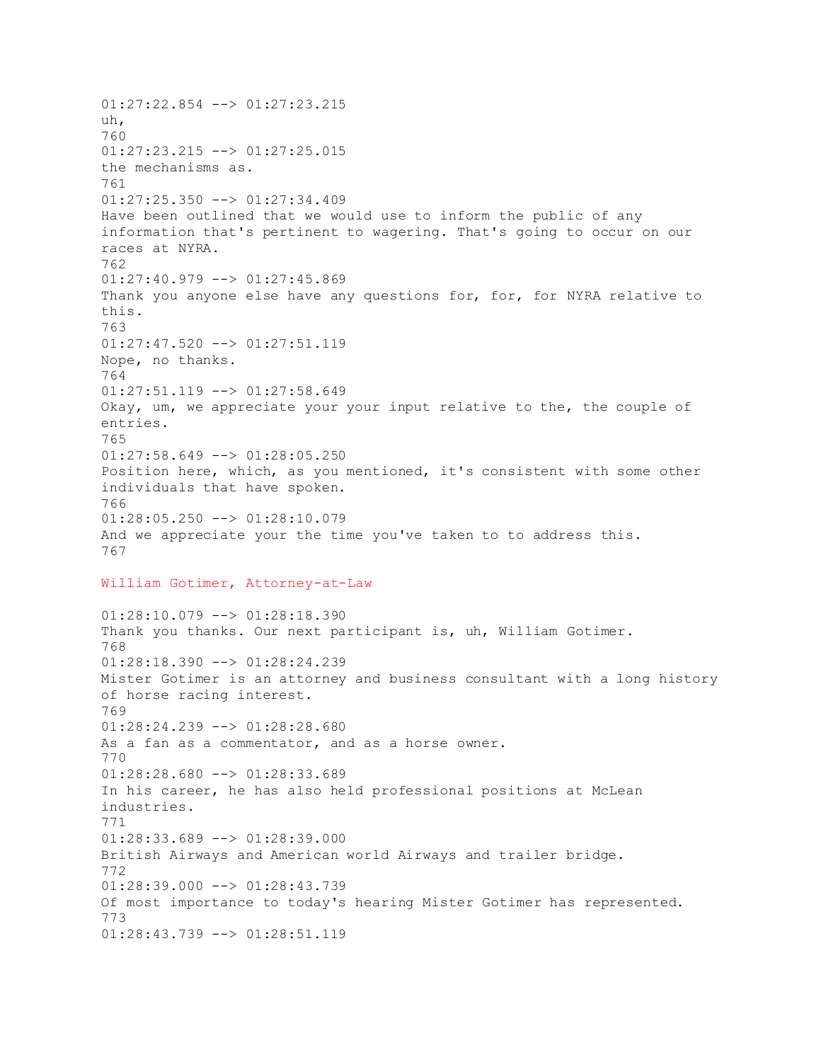01:27:22.854 --> 01:27:23.215
uh,
760
01:27:23.215 --> 01:27:25.015
the mechanisms as.
761
01:27:25.350 --> 01:27:34.409
Have been outlined that we would use to inform the public of any information that's pertinent to wagering. That's going to occur on our races at NYRA.
762
01:27:40.979 --> 01:27:45.869
Thank you anyone else have any questions for, for, for NYRA relative to this.
763
01:27:47.520 --> 01:27:51.119
Nope, no thanks.
764
01:27:51.119 --> 01:27:58.649
Okay, um, we appreciate your your input relative to the, the couple of entries.
765
01:27:58.649 --> 01:28:05.250
Position here, which, as you mentioned, it's consistent with some other individuals that have spoken.
766
01:28:05.250 --> 01:28:10.079
And we appreciate your the time you've taken to to address this.
767

## William Gotimer, Attorney-at-Law

01:28:10.079 --> 01:28:18.390
Thank you thanks. Our next participant is, uh, William Gotimer.
768
01:28:18.390 --> 01:28:24.239
Mister Gotimer is an attorney and business consultant with a long history of horse racing interest.
769
01:28:24.239 --> 01:28:28.680
As a fan as a commentator, and as a horse owner.
770
01:28:28.680 --> 01:28:33.689
In his career, he has also held professional positions at McLean industries.
771
01:28:33.689 --> 01:28:39.000
British Airways and American world Airways and trailer bridge.
772
01:28:39.000 --> 01:28:43.739
Of most importance to today's hearing Mister Gotimer has represented.
773
01:28:43.739 --> 01:28:51.119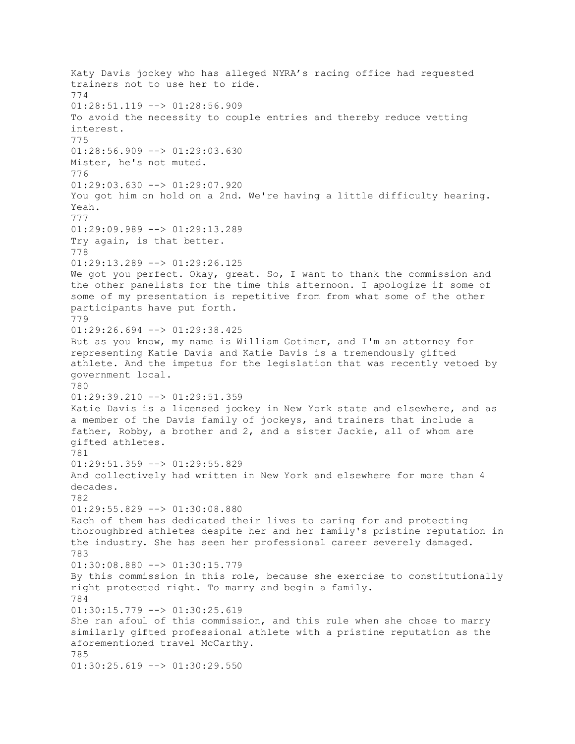Katy Davis jockey who has alleged NYRA's racing office had requested trainers not to use her to ride.

774
01:28:51.119 --> 01:28:56.909
To avoid the necessity to couple entries and thereby reduce vetting interest.

775
01:28:56.909 --> 01:29:03.630
Mister, he's not muted.

776
01:29:03.630 --> 01:29:07.920
You got him on hold on a 2nd. We're having a little difficulty hearing. Yeah.

777
01:29:09.989 --> 01:29:13.289
Try again, is that better.

778
01:29:13.289 --> 01:29:26.125
We got you perfect. Okay, great. So, I want to thank the commission and the other panelists for the time this afternoon. I apologize if some of some of my presentation is repetitive from from what some of the other participants have put forth.

779
01:29:26.694 --> 01:29:38.425
But as you know, my name is William Gotimer, and I'm an attorney for representing Katie Davis and Katie Davis is a tremendously gifted athlete. And the impetus for the legislation that was recently vetoed by government local.

780
01:29:39.210 --> 01:29:51.359
Katie Davis is a licensed jockey in New York state and elsewhere, and as a member of the Davis family of jockeys, and trainers that include a father, Robby, a brother and 2, and a sister Jackie, all of whom are gifted athletes.

781
01:29:51.359 --> 01:29:55.829
And collectively had written in New York and elsewhere for more than 4 decades.

782
01:29:55.829 --> 01:30:08.880
Each of them has dedicated their lives to caring for and protecting thoroughbred athletes despite her and her family's pristine reputation in the industry. She has seen her professional career severely damaged.

783
01:30:08.880 --> 01:30:15.779
By this commission in this role, because she exercise to constitutionally right protected right. To marry and begin a family.

784
01:30:15.779 --> 01:30:25.619
She ran afoul of this commission, and this rule when she chose to marry similarly gifted professional athlete with a pristine reputation as the aforementioned travel McCarthy.

785
01:30:25.619 --> 01:30:29.550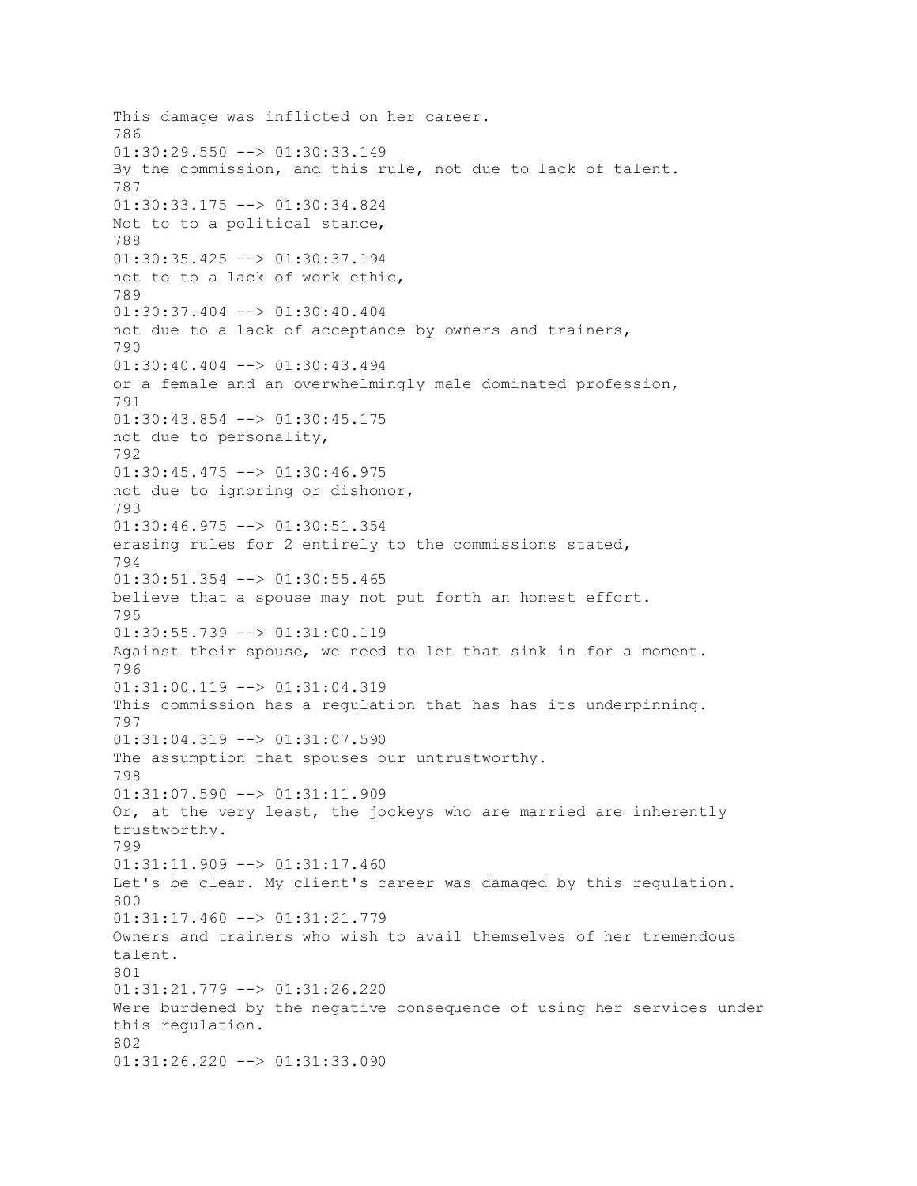This damage was inflicted on her career.
786
01:30:29.550 --> 01:30:33.149
By the commission, and this rule, not due to lack of talent.
787
01:30:33.175 --> 01:30:34.824
Not to to a political stance,
788
01:30:35.425 --> 01:30:37.194
not to to a lack of work ethic,
789
01:30:37.404 --> 01:30:40.404
not due to a lack of acceptance by owners and trainers,
790
01:30:40.404 --> 01:30:43.494
or a female and an overwhelmingly male dominated profession,
791
01:30:43.854 --> 01:30:45.175
not due to personality,
792
01:30:45.475 --> 01:30:46.975
not due to ignoring or dishonor,
793
01:30:46.975 --> 01:30:51.354
erasing rules for 2 entirely to the commissions stated,
794
01:30:51.354 --> 01:30:55.465
believe that a spouse may not put forth an honest effort.
795
01:30:55.739 --> 01:31:00.119
Against their spouse, we need to let that sink in for a moment.
796
01:31:00.119 --> 01:31:04.319
This commission has a regulation that has has its underpinning.
797
01:31:04.319 --> 01:31:07.590
The assumption that spouses our untrustworthy.
798
01:31:07.590 --> 01:31:11.909
Or, at the very least, the jockeys who are married are inherently trustworthy.
799
01:31:11.909 --> 01:31:17.460
Let's be clear. My client's career was damaged by this regulation.
800
01:31:17.460 --> 01:31:21.779
Owners and trainers who wish to avail themselves of her tremendous talent.
801
01:31:21.779 --> 01:31:26.220
Were burdened by the negative consequence of using her services under this regulation.
802
01:31:26.220 --> 01:31:33.090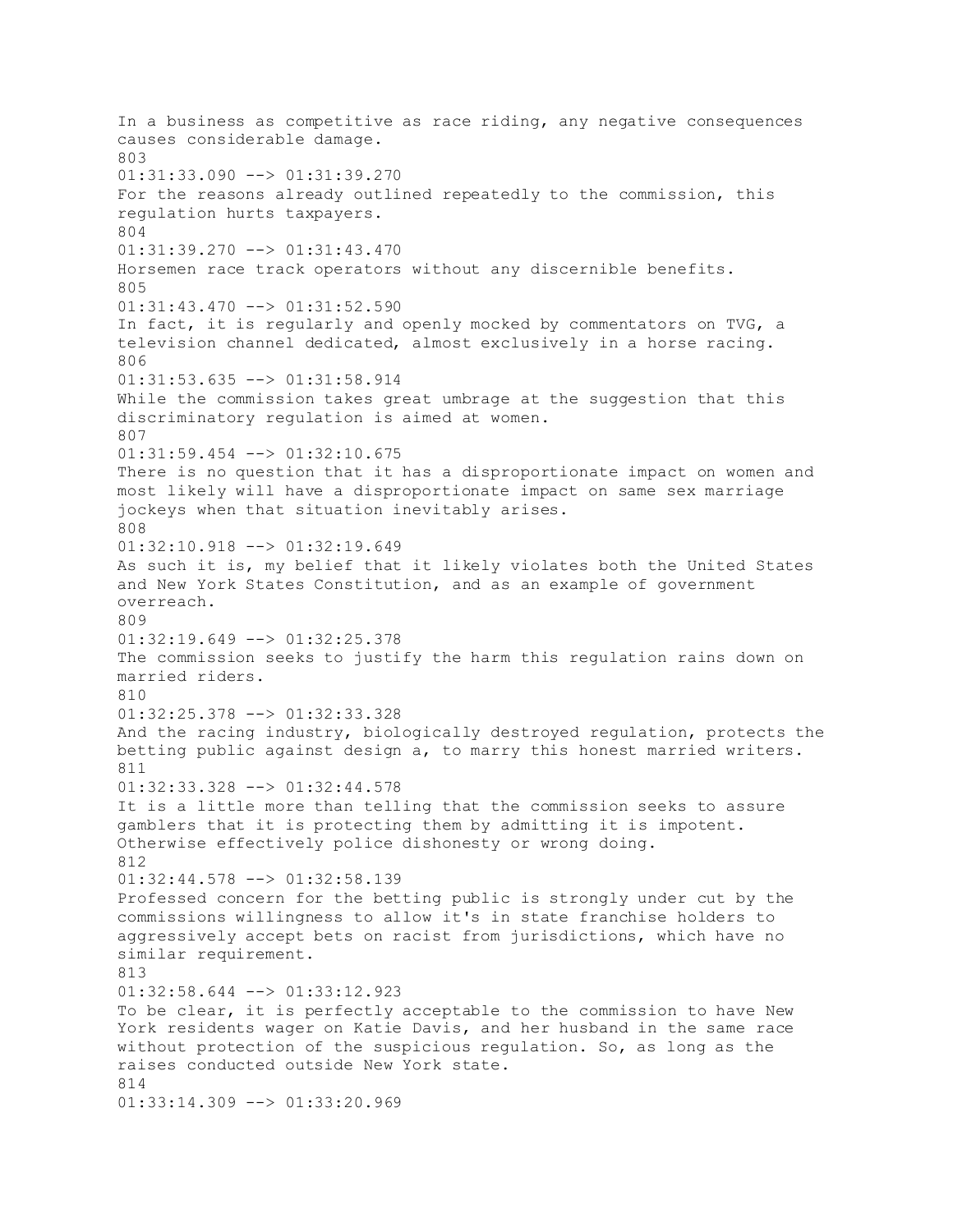In a business as competitive as race riding, any negative consequences causes considerable damage.
803
01:31:33.090 --> 01:31:39.270
For the reasons already outlined repeatedly to the commission, this regulation hurts taxpayers.
804
01:31:39.270 --> 01:31:43.470
Horsemen race track operators without any discernible benefits.
805
01:31:43.470 --> 01:31:52.590
In fact, it is regularly and openly mocked by commentators on TVG, a television channel dedicated, almost exclusively in a horse racing.
806
01:31:53.635 --> 01:31:58.914
While the commission takes great umbrage at the suggestion that this discriminatory regulation is aimed at women.
807
01:31:59.454 --> 01:32:10.675
There is no question that it has a disproportionate impact on women and most likely will have a disproportionate impact on same sex marriage jockeys when that situation inevitably arises.
808
01:32:10.918 --> 01:32:19.649
As such it is, my belief that it likely violates both the United States and New York States Constitution, and as an example of government overreach.
809
01:32:19.649 --> 01:32:25.378
The commission seeks to justify the harm this regulation rains down on married riders.
810
01:32:25.378 --> 01:32:33.328
And the racing industry, biologically destroyed regulation, protects the betting public against design a, to marry this honest married writers.
811
01:32:33.328 --> 01:32:44.578
It is a little more than telling that the commission seeks to assure gamblers that it is protecting them by admitting it is impotent. Otherwise effectively police dishonesty or wrong doing.
812
01:32:44.578 --> 01:32:58.139
Professed concern for the betting public is strongly under cut by the commissions willingness to allow it's in state franchise holders to aggressively accept bets on racist from jurisdictions, which have no similar requirement.
813
01:32:58.644 --> 01:33:12.923
To be clear, it is perfectly acceptable to the commission to have New York residents wager on Katie Davis, and her husband in the same race without protection of the suspicious regulation. So, as long as the raises conducted outside New York state.
814
01:33:14.309 --> 01:33:20.969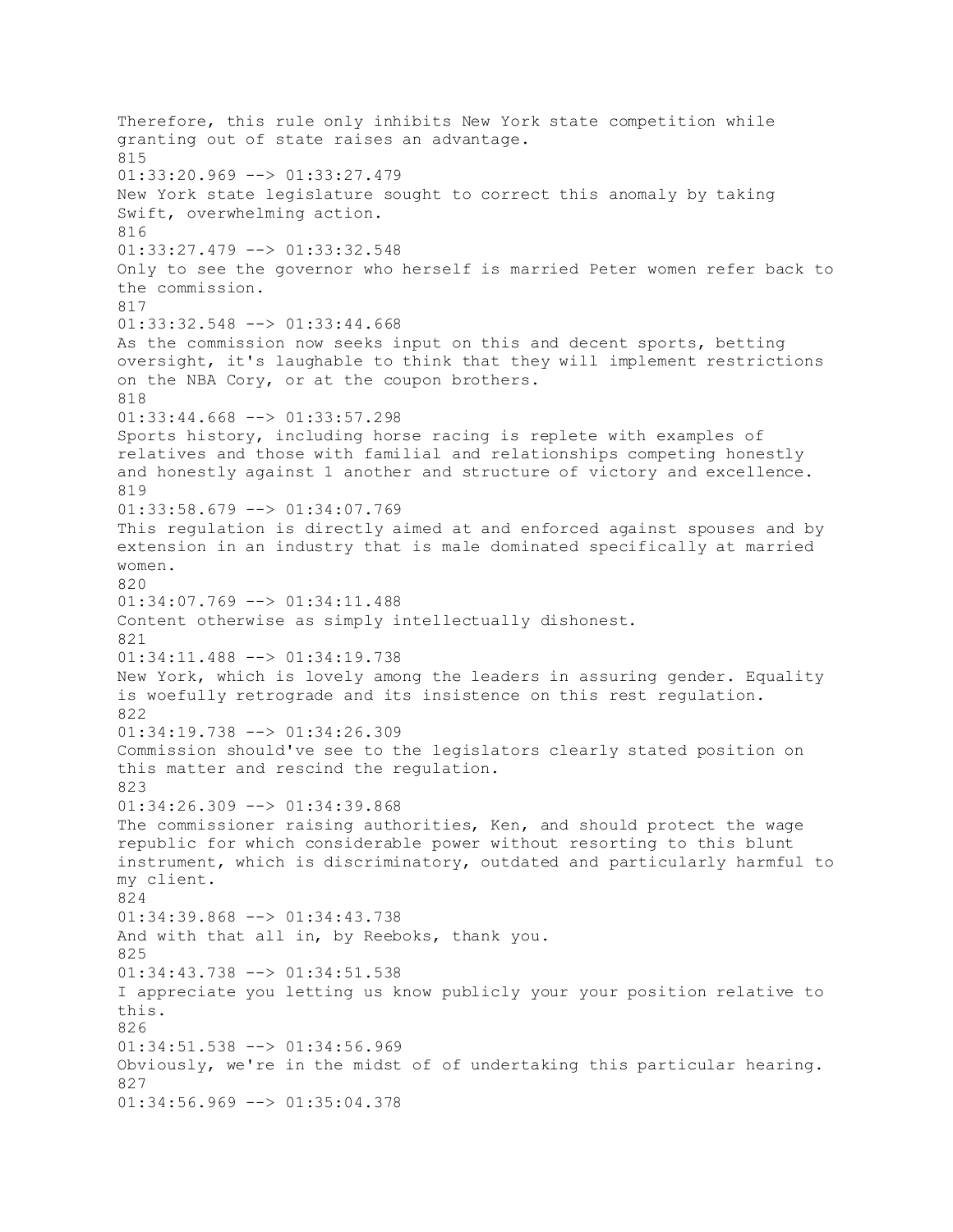Therefore, this rule only inhibits New York state competition while granting out of state raises an advantage.
815
01:33:20.969 --> 01:33:27.479
New York state legislature sought to correct this anomaly by taking Swift, overwhelming action.
816
01:33:27.479 --> 01:33:32.548
Only to see the governor who herself is married Peter women refer back to the commission.
817
01:33:32.548 --> 01:33:44.668
As the commission now seeks input on this and decent sports, betting oversight, it's laughable to think that they will implement restrictions on the NBA Cory, or at the coupon brothers.
818
01:33:44.668 --> 01:33:57.298
Sports history, including horse racing is replete with examples of relatives and those with familial and relationships competing honestly and honestly against 1 another and structure of victory and excellence.
819
01:33:58.679 --> 01:34:07.769
This regulation is directly aimed at and enforced against spouses and by extension in an industry that is male dominated specifically at married women.
820
01:34:07.769 --> 01:34:11.488
Content otherwise as simply intellectually dishonest.
821
01:34:11.488 --> 01:34:19.738
New York, which is lovely among the leaders in assuring gender. Equality is woefully retrograde and its insistence on this rest regulation.
822
01:34:19.738 --> 01:34:26.309
Commission should've see to the legislators clearly stated position on this matter and rescind the regulation.
823
01:34:26.309 --> 01:34:39.868
The commissioner raising authorities, Ken, and should protect the wage republic for which considerable power without resorting to this blunt instrument, which is discriminatory, outdated and particularly harmful to my client.
824
01:34:39.868 --> 01:34:43.738
And with that all in, by Reeboks, thank you.
825
01:34:43.738 --> 01:34:51.538
I appreciate you letting us know publicly your your position relative to this.
826
01:34:51.538 --> 01:34:56.969
Obviously, we're in the midst of of undertaking this particular hearing.
827
01:34:56.969 --> 01:35:04.378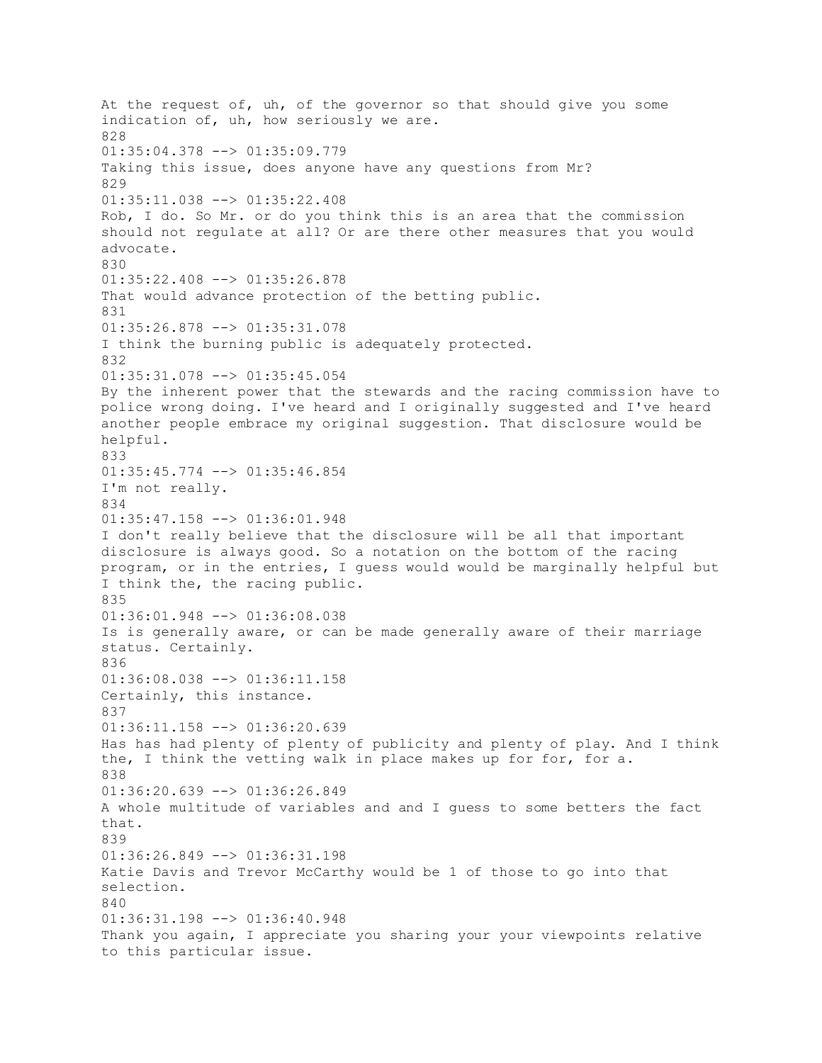At the request of, uh, of the governor so that should give you some indication of, uh, how seriously we are.

828

01:35:04.378 --> 01:35:09.779

Taking this issue, does anyone have any questions from Mr?

829

01:35:11.038 --> 01:35:22.408

Rob, I do. So Mr. or do you think this is an area that the commission should not regulate at all? Or are there other measures that you would advocate.

830

01:35:22.408 --> 01:35:26.878

That would advance protection of the betting public.

831

01:35:26.878 --> 01:35:31.078

I think the burning public is adequately protected.

832

01:35:31.078 --> 01:35:45.054

By the inherent power that the stewards and the racing commission have to police wrong doing. I've heard and I originally suggested and I've heard another people embrace my original suggestion. That disclosure would be helpful.

833

01:35:45.774 --> 01:35:46.854

I'm not really.

834

01:35:47.158 --> 01:36:01.948

I don't really believe that the disclosure will be all that important disclosure is always good. So a notation on the bottom of the racing program, or in the entries, I guess would would be marginally helpful but I think the, the racing public.

835

01:36:01.948 --> 01:36:08.038

Is is generally aware, or can be made generally aware of their marriage status. Certainly.

836

01:36:08.038 --> 01:36:11.158

Certainly, this instance.

837

01:36:11.158 --> 01:36:20.639

Has has had plenty of plenty of publicity and plenty of play. And I think the, I think the vetting walk in place makes up for for, for a.

838

01:36:20.639 --> 01:36:26.849

A whole multitude of variables and and I guess to some betters the fact that.

839

01:36:26.849 --> 01:36:31.198

Katie Davis and Trevor McCarthy would be 1 of those to go into that selection.

840

01:36:31.198 --> 01:36:40.948

Thank you again, I appreciate you sharing your your viewpoints relative to this particular issue.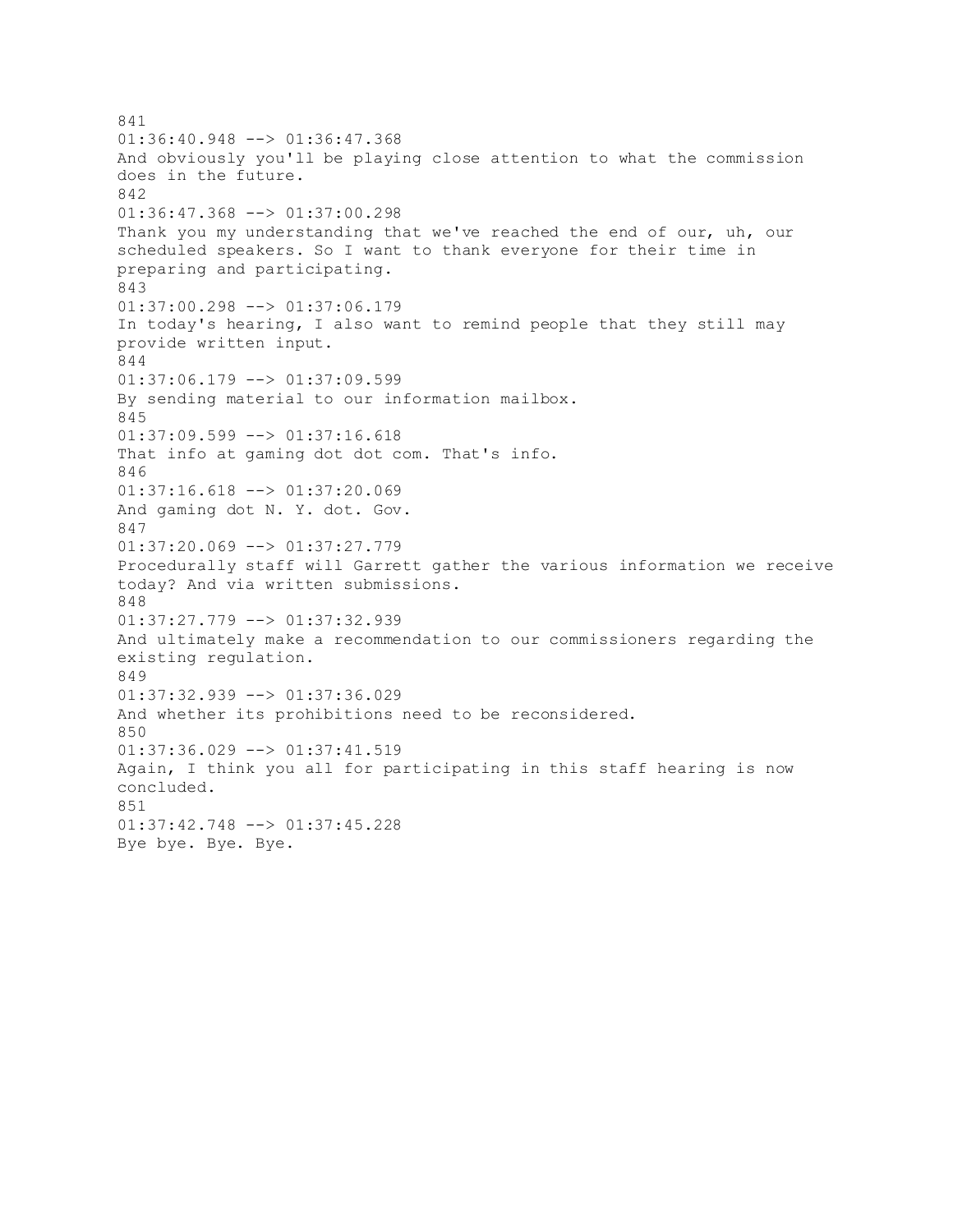841
01:36:40.948 --> 01:36:47.368
And obviously you'll be playing close attention to what the commission does in the future.
842
01:36:47.368 --> 01:37:00.298
Thank you my understanding that we've reached the end of our, uh, our scheduled speakers. So I want to thank everyone for their time in preparing and participating.
843
01:37:00.298 --> 01:37:06.179
In today's hearing, I also want to remind people that they still may provide written input.
844
01:37:06.179 --> 01:37:09.599
By sending material to our information mailbox.
845
01:37:09.599 --> 01:37:16.618
That info at gaming dot dot com. That's info.
846
01:37:16.618 --> 01:37:20.069
And gaming dot N. Y. dot. Gov.
847
01:37:20.069 --> 01:37:27.779
Procedurally staff will Garrett gather the various information we receive today? And via written submissions.
848
01:37:27.779 --> 01:37:32.939
And ultimately make a recommendation to our commissioners regarding the existing regulation.
849
01:37:32.939 --> 01:37:36.029
And whether its prohibitions need to be reconsidered.
850
01:37:36.029 --> 01:37:41.519
Again, I think you all for participating in this staff hearing is now concluded.
851
01:37:42.748 --> 01:37:45.228
Bye bye. Bye. Bye.